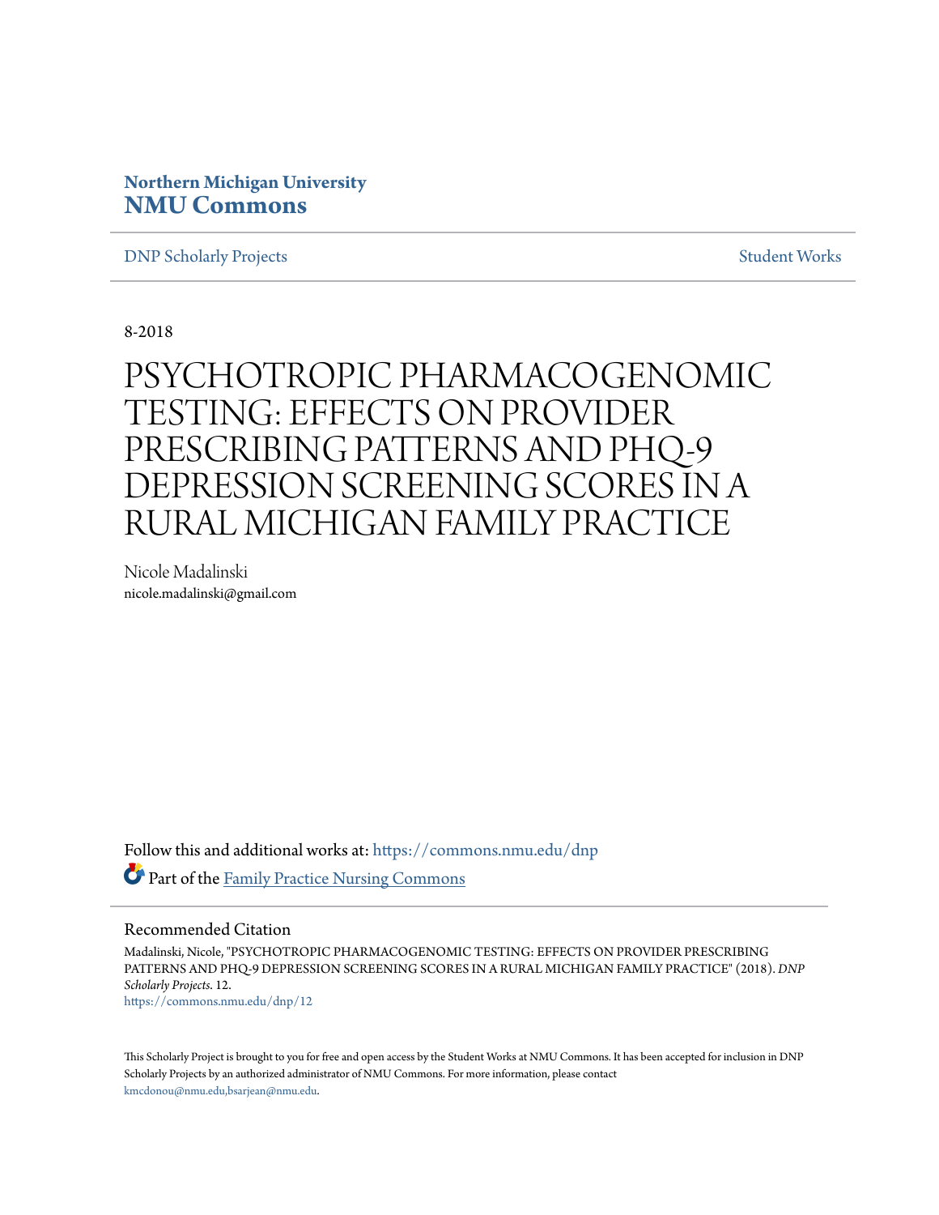Northern Michigan University
**NMU Commons**

DNP Scholarly Projects | Student Works

8-2018

# PSYCHOTROPIC PHARMACOGENOMIC TESTING: EFFECTS ON PROVIDER PRESCRIBING PATTERNS AND PHQ-9 DEPRESSION SCREENING SCORES IN A RURAL MICHIGAN FAMILY PRACTICE

Nicole Madalinski
nicole.madalinski@gmail.com

Follow this and additional works at: https://commons.nmu.edu/dnp

Part of the Family Practice Nursing Commons

## Recommended Citation

Madalinski, Nicole, "PSYCHOTROPIC PHARMACOGENOMIC TESTING: EFFECTS ON PROVIDER PRESCRIBING PATTERNS AND PHQ-9 DEPRESSION SCREENING SCORES IN A RURAL MICHIGAN FAMILY PRACTICE" (2018). *DNP Scholarly Projects*. 12.
https://commons.nmu.edu/dnp/12

This Scholarly Project is brought to you for free and open access by the Student Works at NMU Commons. It has been accepted for inclusion in DNP Scholarly Projects by an authorized administrator of NMU Commons. For more information, please contact kmcdonou@nmu.edu,bsarjean@nmu.edu.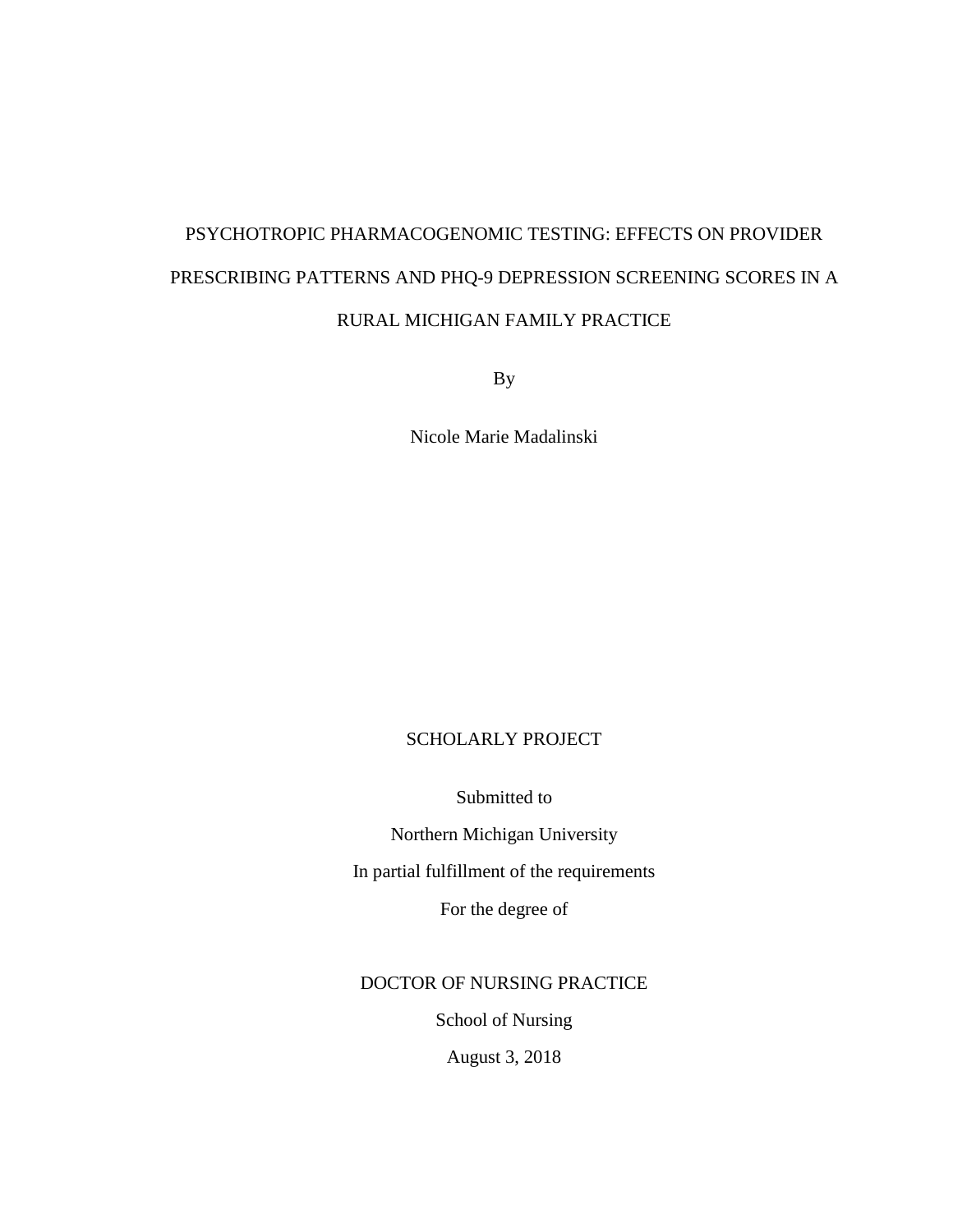# PSYCHOTROPIC PHARMACOGENOMIC TESTING: EFFECTS ON PROVIDER PRESCRIBING PATTERNS AND PHQ-9 DEPRESSION SCREENING SCORES IN A RURAL MICHIGAN FAMILY PRACTICE

By

Nicole Marie Madalinski

SCHOLARLY PROJECT

Submitted to

Northern Michigan University

In partial fulfillment of the requirements

For the degree of

DOCTOR OF NURSING PRACTICE

School of Nursing

August 3, 2018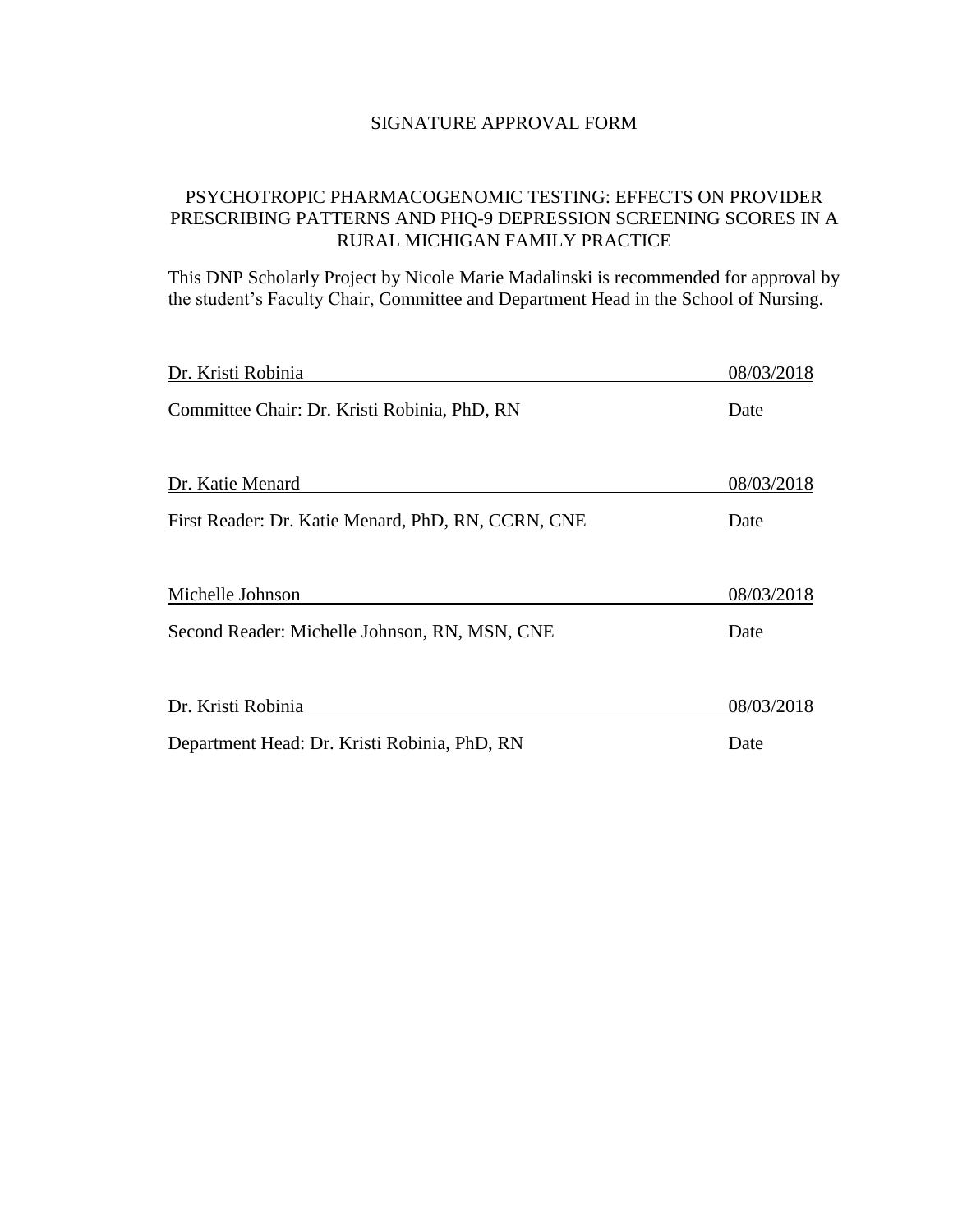SIGNATURE APPROVAL FORM

PSYCHOTROPIC PHARMACOGENOMIC TESTING: EFFECTS ON PROVIDER PRESCRIBING PATTERNS AND PHQ-9 DEPRESSION SCREENING SCORES IN A RURAL MICHIGAN FAMILY PRACTICE

This DNP Scholarly Project by Nicole Marie Madalinski is recommended for approval by the student's Faculty Chair, Committee and Department Head in the School of Nursing.

Dr. Kristi Robinia 08/03/2018

Committee Chair: Dr. Kristi Robinia, PhD, RN Date

Dr. Katie Menard 08/03/2018

First Reader: Dr. Katie Menard, PhD, RN, CCRN, CNE Date

Michelle Johnson 08/03/2018

Second Reader: Michelle Johnson, RN, MSN, CNE Date

Dr. Kristi Robinia 08/03/2018

Department Head: Dr. Kristi Robinia, PhD, RN Date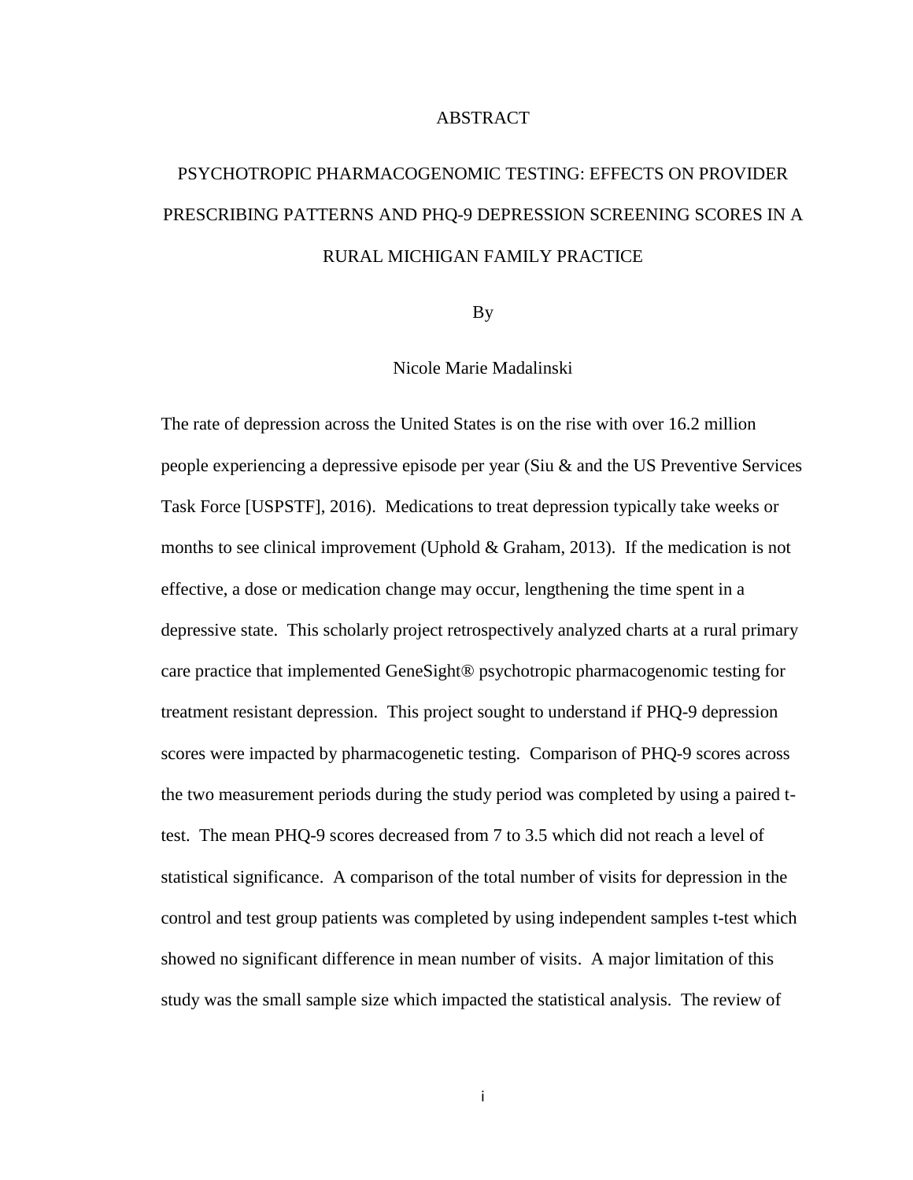# ABSTRACT

## PSYCHOTROPIC PHARMACOGENOMIC TESTING: EFFECTS ON PROVIDER PRESCRIBING PATTERNS AND PHQ-9 DEPRESSION SCREENING SCORES IN A RURAL MICHIGAN FAMILY PRACTICE

By

Nicole Marie Madalinski

The rate of depression across the United States is on the rise with over 16.2 million people experiencing a depressive episode per year (Siu & and the US Preventive Services Task Force [USPSTF], 2016). Medications to treat depression typically take weeks or months to see clinical improvement (Uphold & Graham, 2013). If the medication is not effective, a dose or medication change may occur, lengthening the time spent in a depressive state. This scholarly project retrospectively analyzed charts at a rural primary care practice that implemented GeneSight® psychotropic pharmacogenomic testing for treatment resistant depression. This project sought to understand if PHQ-9 depression scores were impacted by pharmacogenetic testing. Comparison of PHQ-9 scores across the two measurement periods during the study period was completed by using a paired t-test. The mean PHQ-9 scores decreased from 7 to 3.5 which did not reach a level of statistical significance. A comparison of the total number of visits for depression in the control and test group patients was completed by using independent samples t-test which showed no significant difference in mean number of visits. A major limitation of this study was the small sample size which impacted the statistical analysis. The review of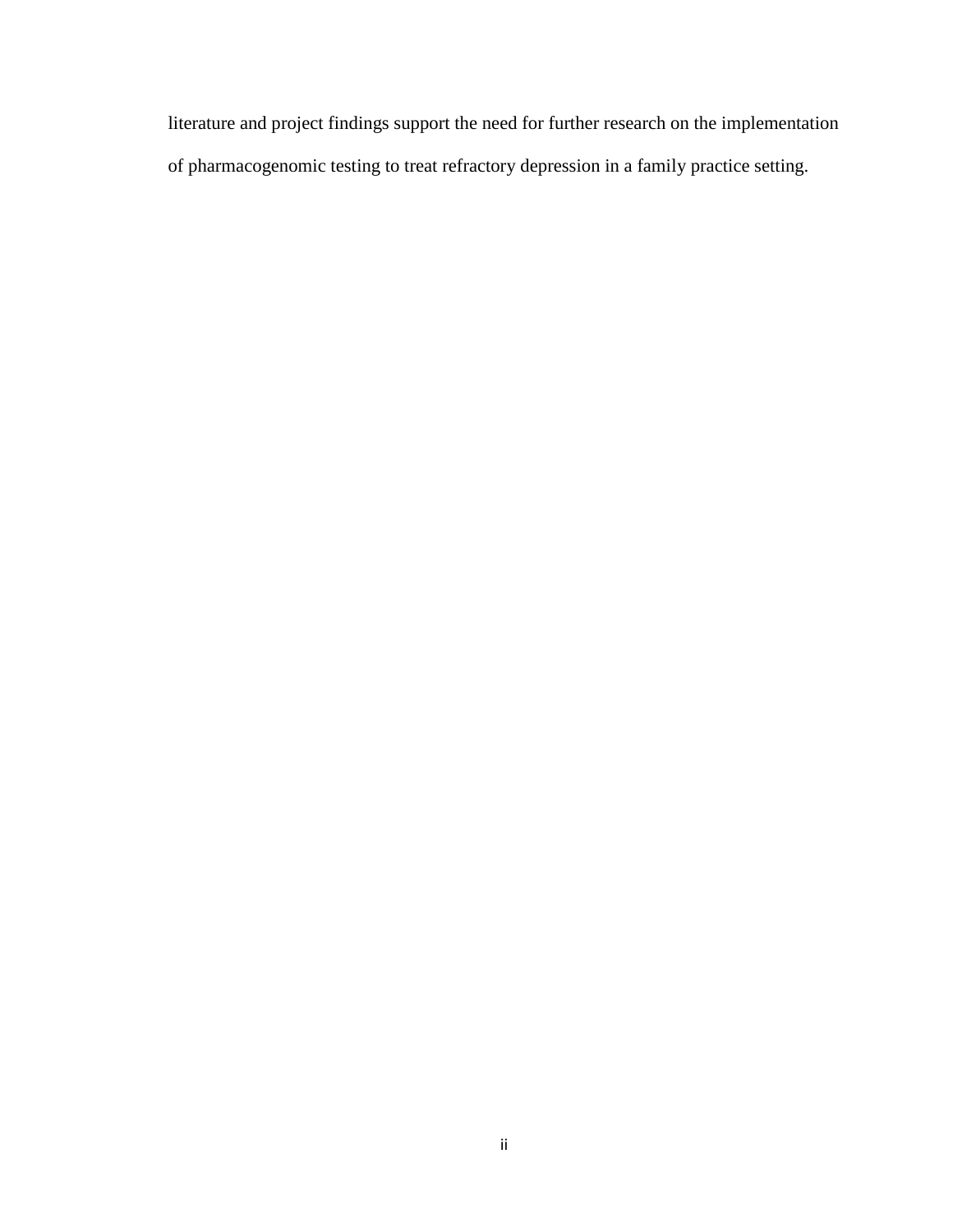literature and project findings support the need for further research on the implementation of pharmacogenomic testing to treat refractory depression in a family practice setting.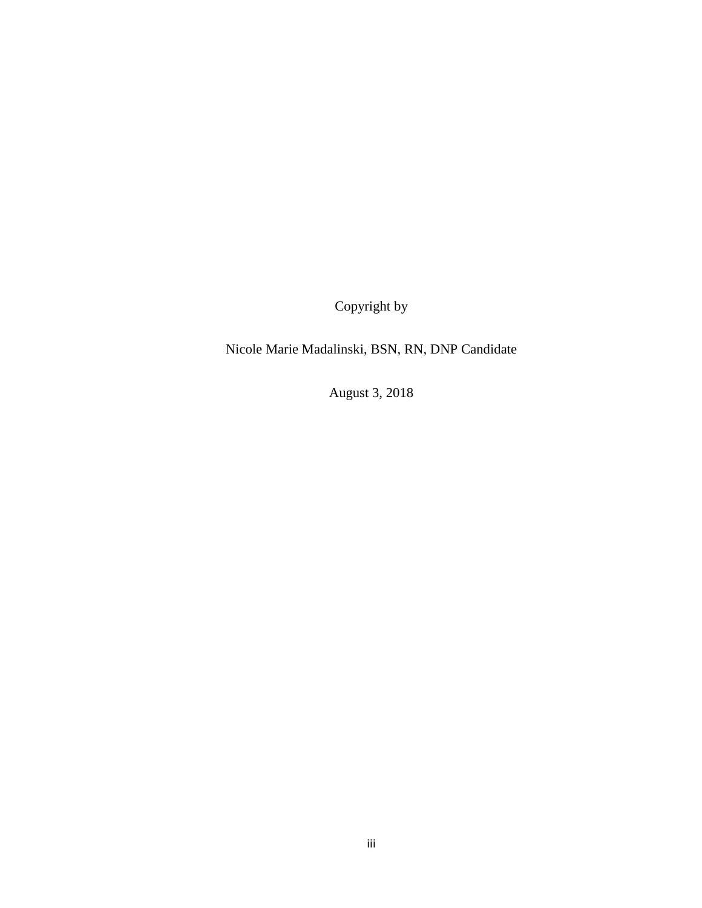Copyright by

Nicole Marie Madalinski, BSN, RN, DNP Candidate

August 3, 2018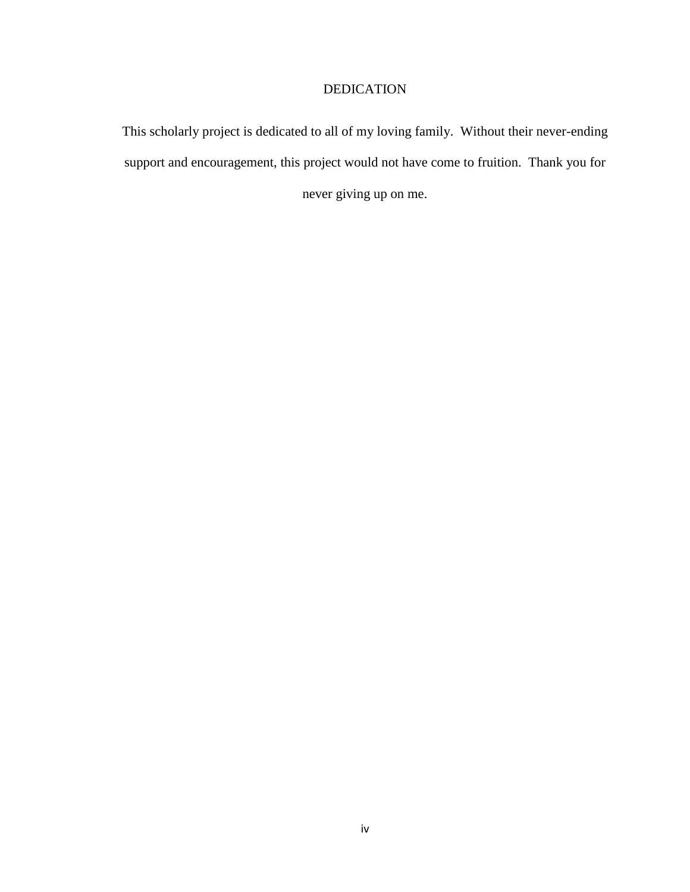# DEDICATION

This scholarly project is dedicated to all of my loving family. Without their never-ending support and encouragement, this project would not have come to fruition. Thank you for never giving up on me.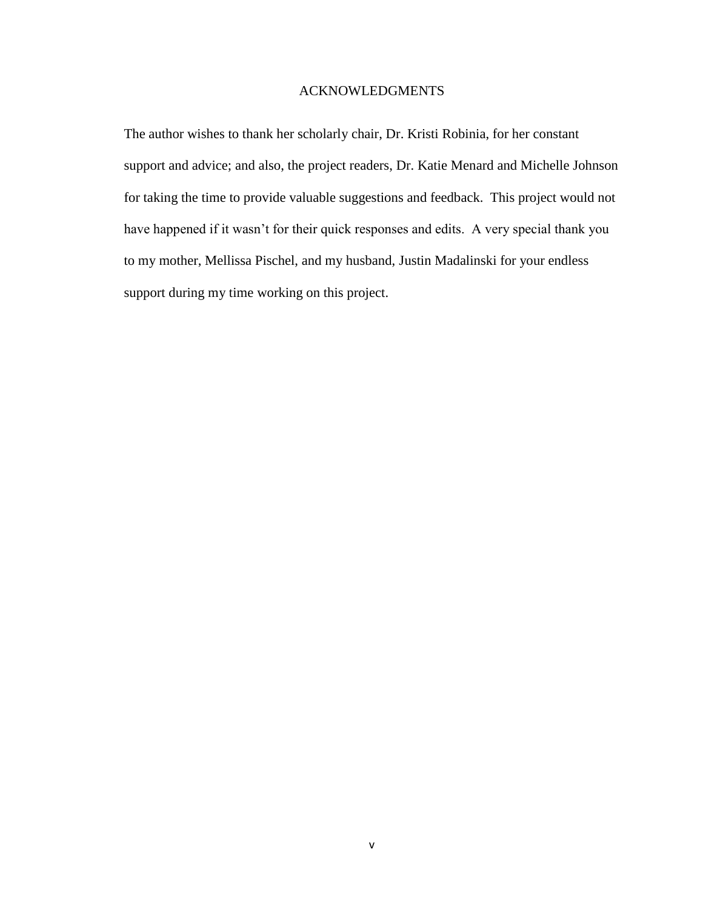# ACKNOWLEDGMENTS

The author wishes to thank her scholarly chair, Dr. Kristi Robinia, for her constant support and advice; and also, the project readers, Dr. Katie Menard and Michelle Johnson for taking the time to provide valuable suggestions and feedback. This project would not have happened if it wasn't for their quick responses and edits. A very special thank you to my mother, Mellissa Pischel, and my husband, Justin Madalinski for your endless support during my time working on this project.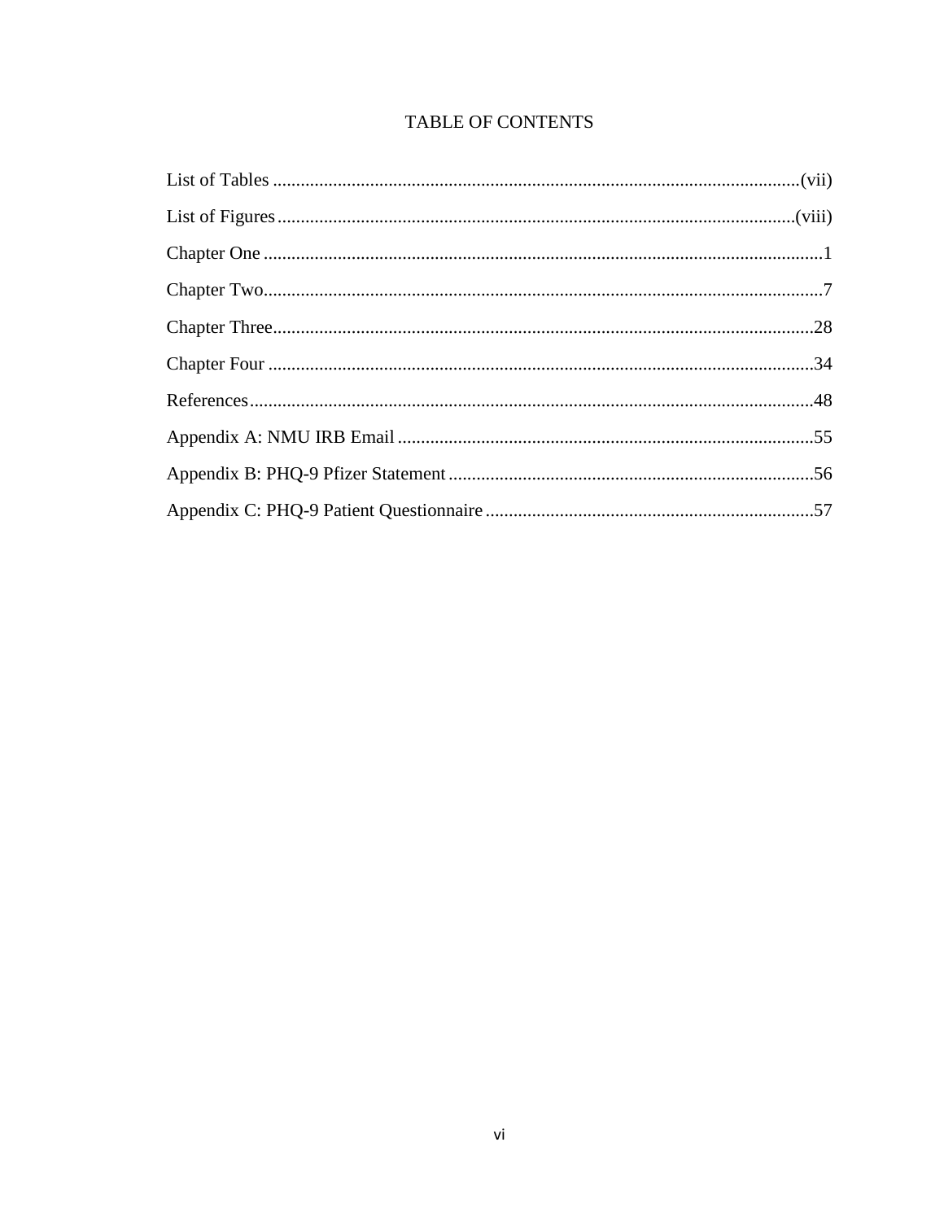# TABLE OF CONTENTS

List of Tables ........................................................................................................(vii)

List of Figures .......................................................................................................(viii)

Chapter One ..............................................................................................................1

Chapter Two...............................................................................................................7

Chapter Three...........................................................................................................28

Chapter Four ............................................................................................................34

References................................................................................................................48

Appendix A: NMU IRB Email ..................................................................................55

Appendix B: PHQ-9 Pfizer Statement ......................................................................56

Appendix C: PHQ-9 Patient Questionnaire ..............................................................57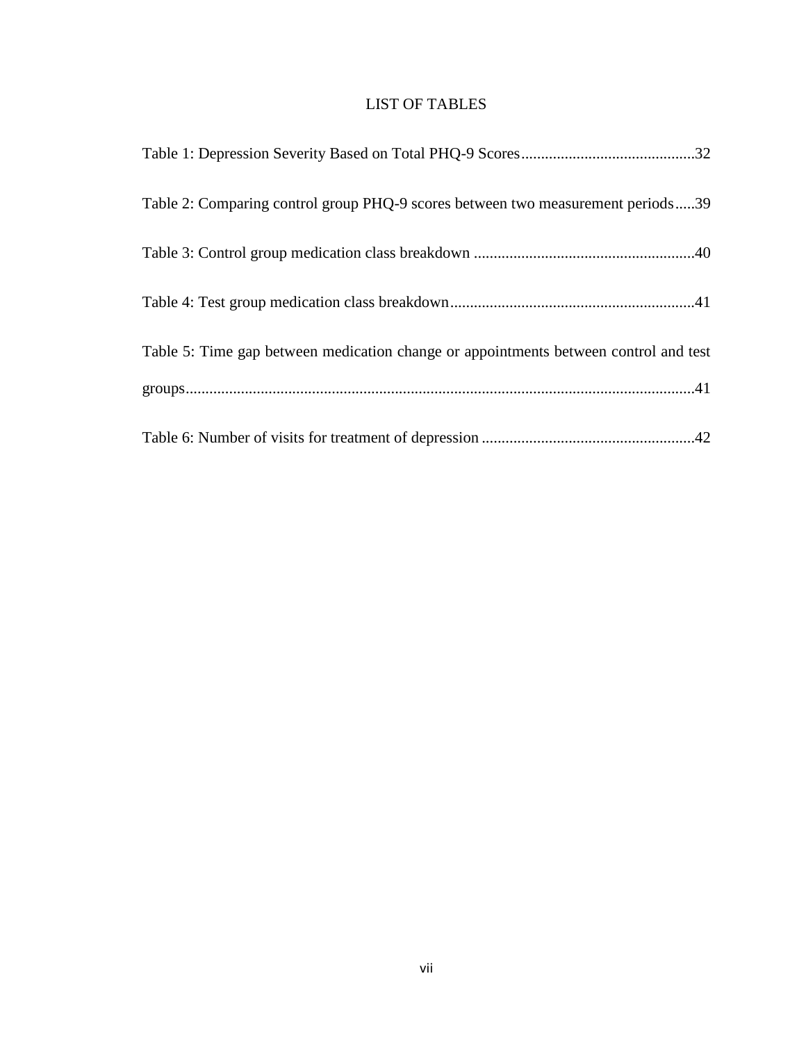# LIST OF TABLES

Table 1: Depression Severity Based on Total PHQ-9 Scores ........................................... 32

Table 2: Comparing control group PHQ-9 scores between two measurement periods ..... 39

Table 3: Control group medication class breakdown ....................................................... 40

Table 4: Test group medication class breakdown ............................................................. 41

Table 5: Time gap between medication change or appointments between control and test groups ............................................................................................................................... 41

Table 6: Number of visits for treatment of depression ...................................................... 42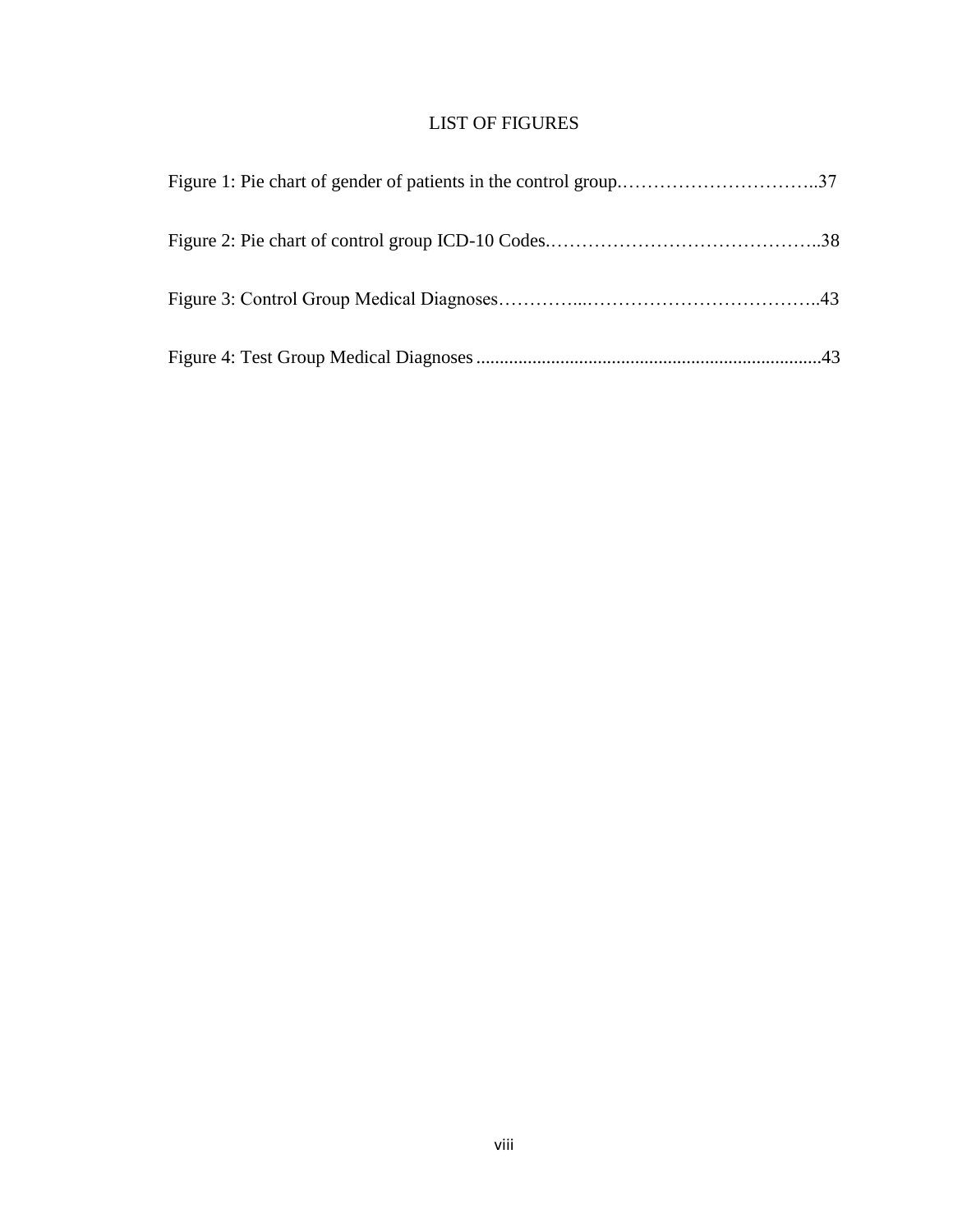# LIST OF FIGURES

Figure 1: Pie chart of gender of patients in the control group.…………………………..37

Figure 2: Pie chart of control group ICD-10 Codes.……………………………………..38

Figure 3: Control Group Medical Diagnoses…………...………………………………..43

Figure 4: Test Group Medical Diagnoses ........................................................................43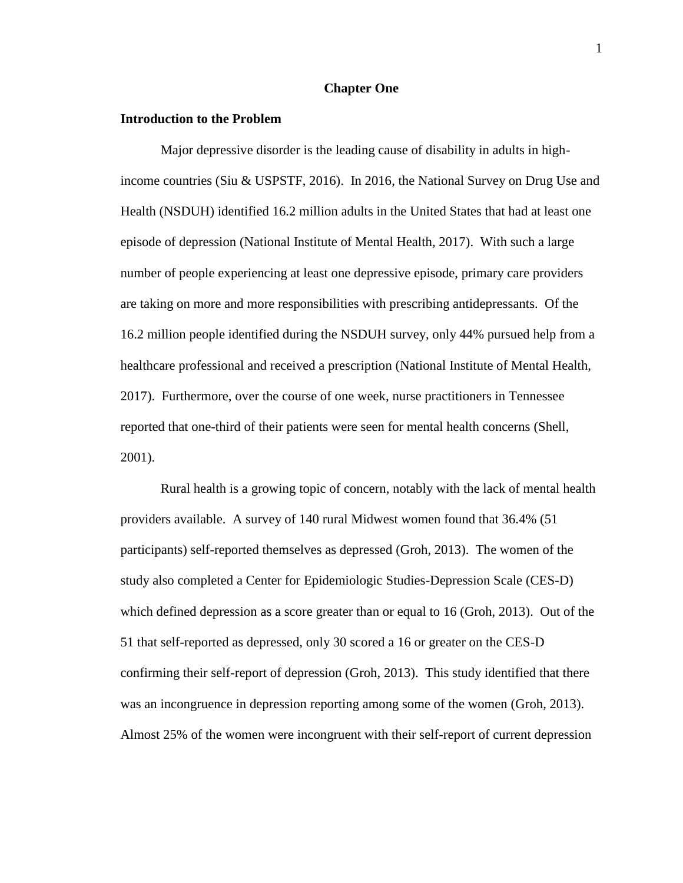# Chapter One

## Introduction to the Problem

Major depressive disorder is the leading cause of disability in adults in high-income countries (Siu & USPSTF, 2016). In 2016, the National Survey on Drug Use and Health (NSDUH) identified 16.2 million adults in the United States that had at least one episode of depression (National Institute of Mental Health, 2017). With such a large number of people experiencing at least one depressive episode, primary care providers are taking on more and more responsibilities with prescribing antidepressants. Of the 16.2 million people identified during the NSDUH survey, only 44% pursued help from a healthcare professional and received a prescription (National Institute of Mental Health, 2017). Furthermore, over the course of one week, nurse practitioners in Tennessee reported that one-third of their patients were seen for mental health concerns (Shell, 2001).

Rural health is a growing topic of concern, notably with the lack of mental health providers available. A survey of 140 rural Midwest women found that 36.4% (51 participants) self-reported themselves as depressed (Groh, 2013). The women of the study also completed a Center for Epidemiologic Studies-Depression Scale (CES-D) which defined depression as a score greater than or equal to 16 (Groh, 2013). Out of the 51 that self-reported as depressed, only 30 scored a 16 or greater on the CES-D confirming their self-report of depression (Groh, 2013). This study identified that there was an incongruence in depression reporting among some of the women (Groh, 2013). Almost 25% of the women were incongruent with their self-report of current depression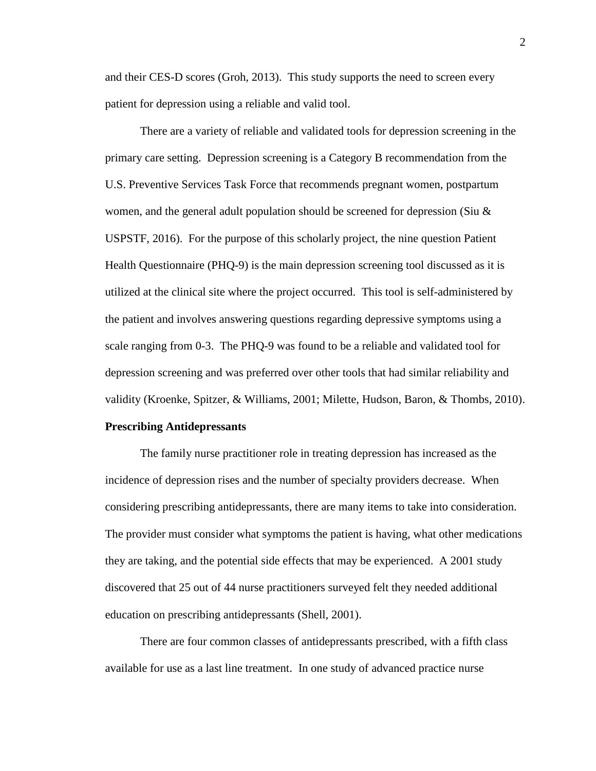and their CES-D scores (Groh, 2013). This study supports the need to screen every patient for depression using a reliable and valid tool.

There are a variety of reliable and validated tools for depression screening in the primary care setting. Depression screening is a Category B recommendation from the U.S. Preventive Services Task Force that recommends pregnant women, postpartum women, and the general adult population should be screened for depression (Siu & USPSTF, 2016). For the purpose of this scholarly project, the nine question Patient Health Questionnaire (PHQ-9) is the main depression screening tool discussed as it is utilized at the clinical site where the project occurred. This tool is self-administered by the patient and involves answering questions regarding depressive symptoms using a scale ranging from 0-3. The PHQ-9 was found to be a reliable and validated tool for depression screening and was preferred over other tools that had similar reliability and validity (Kroenke, Spitzer, & Williams, 2001; Milette, Hudson, Baron, & Thombs, 2010).

**Prescribing Antidepressants**

The family nurse practitioner role in treating depression has increased as the incidence of depression rises and the number of specialty providers decrease. When considering prescribing antidepressants, there are many items to take into consideration. The provider must consider what symptoms the patient is having, what other medications they are taking, and the potential side effects that may be experienced. A 2001 study discovered that 25 out of 44 nurse practitioners surveyed felt they needed additional education on prescribing antidepressants (Shell, 2001).

There are four common classes of antidepressants prescribed, with a fifth class available for use as a last line treatment. In one study of advanced practice nurse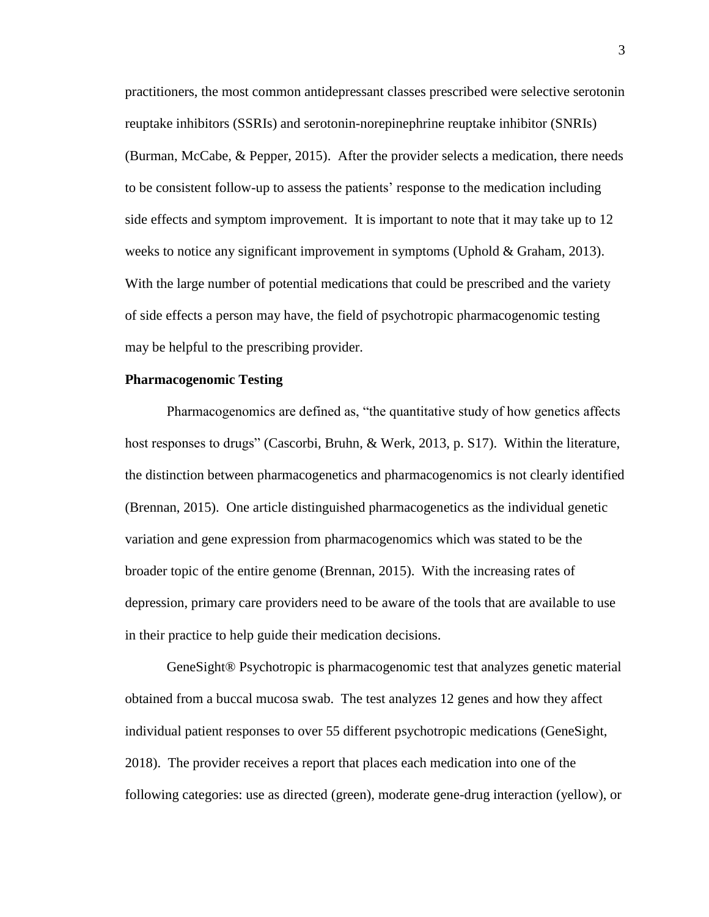practitioners, the most common antidepressant classes prescribed were selective serotonin reuptake inhibitors (SSRIs) and serotonin-norepinephrine reuptake inhibitor (SNRIs) (Burman, McCabe, & Pepper, 2015). After the provider selects a medication, there needs to be consistent follow-up to assess the patients' response to the medication including side effects and symptom improvement. It is important to note that it may take up to 12 weeks to notice any significant improvement in symptoms (Uphold & Graham, 2013). With the large number of potential medications that could be prescribed and the variety of side effects a person may have, the field of psychotropic pharmacogenomic testing may be helpful to the prescribing provider.

**Pharmacogenomic Testing**

Pharmacogenomics are defined as, "the quantitative study of how genetics affects host responses to drugs" (Cascorbi, Bruhn, & Werk, 2013, p. S17). Within the literature, the distinction between pharmacogenetics and pharmacogenomics is not clearly identified (Brennan, 2015). One article distinguished pharmacogenetics as the individual genetic variation and gene expression from pharmacogenomics which was stated to be the broader topic of the entire genome (Brennan, 2015). With the increasing rates of depression, primary care providers need to be aware of the tools that are available to use in their practice to help guide their medication decisions.

GeneSight® Psychotropic is pharmacogenomic test that analyzes genetic material obtained from a buccal mucosa swab. The test analyzes 12 genes and how they affect individual patient responses to over 55 different psychotropic medications (GeneSight, 2018). The provider receives a report that places each medication into one of the following categories: use as directed (green), moderate gene-drug interaction (yellow), or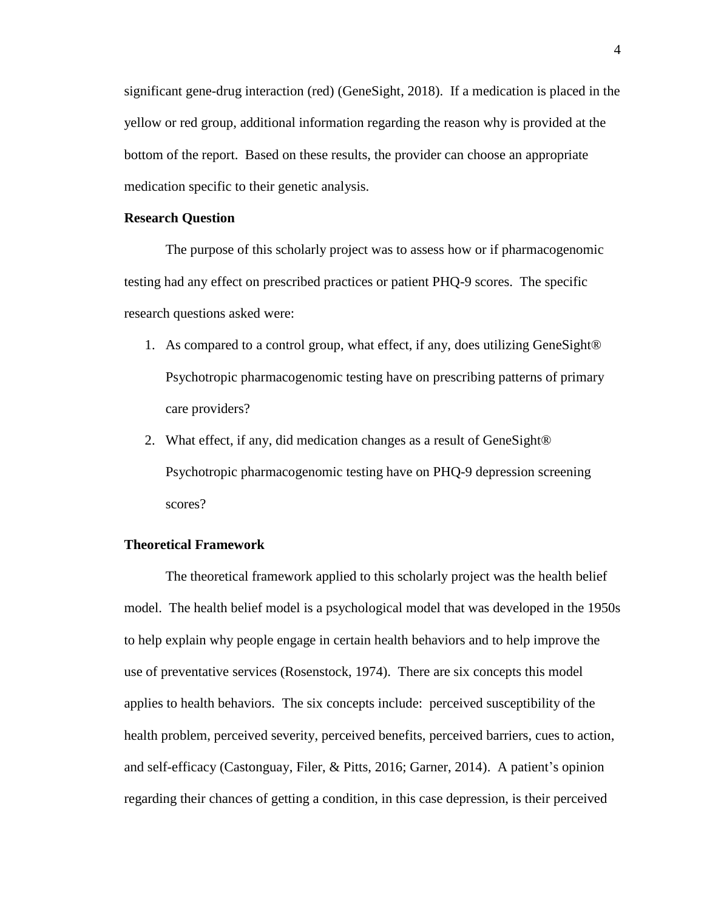significant gene-drug interaction (red) (GeneSight, 2018). If a medication is placed in the yellow or red group, additional information regarding the reason why is provided at the bottom of the report. Based on these results, the provider can choose an appropriate medication specific to their genetic analysis.

**Research Question**

The purpose of this scholarly project was to assess how or if pharmacogenomic testing had any effect on prescribed practices or patient PHQ-9 scores. The specific research questions asked were:

1. As compared to a control group, what effect, if any, does utilizing GeneSight® Psychotropic pharmacogenomic testing have on prescribing patterns of primary care providers?
2. What effect, if any, did medication changes as a result of GeneSight® Psychotropic pharmacogenomic testing have on PHQ-9 depression screening scores?

**Theoretical Framework**

The theoretical framework applied to this scholarly project was the health belief model. The health belief model is a psychological model that was developed in the 1950s to help explain why people engage in certain health behaviors and to help improve the use of preventative services (Rosenstock, 1974). There are six concepts this model applies to health behaviors. The six concepts include: perceived susceptibility of the health problem, perceived severity, perceived benefits, perceived barriers, cues to action, and self-efficacy (Castonguay, Filer, & Pitts, 2016; Garner, 2014). A patient's opinion regarding their chances of getting a condition, in this case depression, is their perceived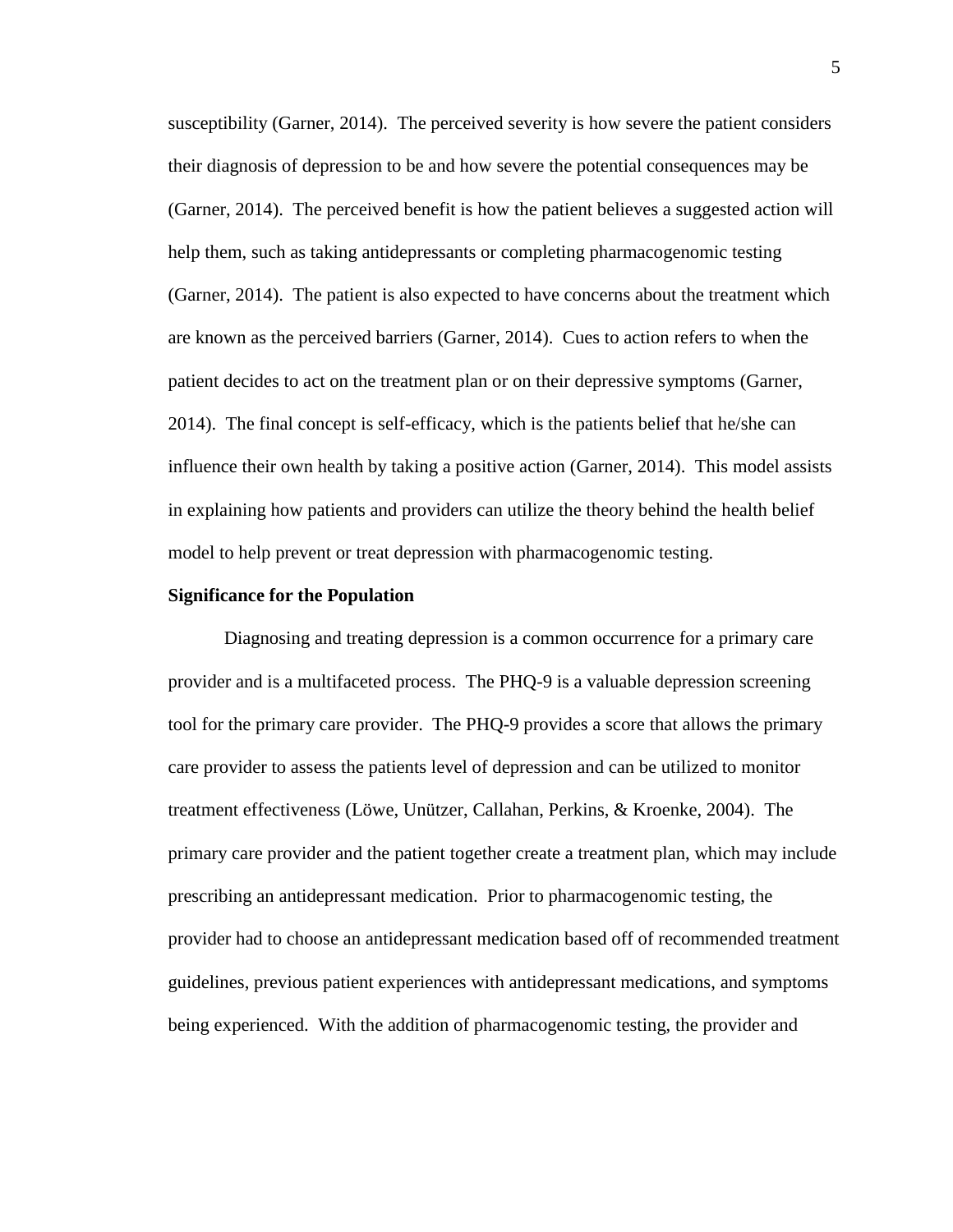susceptibility (Garner, 2014). The perceived severity is how severe the patient considers their diagnosis of depression to be and how severe the potential consequences may be (Garner, 2014). The perceived benefit is how the patient believes a suggested action will help them, such as taking antidepressants or completing pharmacogenomic testing (Garner, 2014). The patient is also expected to have concerns about the treatment which are known as the perceived barriers (Garner, 2014). Cues to action refers to when the patient decides to act on the treatment plan or on their depressive symptoms (Garner, 2014). The final concept is self-efficacy, which is the patients belief that he/she can influence their own health by taking a positive action (Garner, 2014). This model assists in explaining how patients and providers can utilize the theory behind the health belief model to help prevent or treat depression with pharmacogenomic testing.

**Significance for the Population**

Diagnosing and treating depression is a common occurrence for a primary care provider and is a multifaceted process. The PHQ-9 is a valuable depression screening tool for the primary care provider. The PHQ-9 provides a score that allows the primary care provider to assess the patients level of depression and can be utilized to monitor treatment effectiveness (Löwe, Unützer, Callahan, Perkins, & Kroenke, 2004). The primary care provider and the patient together create a treatment plan, which may include prescribing an antidepressant medication. Prior to pharmacogenomic testing, the provider had to choose an antidepressant medication based off of recommended treatment guidelines, previous patient experiences with antidepressant medications, and symptoms being experienced. With the addition of pharmacogenomic testing, the provider and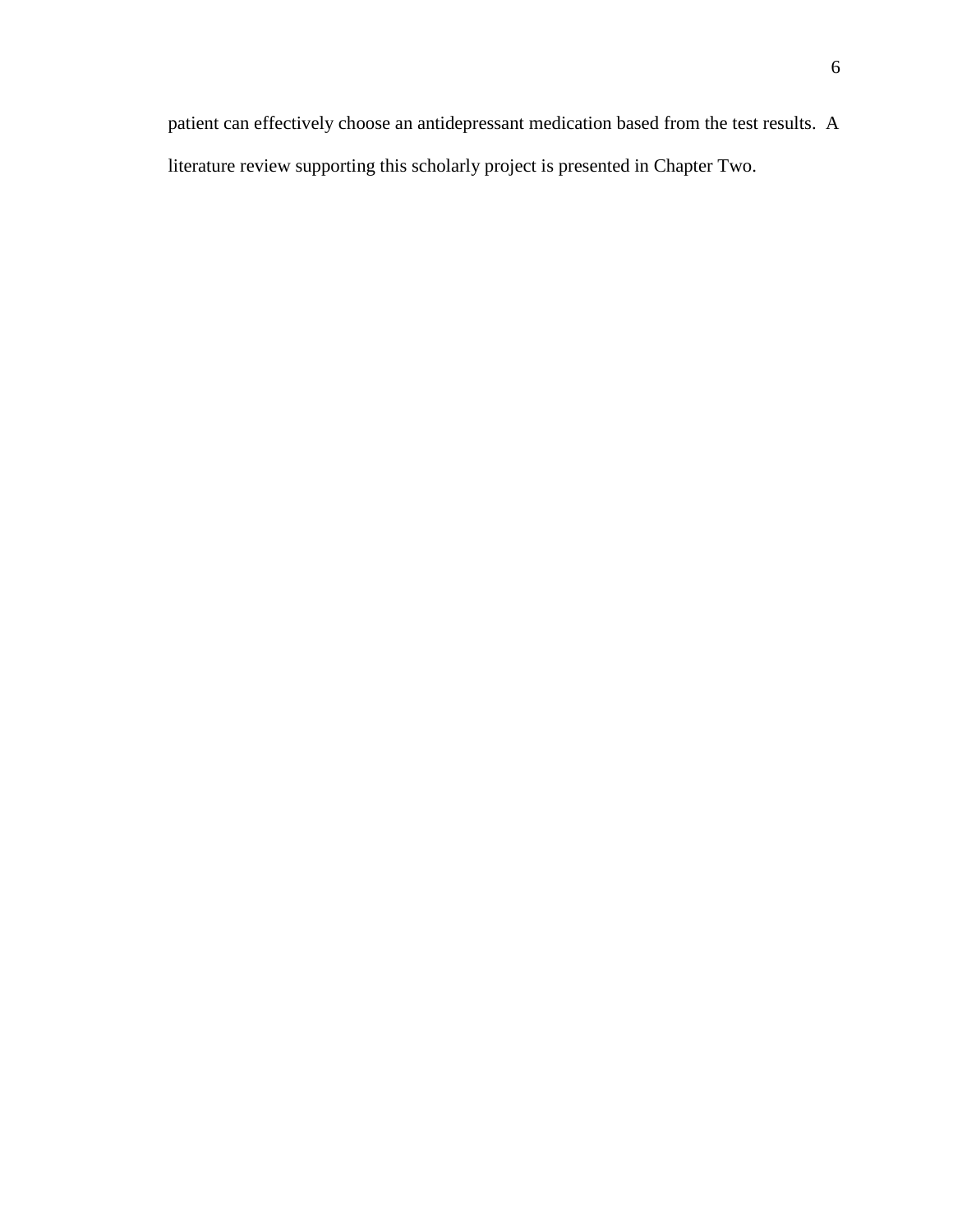patient can effectively choose an antidepressant medication based from the test results. A literature review supporting this scholarly project is presented in Chapter Two.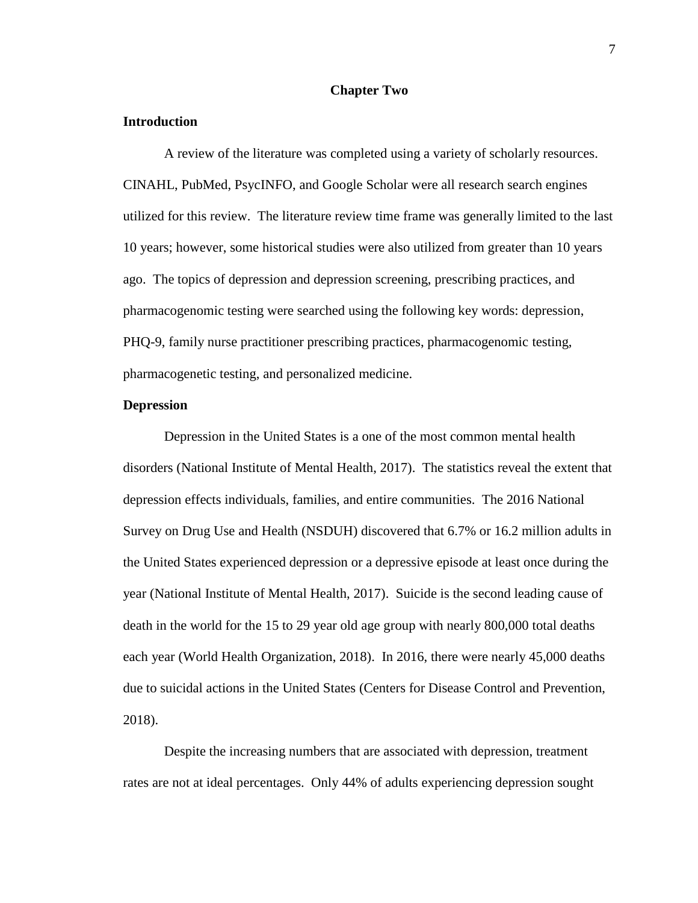# Chapter Two

## Introduction

A review of the literature was completed using a variety of scholarly resources. CINAHL, PubMed, PsycINFO, and Google Scholar were all research search engines utilized for this review. The literature review time frame was generally limited to the last 10 years; however, some historical studies were also utilized from greater than 10 years ago. The topics of depression and depression screening, prescribing practices, and pharmacogenomic testing were searched using the following key words: depression, PHQ-9, family nurse practitioner prescribing practices, pharmacogenomic testing, pharmacogenetic testing, and personalized medicine.

## Depression

Depression in the United States is a one of the most common mental health disorders (National Institute of Mental Health, 2017). The statistics reveal the extent that depression effects individuals, families, and entire communities. The 2016 National Survey on Drug Use and Health (NSDUH) discovered that 6.7% or 16.2 million adults in the United States experienced depression or a depressive episode at least once during the year (National Institute of Mental Health, 2017). Suicide is the second leading cause of death in the world for the 15 to 29 year old age group with nearly 800,000 total deaths each year (World Health Organization, 2018). In 2016, there were nearly 45,000 deaths due to suicidal actions in the United States (Centers for Disease Control and Prevention, 2018).

Despite the increasing numbers that are associated with depression, treatment rates are not at ideal percentages. Only 44% of adults experiencing depression sought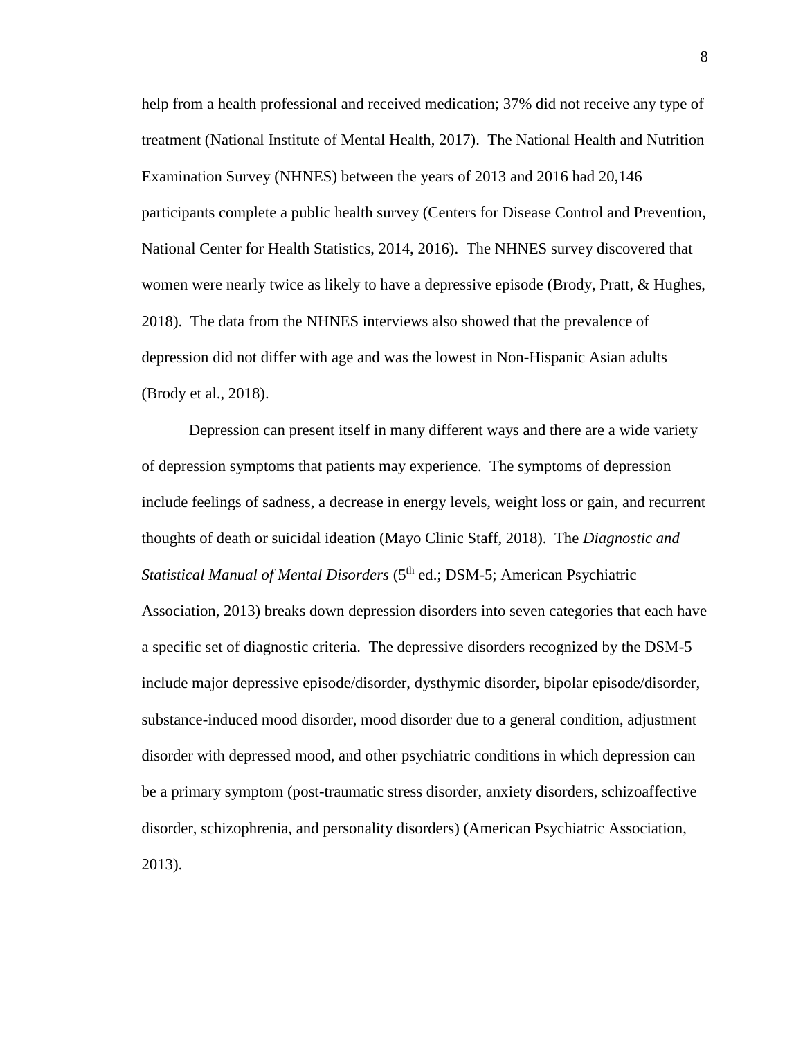help from a health professional and received medication; 37% did not receive any type of treatment (National Institute of Mental Health, 2017). The National Health and Nutrition Examination Survey (NHNES) between the years of 2013 and 2016 had 20,146 participants complete a public health survey (Centers for Disease Control and Prevention, National Center for Health Statistics, 2014, 2016). The NHNES survey discovered that women were nearly twice as likely to have a depressive episode (Brody, Pratt, & Hughes, 2018). The data from the NHNES interviews also showed that the prevalence of depression did not differ with age and was the lowest in Non-Hispanic Asian adults (Brody et al., 2018).

Depression can present itself in many different ways and there are a wide variety of depression symptoms that patients may experience. The symptoms of depression include feelings of sadness, a decrease in energy levels, weight loss or gain, and recurrent thoughts of death or suicidal ideation (Mayo Clinic Staff, 2018). The *Diagnostic and Statistical Manual of Mental Disorders* (5th ed.; DSM-5; American Psychiatric Association, 2013) breaks down depression disorders into seven categories that each have a specific set of diagnostic criteria. The depressive disorders recognized by the DSM-5 include major depressive episode/disorder, dysthymic disorder, bipolar episode/disorder, substance-induced mood disorder, mood disorder due to a general condition, adjustment disorder with depressed mood, and other psychiatric conditions in which depression can be a primary symptom (post-traumatic stress disorder, anxiety disorders, schizoaffective disorder, schizophrenia, and personality disorders) (American Psychiatric Association, 2013).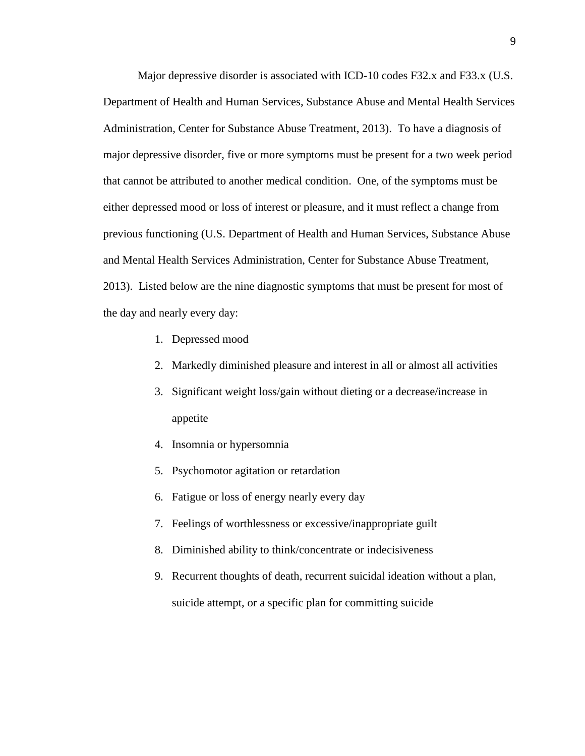Major depressive disorder is associated with ICD-10 codes F32.x and F33.x (U.S. Department of Health and Human Services, Substance Abuse and Mental Health Services Administration, Center for Substance Abuse Treatment, 2013). To have a diagnosis of major depressive disorder, five or more symptoms must be present for a two week period that cannot be attributed to another medical condition. One, of the symptoms must be either depressed mood or loss of interest or pleasure, and it must reflect a change from previous functioning (U.S. Department of Health and Human Services, Substance Abuse and Mental Health Services Administration, Center for Substance Abuse Treatment, 2013). Listed below are the nine diagnostic symptoms that must be present for most of the day and nearly every day:

1. Depressed mood
2. Markedly diminished pleasure and interest in all or almost all activities
3. Significant weight loss/gain without dieting or a decrease/increase in appetite
4. Insomnia or hypersomnia
5. Psychomotor agitation or retardation
6. Fatigue or loss of energy nearly every day
7. Feelings of worthlessness or excessive/inappropriate guilt
8. Diminished ability to think/concentrate or indecisiveness
9. Recurrent thoughts of death, recurrent suicidal ideation without a plan, suicide attempt, or a specific plan for committing suicide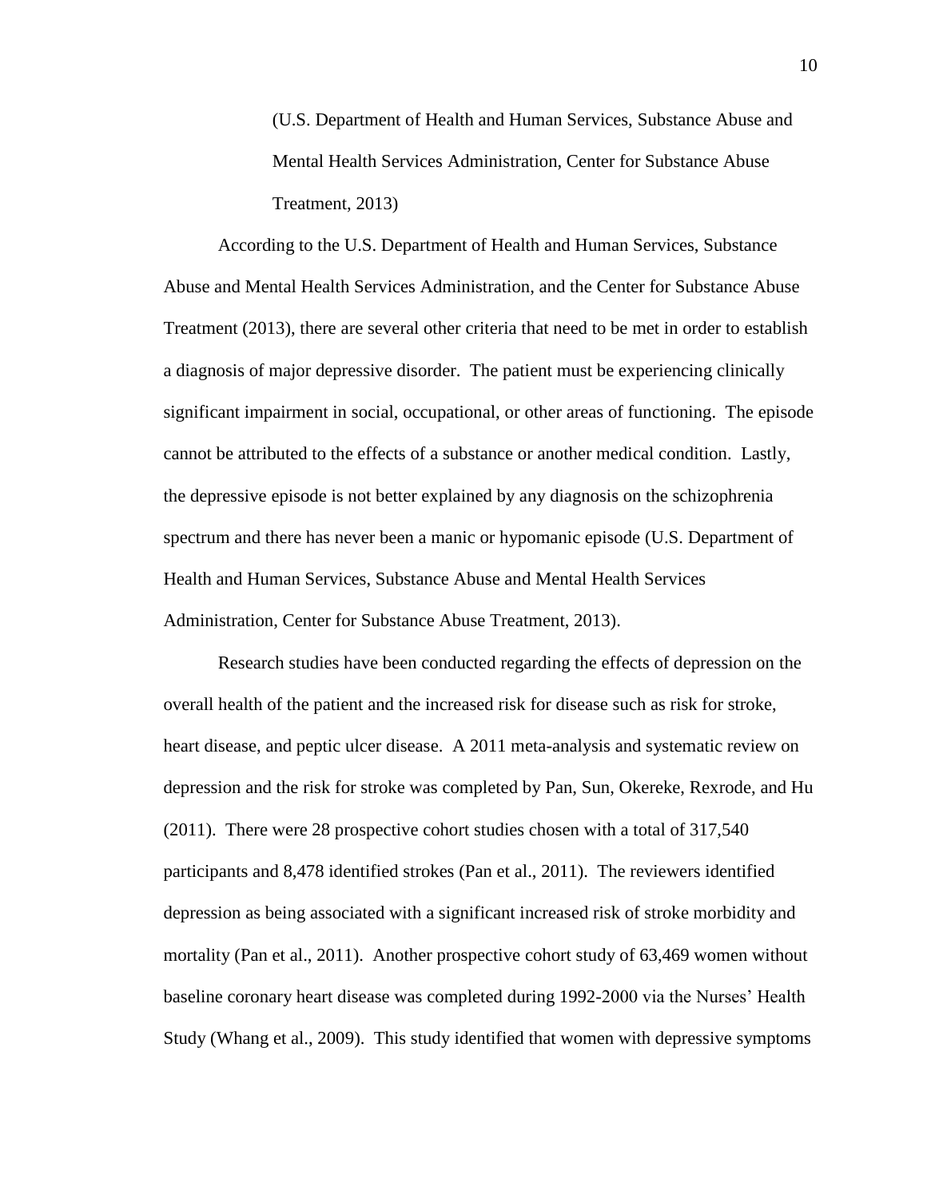(U.S. Department of Health and Human Services, Substance Abuse and Mental Health Services Administration, Center for Substance Abuse Treatment, 2013)

According to the U.S. Department of Health and Human Services, Substance Abuse and Mental Health Services Administration, and the Center for Substance Abuse Treatment (2013), there are several other criteria that need to be met in order to establish a diagnosis of major depressive disorder. The patient must be experiencing clinically significant impairment in social, occupational, or other areas of functioning. The episode cannot be attributed to the effects of a substance or another medical condition. Lastly, the depressive episode is not better explained by any diagnosis on the schizophrenia spectrum and there has never been a manic or hypomanic episode (U.S. Department of Health and Human Services, Substance Abuse and Mental Health Services Administration, Center for Substance Abuse Treatment, 2013).

Research studies have been conducted regarding the effects of depression on the overall health of the patient and the increased risk for disease such as risk for stroke, heart disease, and peptic ulcer disease. A 2011 meta-analysis and systematic review on depression and the risk for stroke was completed by Pan, Sun, Okereke, Rexrode, and Hu (2011). There were 28 prospective cohort studies chosen with a total of 317,540 participants and 8,478 identified strokes (Pan et al., 2011). The reviewers identified depression as being associated with a significant increased risk of stroke morbidity and mortality (Pan et al., 2011). Another prospective cohort study of 63,469 women without baseline coronary heart disease was completed during 1992-2000 via the Nurses' Health Study (Whang et al., 2009). This study identified that women with depressive symptoms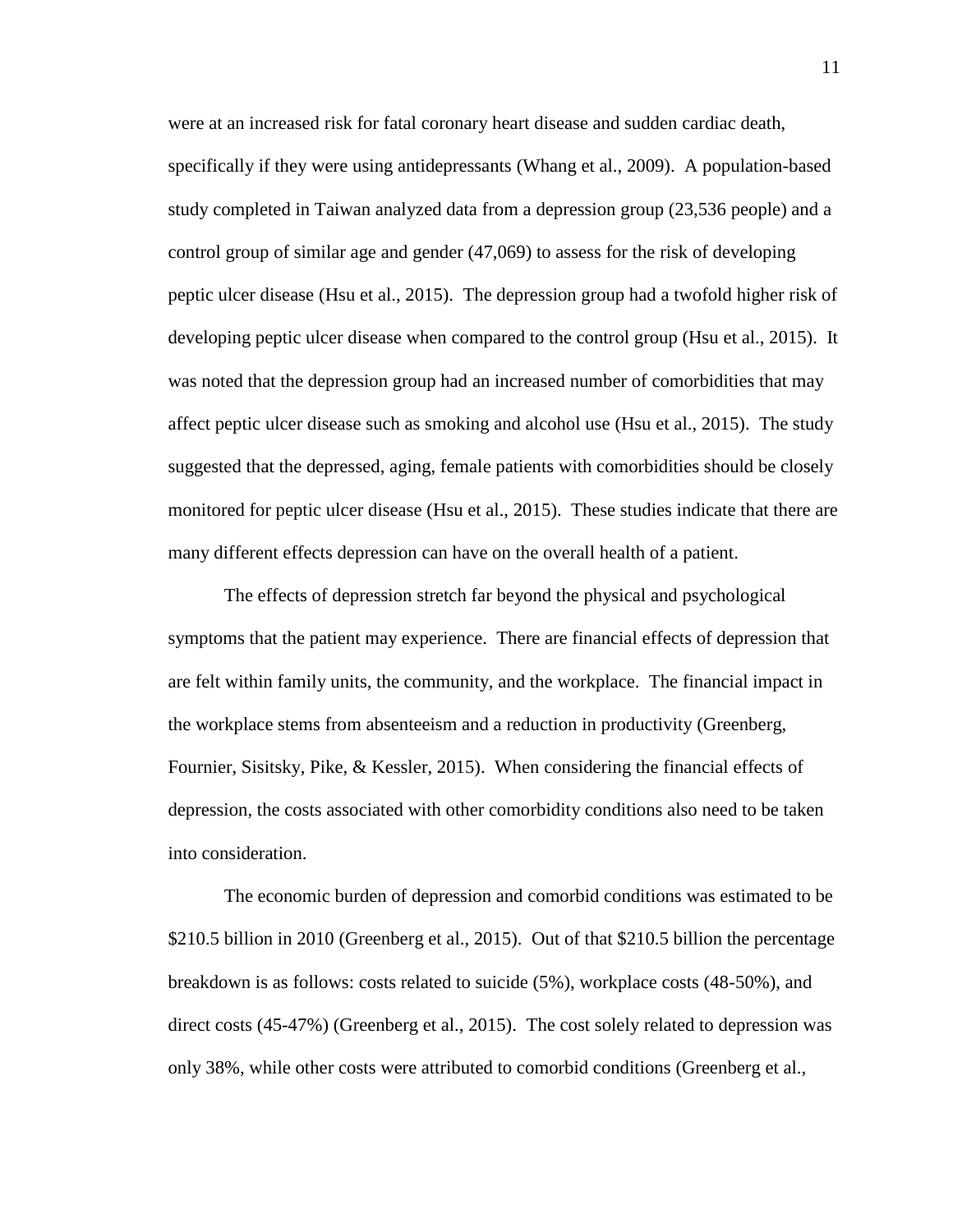were at an increased risk for fatal coronary heart disease and sudden cardiac death, specifically if they were using antidepressants (Whang et al., 2009). A population-based study completed in Taiwan analyzed data from a depression group (23,536 people) and a control group of similar age and gender (47,069) to assess for the risk of developing peptic ulcer disease (Hsu et al., 2015). The depression group had a twofold higher risk of developing peptic ulcer disease when compared to the control group (Hsu et al., 2015). It was noted that the depression group had an increased number of comorbidities that may affect peptic ulcer disease such as smoking and alcohol use (Hsu et al., 2015). The study suggested that the depressed, aging, female patients with comorbidities should be closely monitored for peptic ulcer disease (Hsu et al., 2015). These studies indicate that there are many different effects depression can have on the overall health of a patient.

The effects of depression stretch far beyond the physical and psychological symptoms that the patient may experience. There are financial effects of depression that are felt within family units, the community, and the workplace. The financial impact in the workplace stems from absenteeism and a reduction in productivity (Greenberg, Fournier, Sisitsky, Pike, & Kessler, 2015). When considering the financial effects of depression, the costs associated with other comorbidity conditions also need to be taken into consideration.

The economic burden of depression and comorbid conditions was estimated to be $210.5 billion in 2010 (Greenberg et al., 2015). Out of that $210.5 billion the percentage breakdown is as follows: costs related to suicide (5%), workplace costs (48-50%), and direct costs (45-47%) (Greenberg et al., 2015). The cost solely related to depression was only 38%, while other costs were attributed to comorbid conditions (Greenberg et al.,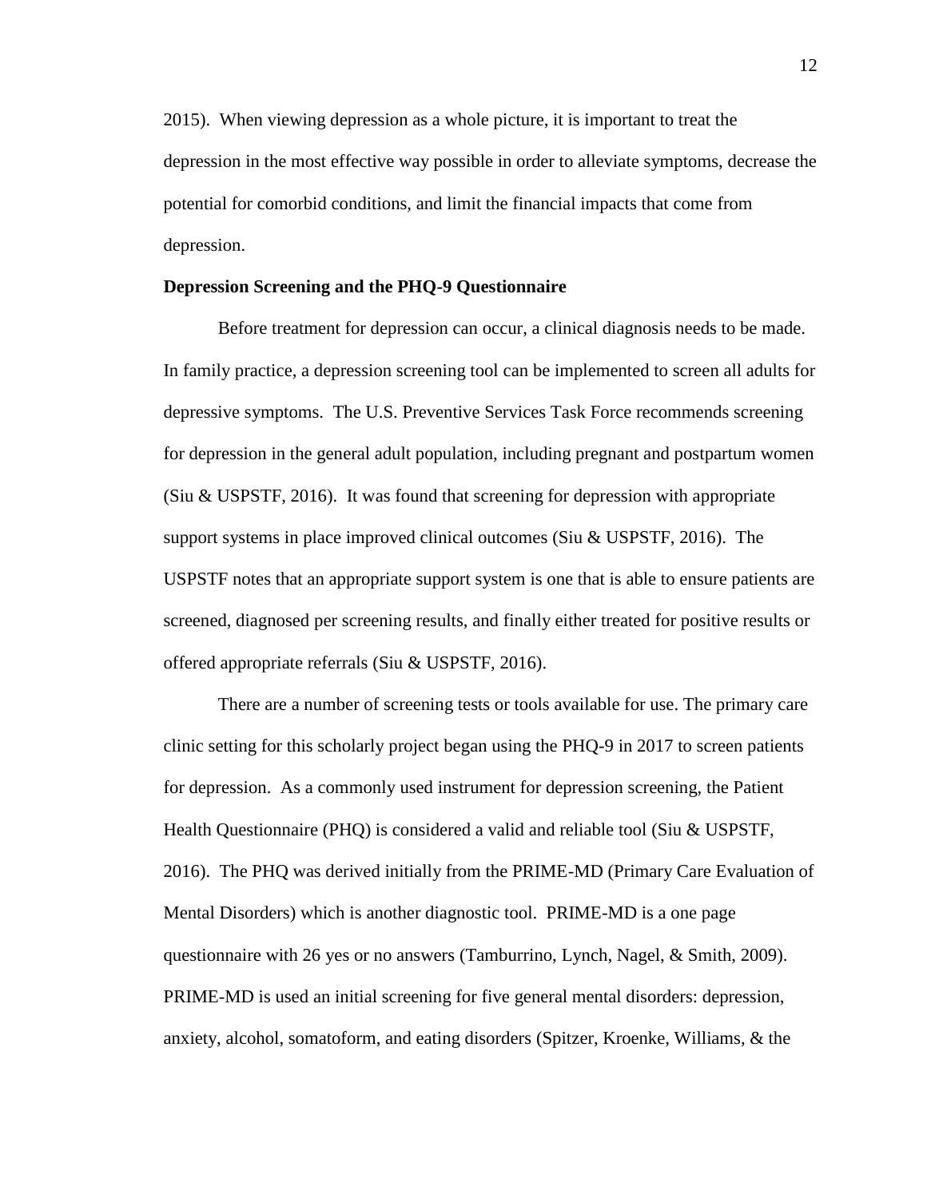2015). When viewing depression as a whole picture, it is important to treat the depression in the most effective way possible in order to alleviate symptoms, decrease the potential for comorbid conditions, and limit the financial impacts that come from depression.

**Depression Screening and the PHQ-9 Questionnaire**

Before treatment for depression can occur, a clinical diagnosis needs to be made. In family practice, a depression screening tool can be implemented to screen all adults for depressive symptoms. The U.S. Preventive Services Task Force recommends screening for depression in the general adult population, including pregnant and postpartum women (Siu & USPSTF, 2016). It was found that screening for depression with appropriate support systems in place improved clinical outcomes (Siu & USPSTF, 2016). The USPSTF notes that an appropriate support system is one that is able to ensure patients are screened, diagnosed per screening results, and finally either treated for positive results or offered appropriate referrals (Siu & USPSTF, 2016).

There are a number of screening tests or tools available for use. The primary care clinic setting for this scholarly project began using the PHQ-9 in 2017 to screen patients for depression. As a commonly used instrument for depression screening, the Patient Health Questionnaire (PHQ) is considered a valid and reliable tool (Siu & USPSTF, 2016). The PHQ was derived initially from the PRIME-MD (Primary Care Evaluation of Mental Disorders) which is another diagnostic tool. PRIME-MD is a one page questionnaire with 26 yes or no answers (Tamburrino, Lynch, Nagel, & Smith, 2009). PRIME-MD is used an initial screening for five general mental disorders: depression, anxiety, alcohol, somatoform, and eating disorders (Spitzer, Kroenke, Williams, & the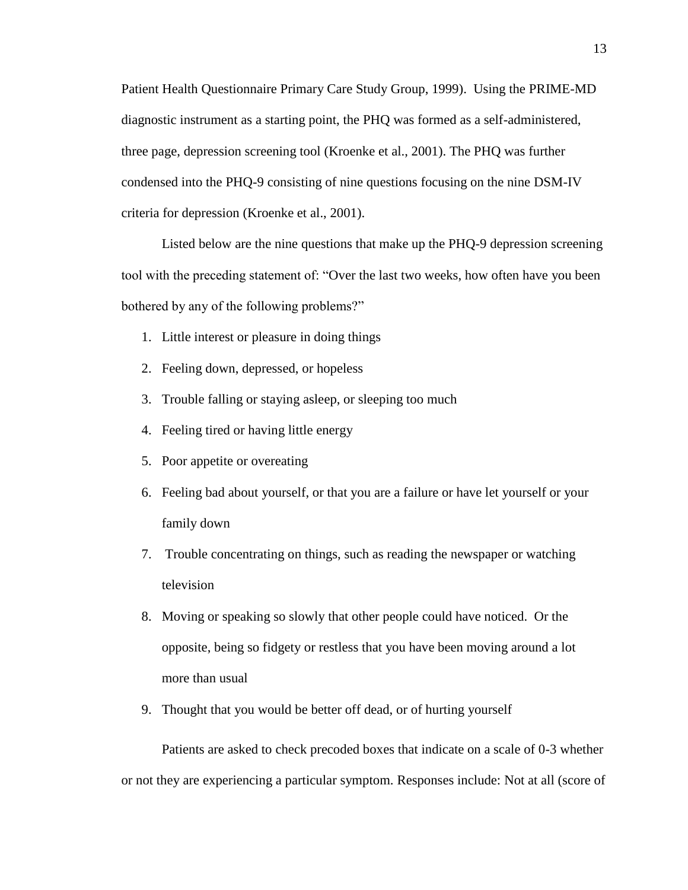Patient Health Questionnaire Primary Care Study Group, 1999). Using the PRIME-MD diagnostic instrument as a starting point, the PHQ was formed as a self-administered, three page, depression screening tool (Kroenke et al., 2001). The PHQ was further condensed into the PHQ-9 consisting of nine questions focusing on the nine DSM-IV criteria for depression (Kroenke et al., 2001).

Listed below are the nine questions that make up the PHQ-9 depression screening tool with the preceding statement of: "Over the last two weeks, how often have you been bothered by any of the following problems?"

1. Little interest or pleasure in doing things
2. Feeling down, depressed, or hopeless
3. Trouble falling or staying asleep, or sleeping too much
4. Feeling tired or having little energy
5. Poor appetite or overeating
6. Feeling bad about yourself, or that you are a failure or have let yourself or your family down
7. Trouble concentrating on things, such as reading the newspaper or watching television
8. Moving or speaking so slowly that other people could have noticed. Or the opposite, being so fidgety or restless that you have been moving around a lot more than usual
9. Thought that you would be better off dead, or of hurting yourself

Patients are asked to check precoded boxes that indicate on a scale of 0-3 whether or not they are experiencing a particular symptom. Responses include: Not at all (score of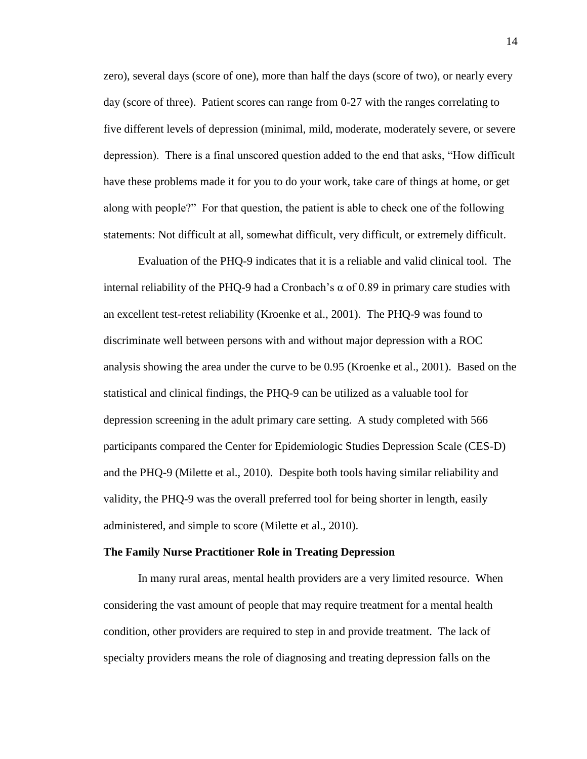zero), several days (score of one), more than half the days (score of two), or nearly every day (score of three). Patient scores can range from 0-27 with the ranges correlating to five different levels of depression (minimal, mild, moderate, moderately severe, or severe depression). There is a final unscored question added to the end that asks, "How difficult have these problems made it for you to do your work, take care of things at home, or get along with people?" For that question, the patient is able to check one of the following statements: Not difficult at all, somewhat difficult, very difficult, or extremely difficult.

Evaluation of the PHQ-9 indicates that it is a reliable and valid clinical tool. The internal reliability of the PHQ-9 had a Cronbach's $\alpha$ of 0.89 in primary care studies with an excellent test-retest reliability (Kroenke et al., 2001). The PHQ-9 was found to discriminate well between persons with and without major depression with a ROC analysis showing the area under the curve to be 0.95 (Kroenke et al., 2001). Based on the statistical and clinical findings, the PHQ-9 can be utilized as a valuable tool for depression screening in the adult primary care setting. A study completed with 566 participants compared the Center for Epidemiologic Studies Depression Scale (CES-D) and the PHQ-9 (Milette et al., 2010). Despite both tools having similar reliability and validity, the PHQ-9 was the overall preferred tool for being shorter in length, easily administered, and simple to score (Milette et al., 2010).

**The Family Nurse Practitioner Role in Treating Depression**

In many rural areas, mental health providers are a very limited resource. When considering the vast amount of people that may require treatment for a mental health condition, other providers are required to step in and provide treatment. The lack of specialty providers means the role of diagnosing and treating depression falls on the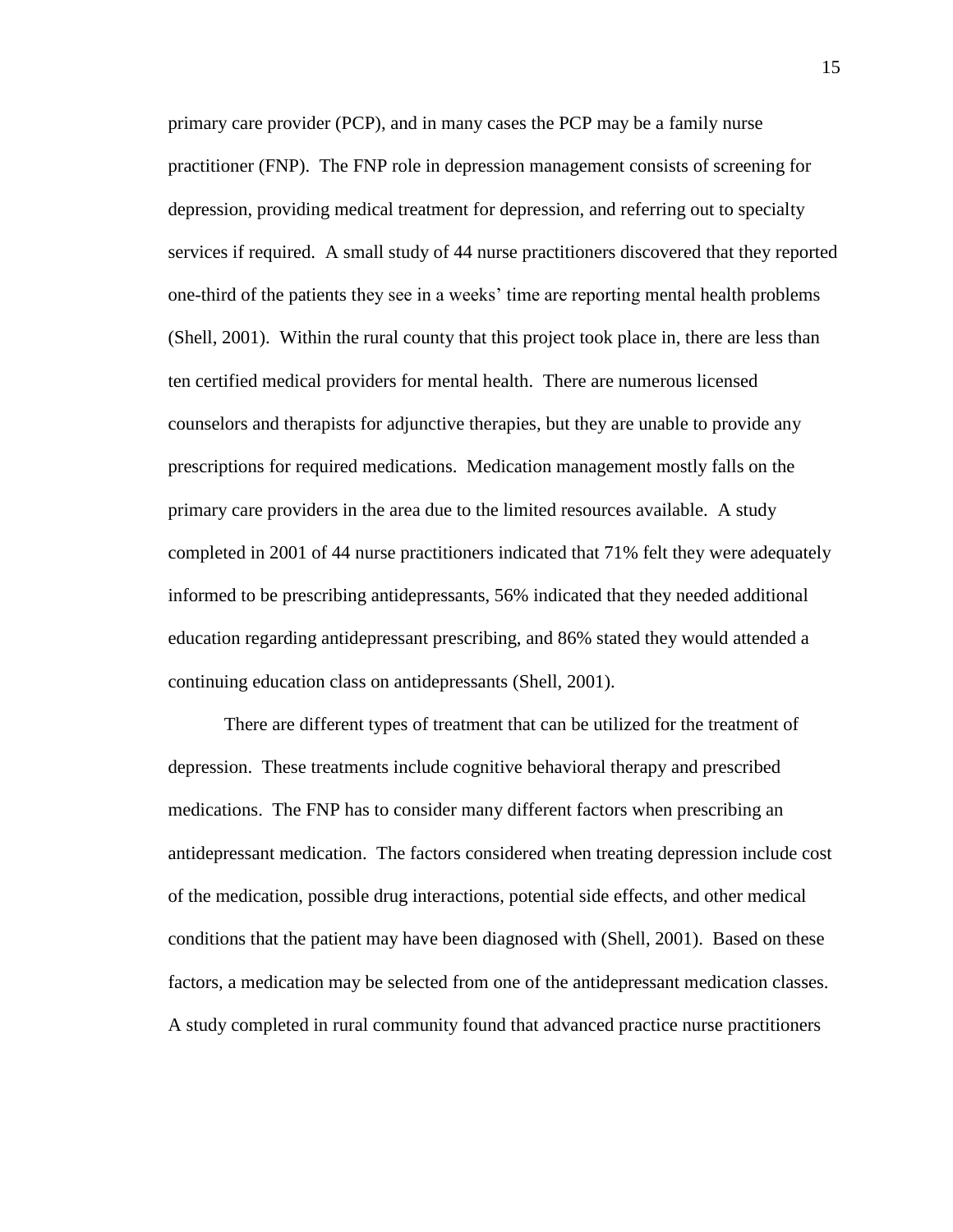primary care provider (PCP), and in many cases the PCP may be a family nurse practitioner (FNP). The FNP role in depression management consists of screening for depression, providing medical treatment for depression, and referring out to specialty services if required. A small study of 44 nurse practitioners discovered that they reported one-third of the patients they see in a weeks' time are reporting mental health problems (Shell, 2001). Within the rural county that this project took place in, there are less than ten certified medical providers for mental health. There are numerous licensed counselors and therapists for adjunctive therapies, but they are unable to provide any prescriptions for required medications. Medication management mostly falls on the primary care providers in the area due to the limited resources available. A study completed in 2001 of 44 nurse practitioners indicated that 71% felt they were adequately informed to be prescribing antidepressants, 56% indicated that they needed additional education regarding antidepressant prescribing, and 86% stated they would attended a continuing education class on antidepressants (Shell, 2001).

There are different types of treatment that can be utilized for the treatment of depression. These treatments include cognitive behavioral therapy and prescribed medications. The FNP has to consider many different factors when prescribing an antidepressant medication. The factors considered when treating depression include cost of the medication, possible drug interactions, potential side effects, and other medical conditions that the patient may have been diagnosed with (Shell, 2001). Based on these factors, a medication may be selected from one of the antidepressant medication classes. A study completed in rural community found that advanced practice nurse practitioners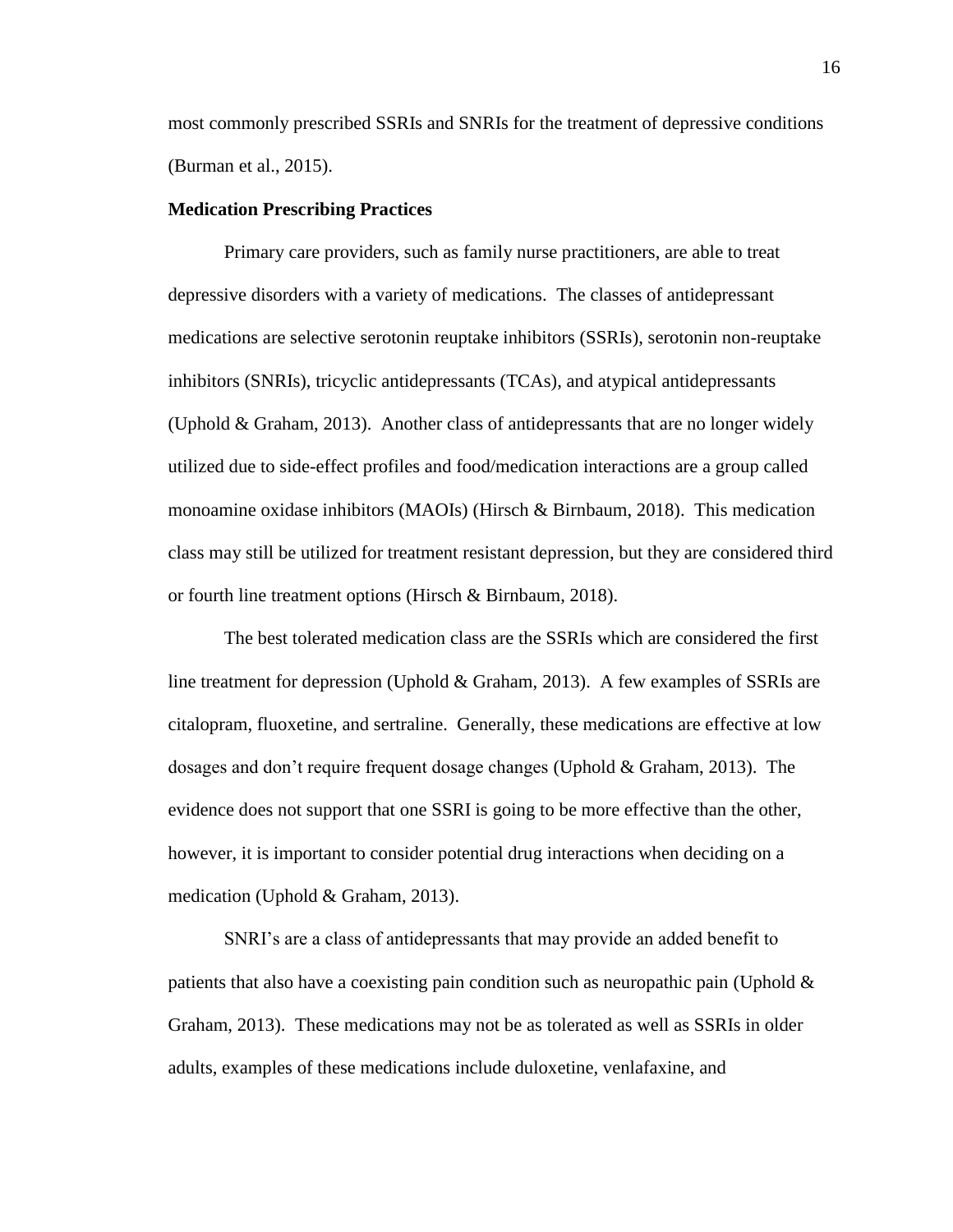most commonly prescribed SSRIs and SNRIs for the treatment of depressive conditions (Burman et al., 2015).

**Medication Prescribing Practices**

Primary care providers, such as family nurse practitioners, are able to treat depressive disorders with a variety of medications. The classes of antidepressant medications are selective serotonin reuptake inhibitors (SSRIs), serotonin non-reuptake inhibitors (SNRIs), tricyclic antidepressants (TCAs), and atypical antidepressants (Uphold & Graham, 2013). Another class of antidepressants that are no longer widely utilized due to side-effect profiles and food/medication interactions are a group called monoamine oxidase inhibitors (MAOIs) (Hirsch & Birnbaum, 2018). This medication class may still be utilized for treatment resistant depression, but they are considered third or fourth line treatment options (Hirsch & Birnbaum, 2018).

The best tolerated medication class are the SSRIs which are considered the first line treatment for depression (Uphold & Graham, 2013). A few examples of SSRIs are citalopram, fluoxetine, and sertraline. Generally, these medications are effective at low dosages and don't require frequent dosage changes (Uphold & Graham, 2013). The evidence does not support that one SSRI is going to be more effective than the other, however, it is important to consider potential drug interactions when deciding on a medication (Uphold & Graham, 2013).

SNRI's are a class of antidepressants that may provide an added benefit to patients that also have a coexisting pain condition such as neuropathic pain (Uphold & Graham, 2013). These medications may not be as tolerated as well as SSRIs in older adults, examples of these medications include duloxetine, venlafaxine, and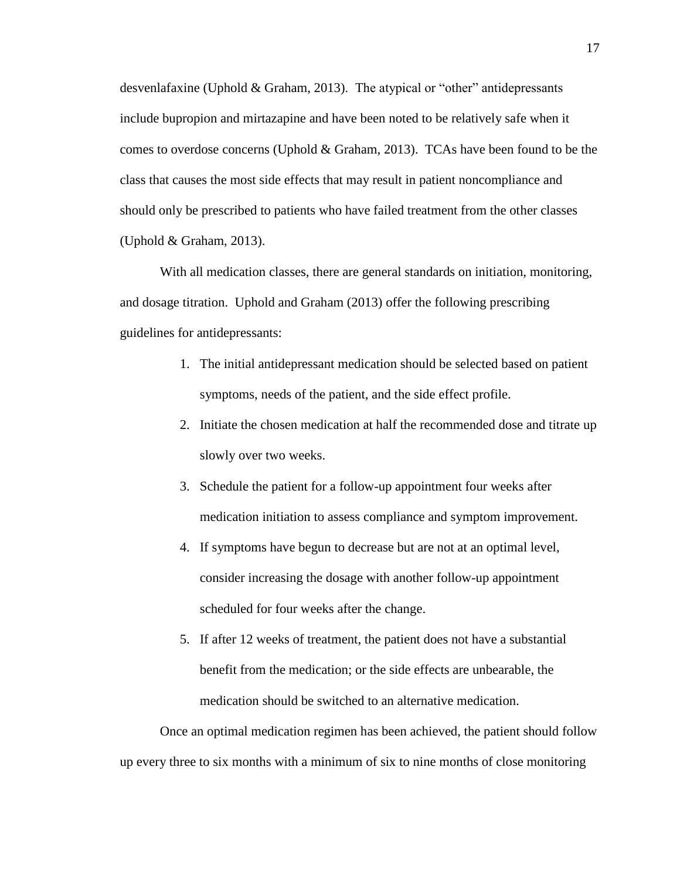desvenlafaxine (Uphold & Graham, 2013). The atypical or "other" antidepressants include bupropion and mirtazapine and have been noted to be relatively safe when it comes to overdose concerns (Uphold & Graham, 2013). TCAs have been found to be the class that causes the most side effects that may result in patient noncompliance and should only be prescribed to patients who have failed treatment from the other classes (Uphold & Graham, 2013).

With all medication classes, there are general standards on initiation, monitoring, and dosage titration. Uphold and Graham (2013) offer the following prescribing guidelines for antidepressants:

1. The initial antidepressant medication should be selected based on patient symptoms, needs of the patient, and the side effect profile.
2. Initiate the chosen medication at half the recommended dose and titrate up slowly over two weeks.
3. Schedule the patient for a follow-up appointment four weeks after medication initiation to assess compliance and symptom improvement.
4. If symptoms have begun to decrease but are not at an optimal level, consider increasing the dosage with another follow-up appointment scheduled for four weeks after the change.
5. If after 12 weeks of treatment, the patient does not have a substantial benefit from the medication; or the side effects are unbearable, the medication should be switched to an alternative medication.

Once an optimal medication regimen has been achieved, the patient should follow up every three to six months with a minimum of six to nine months of close monitoring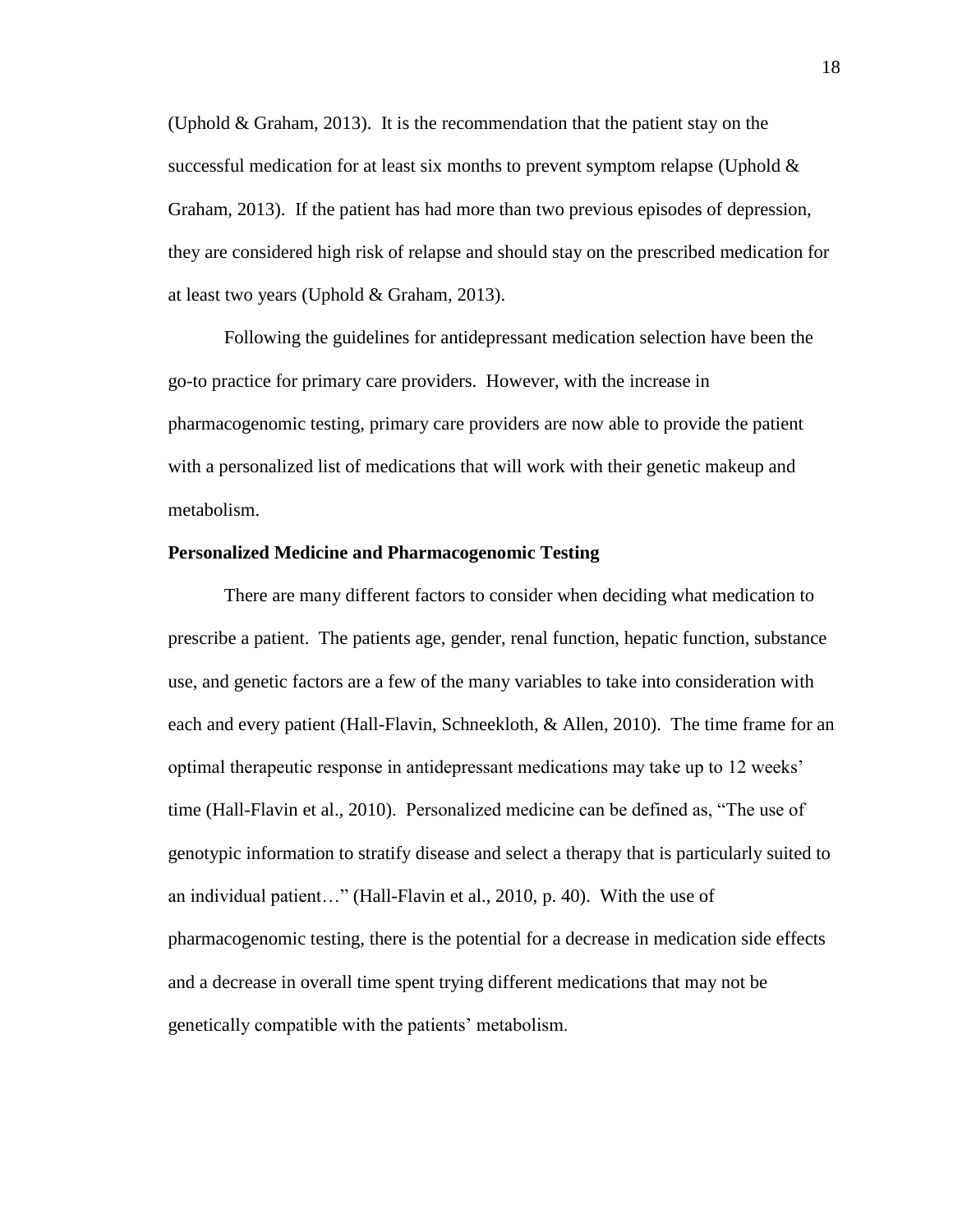(Uphold & Graham, 2013). It is the recommendation that the patient stay on the successful medication for at least six months to prevent symptom relapse (Uphold & Graham, 2013). If the patient has had more than two previous episodes of depression, they are considered high risk of relapse and should stay on the prescribed medication for at least two years (Uphold & Graham, 2013).

Following the guidelines for antidepressant medication selection have been the go-to practice for primary care providers. However, with the increase in pharmacogenomic testing, primary care providers are now able to provide the patient with a personalized list of medications that will work with their genetic makeup and metabolism.

**Personalized Medicine and Pharmacogenomic Testing**

There are many different factors to consider when deciding what medication to prescribe a patient. The patients age, gender, renal function, hepatic function, substance use, and genetic factors are a few of the many variables to take into consideration with each and every patient (Hall-Flavin, Schneekloth, & Allen, 2010). The time frame for an optimal therapeutic response in antidepressant medications may take up to 12 weeks' time (Hall-Flavin et al., 2010). Personalized medicine can be defined as, "The use of genotypic information to stratify disease and select a therapy that is particularly suited to an individual patient…" (Hall-Flavin et al., 2010, p. 40). With the use of pharmacogenomic testing, there is the potential for a decrease in medication side effects and a decrease in overall time spent trying different medications that may not be genetically compatible with the patients' metabolism.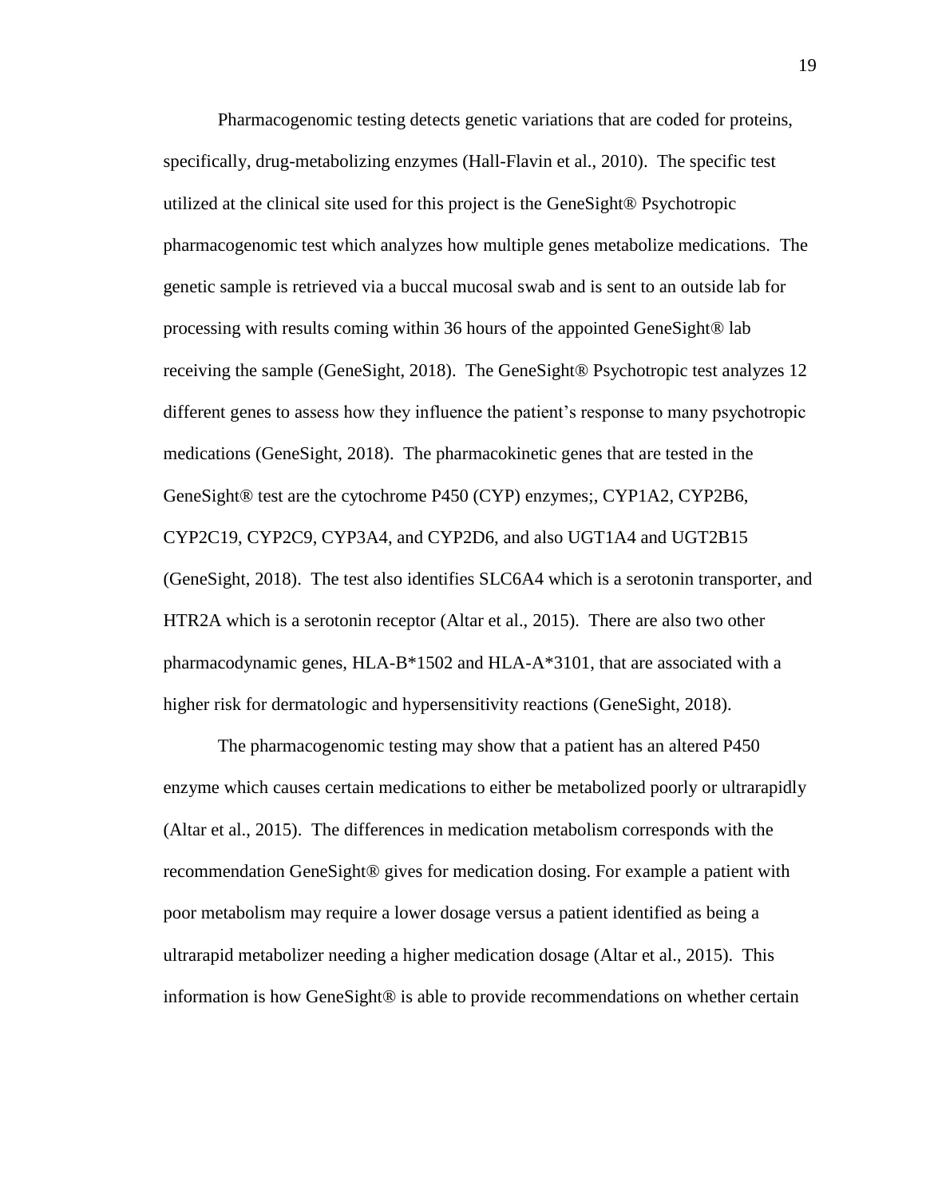Pharmacogenomic testing detects genetic variations that are coded for proteins, specifically, drug-metabolizing enzymes (Hall-Flavin et al., 2010). The specific test utilized at the clinical site used for this project is the GeneSight® Psychotropic pharmacogenomic test which analyzes how multiple genes metabolize medications. The genetic sample is retrieved via a buccal mucosal swab and is sent to an outside lab for processing with results coming within 36 hours of the appointed GeneSight® lab receiving the sample (GeneSight, 2018). The GeneSight® Psychotropic test analyzes 12 different genes to assess how they influence the patient's response to many psychotropic medications (GeneSight, 2018). The pharmacokinetic genes that are tested in the GeneSight® test are the cytochrome P450 (CYP) enzymes;, CYP1A2, CYP2B6, CYP2C19, CYP2C9, CYP3A4, and CYP2D6, and also UGT1A4 and UGT2B15 (GeneSight, 2018). The test also identifies SLC6A4 which is a serotonin transporter, and HTR2A which is a serotonin receptor (Altar et al., 2015). There are also two other pharmacodynamic genes, HLA-B*1502 and HLA-A*3101, that are associated with a higher risk for dermatologic and hypersensitivity reactions (GeneSight, 2018).

The pharmacogenomic testing may show that a patient has an altered P450 enzyme which causes certain medications to either be metabolized poorly or ultrarapidly (Altar et al., 2015). The differences in medication metabolism corresponds with the recommendation GeneSight® gives for medication dosing. For example a patient with poor metabolism may require a lower dosage versus a patient identified as being a ultrarapid metabolizer needing a higher medication dosage (Altar et al., 2015). This information is how GeneSight® is able to provide recommendations on whether certain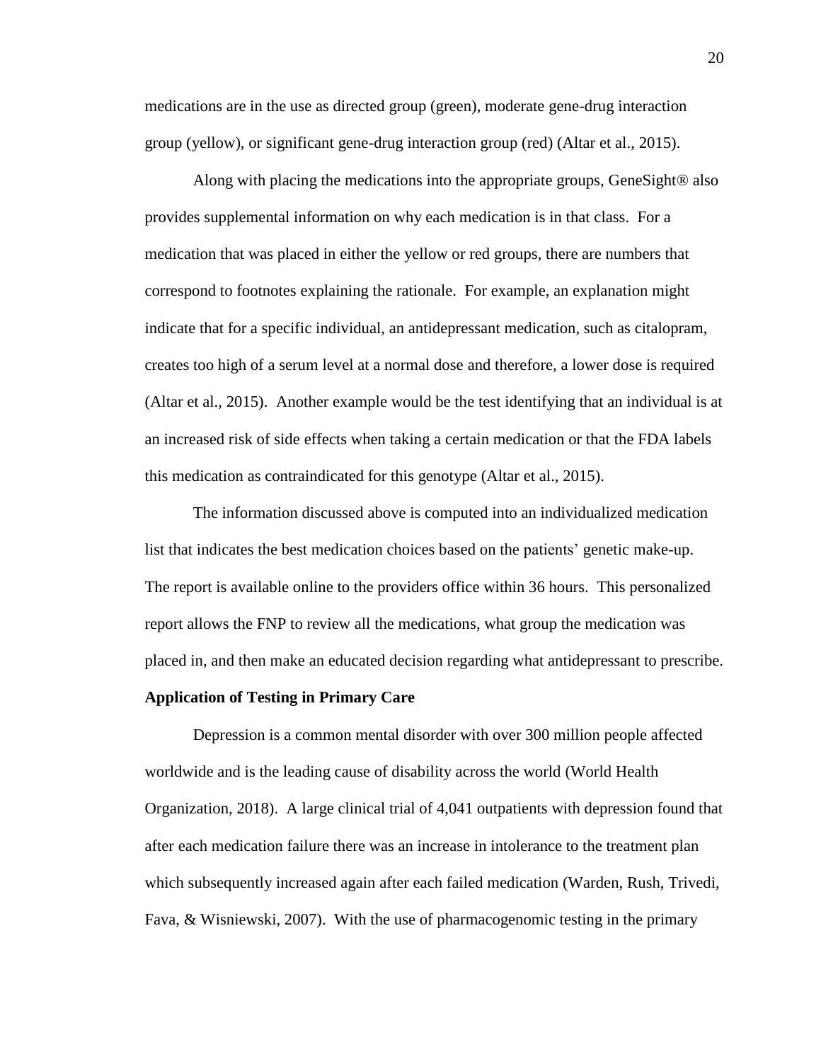medications are in the use as directed group (green), moderate gene-drug interaction group (yellow), or significant gene-drug interaction group (red) (Altar et al., 2015).

Along with placing the medications into the appropriate groups, GeneSight® also provides supplemental information on why each medication is in that class. For a medication that was placed in either the yellow or red groups, there are numbers that correspond to footnotes explaining the rationale. For example, an explanation might indicate that for a specific individual, an antidepressant medication, such as citalopram, creates too high of a serum level at a normal dose and therefore, a lower dose is required (Altar et al., 2015). Another example would be the test identifying that an individual is at an increased risk of side effects when taking a certain medication or that the FDA labels this medication as contraindicated for this genotype (Altar et al., 2015).

The information discussed above is computed into an individualized medication list that indicates the best medication choices based on the patients' genetic make-up. The report is available online to the providers office within 36 hours. This personalized report allows the FNP to review all the medications, what group the medication was placed in, and then make an educated decision regarding what antidepressant to prescribe.

**Application of Testing in Primary Care**

Depression is a common mental disorder with over 300 million people affected worldwide and is the leading cause of disability across the world (World Health Organization, 2018). A large clinical trial of 4,041 outpatients with depression found that after each medication failure there was an increase in intolerance to the treatment plan which subsequently increased again after each failed medication (Warden, Rush, Trivedi, Fava, & Wisniewski, 2007). With the use of pharmacogenomic testing in the primary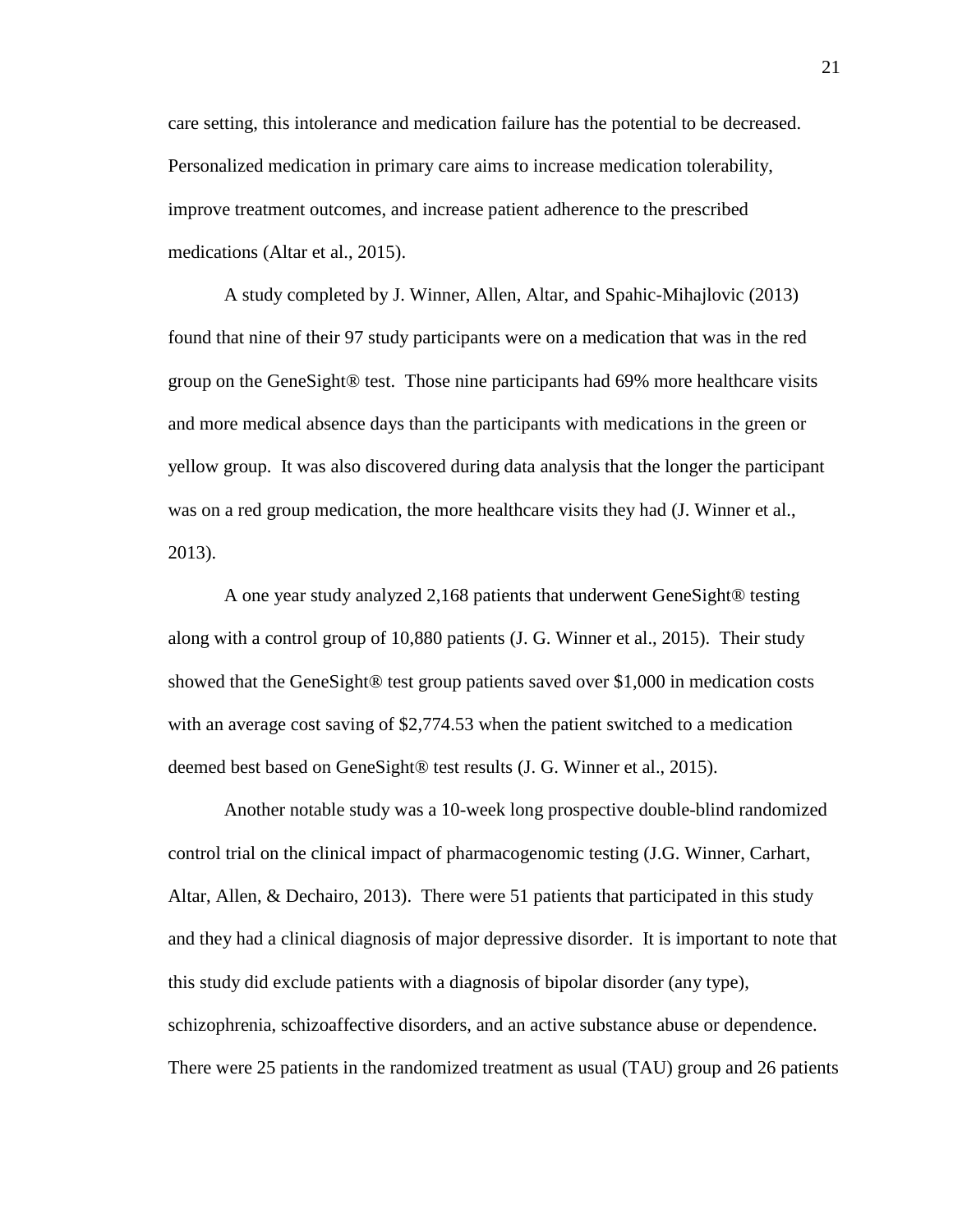care setting, this intolerance and medication failure has the potential to be decreased. Personalized medication in primary care aims to increase medication tolerability, improve treatment outcomes, and increase patient adherence to the prescribed medications (Altar et al., 2015).

A study completed by J. Winner, Allen, Altar, and Spahic-Mihajlovic (2013) found that nine of their 97 study participants were on a medication that was in the red group on the GeneSight® test. Those nine participants had 69% more healthcare visits and more medical absence days than the participants with medications in the green or yellow group. It was also discovered during data analysis that the longer the participant was on a red group medication, the more healthcare visits they had (J. Winner et al., 2013).

A one year study analyzed 2,168 patients that underwent GeneSight® testing along with a control group of 10,880 patients (J. G. Winner et al., 2015). Their study showed that the GeneSight® test group patients saved over $1,000 in medication costs with an average cost saving of $2,774.53 when the patient switched to a medication deemed best based on GeneSight® test results (J. G. Winner et al., 2015).

Another notable study was a 10-week long prospective double-blind randomized control trial on the clinical impact of pharmacogenomic testing (J.G. Winner, Carhart, Altar, Allen, & Dechairo, 2013). There were 51 patients that participated in this study and they had a clinical diagnosis of major depressive disorder. It is important to note that this study did exclude patients with a diagnosis of bipolar disorder (any type), schizophrenia, schizoaffective disorders, and an active substance abuse or dependence. There were 25 patients in the randomized treatment as usual (TAU) group and 26 patients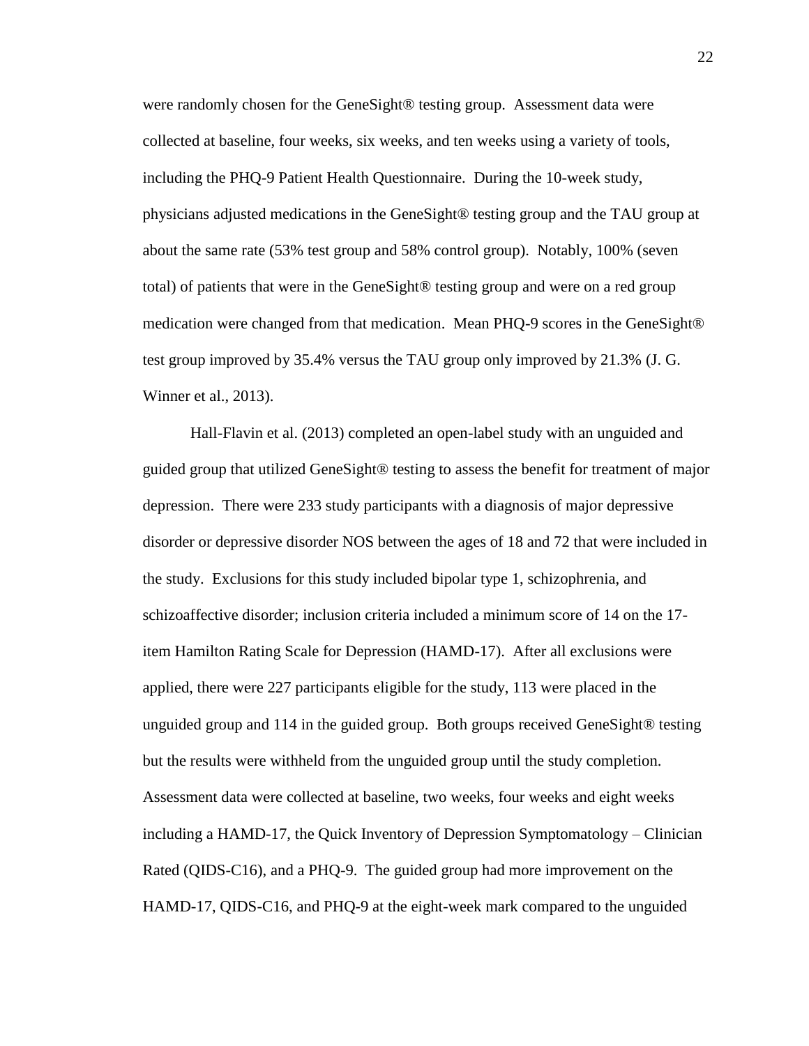were randomly chosen for the GeneSight® testing group. Assessment data were collected at baseline, four weeks, six weeks, and ten weeks using a variety of tools, including the PHQ-9 Patient Health Questionnaire. During the 10-week study, physicians adjusted medications in the GeneSight® testing group and the TAU group at about the same rate (53% test group and 58% control group). Notably, 100% (seven total) of patients that were in the GeneSight® testing group and were on a red group medication were changed from that medication. Mean PHQ-9 scores in the GeneSight® test group improved by 35.4% versus the TAU group only improved by 21.3% (J. G. Winner et al., 2013).

Hall-Flavin et al. (2013) completed an open-label study with an unguided and guided group that utilized GeneSight® testing to assess the benefit for treatment of major depression. There were 233 study participants with a diagnosis of major depressive disorder or depressive disorder NOS between the ages of 18 and 72 that were included in the study. Exclusions for this study included bipolar type 1, schizophrenia, and schizoaffective disorder; inclusion criteria included a minimum score of 14 on the 17-item Hamilton Rating Scale for Depression (HAMD-17). After all exclusions were applied, there were 227 participants eligible for the study, 113 were placed in the unguided group and 114 in the guided group. Both groups received GeneSight® testing but the results were withheld from the unguided group until the study completion. Assessment data were collected at baseline, two weeks, four weeks and eight weeks including a HAMD-17, the Quick Inventory of Depression Symptomatology – Clinician Rated (QIDS-C16), and a PHQ-9. The guided group had more improvement on the HAMD-17, QIDS-C16, and PHQ-9 at the eight-week mark compared to the unguided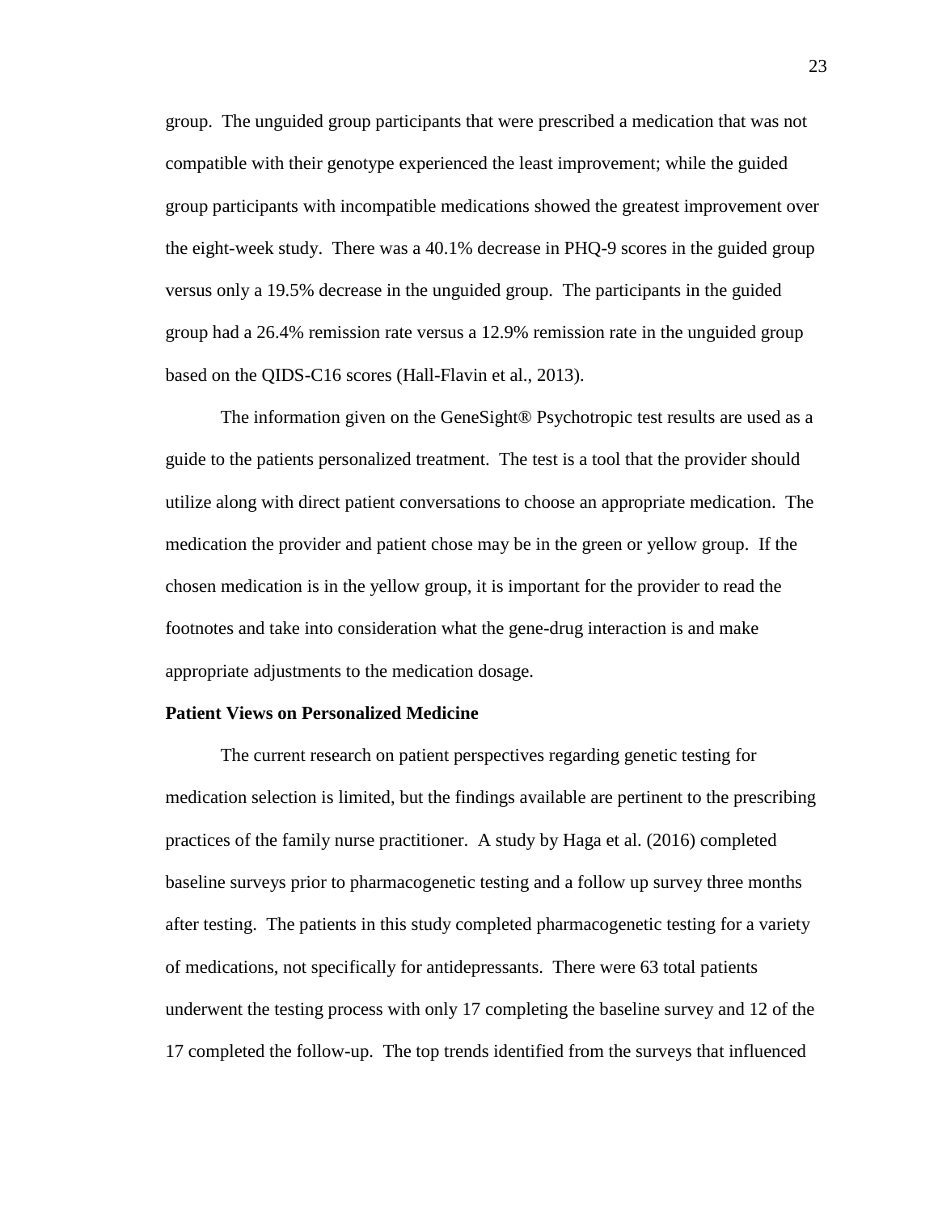group. The unguided group participants that were prescribed a medication that was not compatible with their genotype experienced the least improvement; while the guided group participants with incompatible medications showed the greatest improvement over the eight-week study. There was a 40.1% decrease in PHQ-9 scores in the guided group versus only a 19.5% decrease in the unguided group. The participants in the guided group had a 26.4% remission rate versus a 12.9% remission rate in the unguided group based on the QIDS-C16 scores (Hall-Flavin et al., 2013).

The information given on the GeneSight® Psychotropic test results are used as a guide to the patients personalized treatment. The test is a tool that the provider should utilize along with direct patient conversations to choose an appropriate medication. The medication the provider and patient chose may be in the green or yellow group. If the chosen medication is in the yellow group, it is important for the provider to read the footnotes and take into consideration what the gene-drug interaction is and make appropriate adjustments to the medication dosage.

**Patient Views on Personalized Medicine**

The current research on patient perspectives regarding genetic testing for medication selection is limited, but the findings available are pertinent to the prescribing practices of the family nurse practitioner. A study by Haga et al. (2016) completed baseline surveys prior to pharmacogenetic testing and a follow up survey three months after testing. The patients in this study completed pharmacogenetic testing for a variety of medications, not specifically for antidepressants. There were 63 total patients underwent the testing process with only 17 completing the baseline survey and 12 of the 17 completed the follow-up. The top trends identified from the surveys that influenced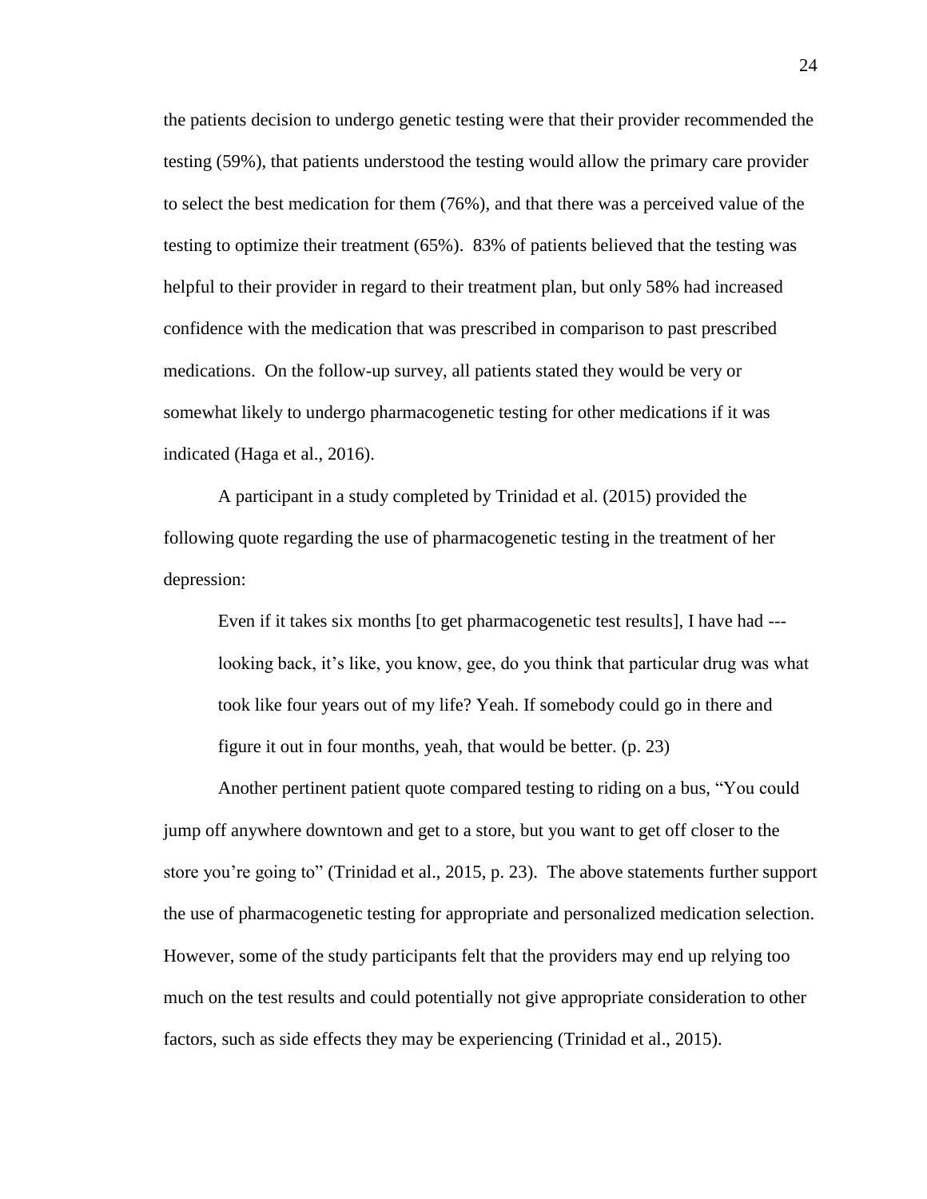the patients decision to undergo genetic testing were that their provider recommended the testing (59%), that patients understood the testing would allow the primary care provider to select the best medication for them (76%), and that there was a perceived value of the testing to optimize their treatment (65%). 83% of patients believed that the testing was helpful to their provider in regard to their treatment plan, but only 58% had increased confidence with the medication that was prescribed in comparison to past prescribed medications. On the follow-up survey, all patients stated they would be very or somewhat likely to undergo pharmacogenetic testing for other medications if it was indicated (Haga et al., 2016).

A participant in a study completed by Trinidad et al. (2015) provided the following quote regarding the use of pharmacogenetic testing in the treatment of her depression:

> Even if it takes six months [to get pharmacogenetic test results], I have had --- looking back, it's like, you know, gee, do you think that particular drug was what took like four years out of my life? Yeah. If somebody could go in there and figure it out in four months, yeah, that would be better. (p. 23)

Another pertinent patient quote compared testing to riding on a bus, "You could jump off anywhere downtown and get to a store, but you want to get off closer to the store you're going to" (Trinidad et al., 2015, p. 23). The above statements further support the use of pharmacogenetic testing for appropriate and personalized medication selection. However, some of the study participants felt that the providers may end up relying too much on the test results and could potentially not give appropriate consideration to other factors, such as side effects they may be experiencing (Trinidad et al., 2015).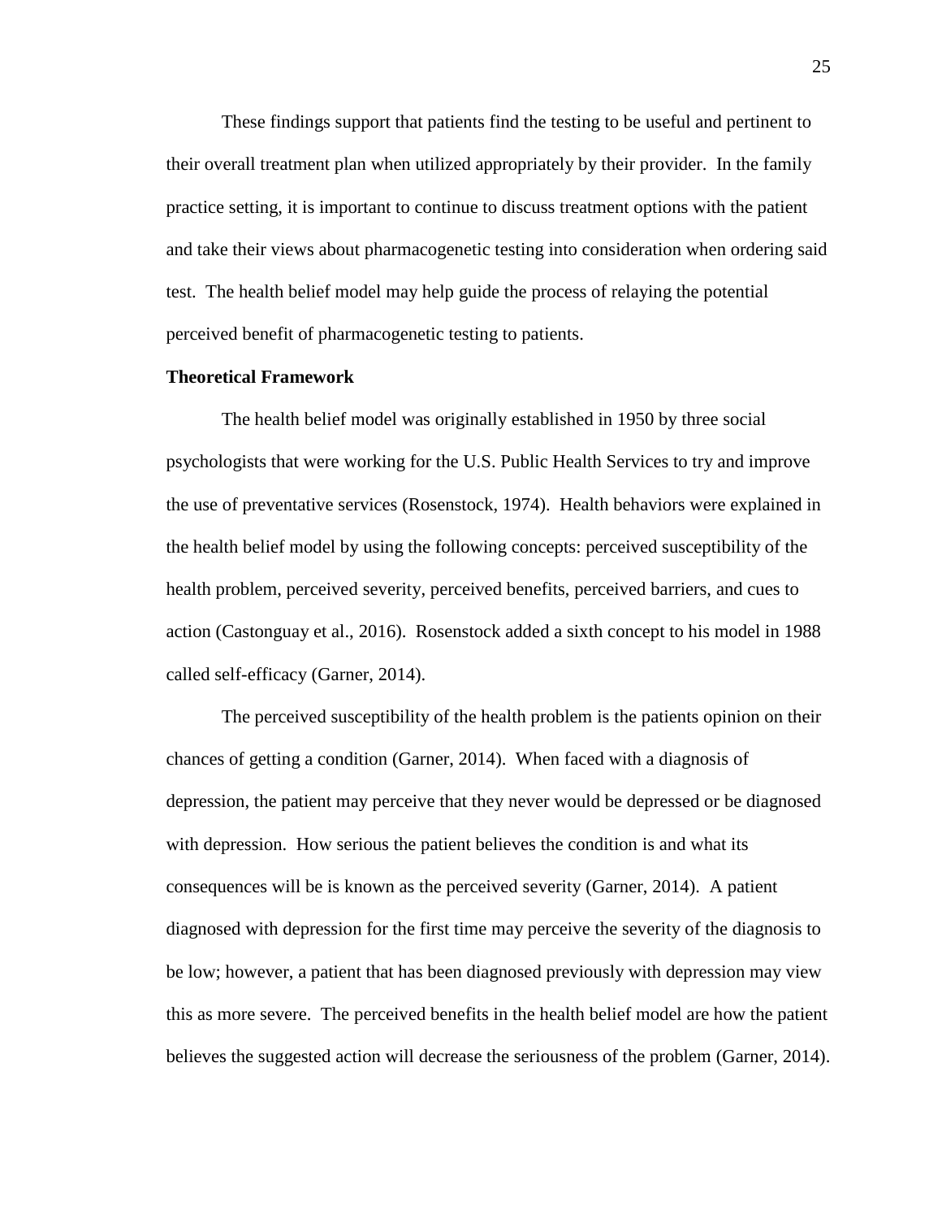These findings support that patients find the testing to be useful and pertinent to their overall treatment plan when utilized appropriately by their provider. In the family practice setting, it is important to continue to discuss treatment options with the patient and take their views about pharmacogenetic testing into consideration when ordering said test. The health belief model may help guide the process of relaying the potential perceived benefit of pharmacogenetic testing to patients.

## Theoretical Framework

The health belief model was originally established in 1950 by three social psychologists that were working for the U.S. Public Health Services to try and improve the use of preventative services (Rosenstock, 1974). Health behaviors were explained in the health belief model by using the following concepts: perceived susceptibility of the health problem, perceived severity, perceived benefits, perceived barriers, and cues to action (Castonguay et al., 2016). Rosenstock added a sixth concept to his model in 1988 called self-efficacy (Garner, 2014).

The perceived susceptibility of the health problem is the patients opinion on their chances of getting a condition (Garner, 2014). When faced with a diagnosis of depression, the patient may perceive that they never would be depressed or be diagnosed with depression. How serious the patient believes the condition is and what its consequences will be is known as the perceived severity (Garner, 2014). A patient diagnosed with depression for the first time may perceive the severity of the diagnosis to be low; however, a patient that has been diagnosed previously with depression may view this as more severe. The perceived benefits in the health belief model are how the patient believes the suggested action will decrease the seriousness of the problem (Garner, 2014).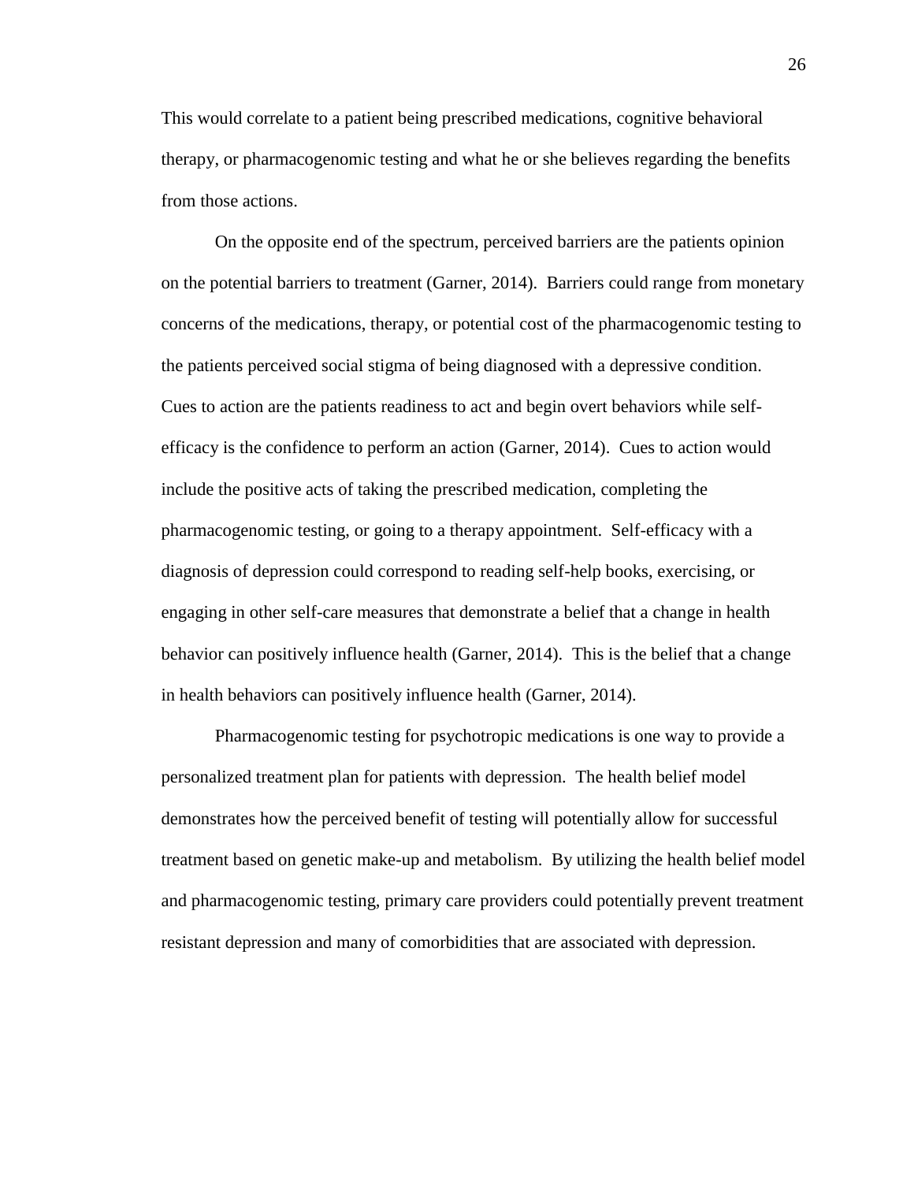This would correlate to a patient being prescribed medications, cognitive behavioral therapy, or pharmacogenomic testing and what he or she believes regarding the benefits from those actions.

On the opposite end of the spectrum, perceived barriers are the patients opinion on the potential barriers to treatment (Garner, 2014). Barriers could range from monetary concerns of the medications, therapy, or potential cost of the pharmacogenomic testing to the patients perceived social stigma of being diagnosed with a depressive condition. Cues to action are the patients readiness to act and begin overt behaviors while self-efficacy is the confidence to perform an action (Garner, 2014). Cues to action would include the positive acts of taking the prescribed medication, completing the pharmacogenomic testing, or going to a therapy appointment. Self-efficacy with a diagnosis of depression could correspond to reading self-help books, exercising, or engaging in other self-care measures that demonstrate a belief that a change in health behavior can positively influence health (Garner, 2014). This is the belief that a change in health behaviors can positively influence health (Garner, 2014).

Pharmacogenomic testing for psychotropic medications is one way to provide a personalized treatment plan for patients with depression. The health belief model demonstrates how the perceived benefit of testing will potentially allow for successful treatment based on genetic make-up and metabolism. By utilizing the health belief model and pharmacogenomic testing, primary care providers could potentially prevent treatment resistant depression and many of comorbidities that are associated with depression.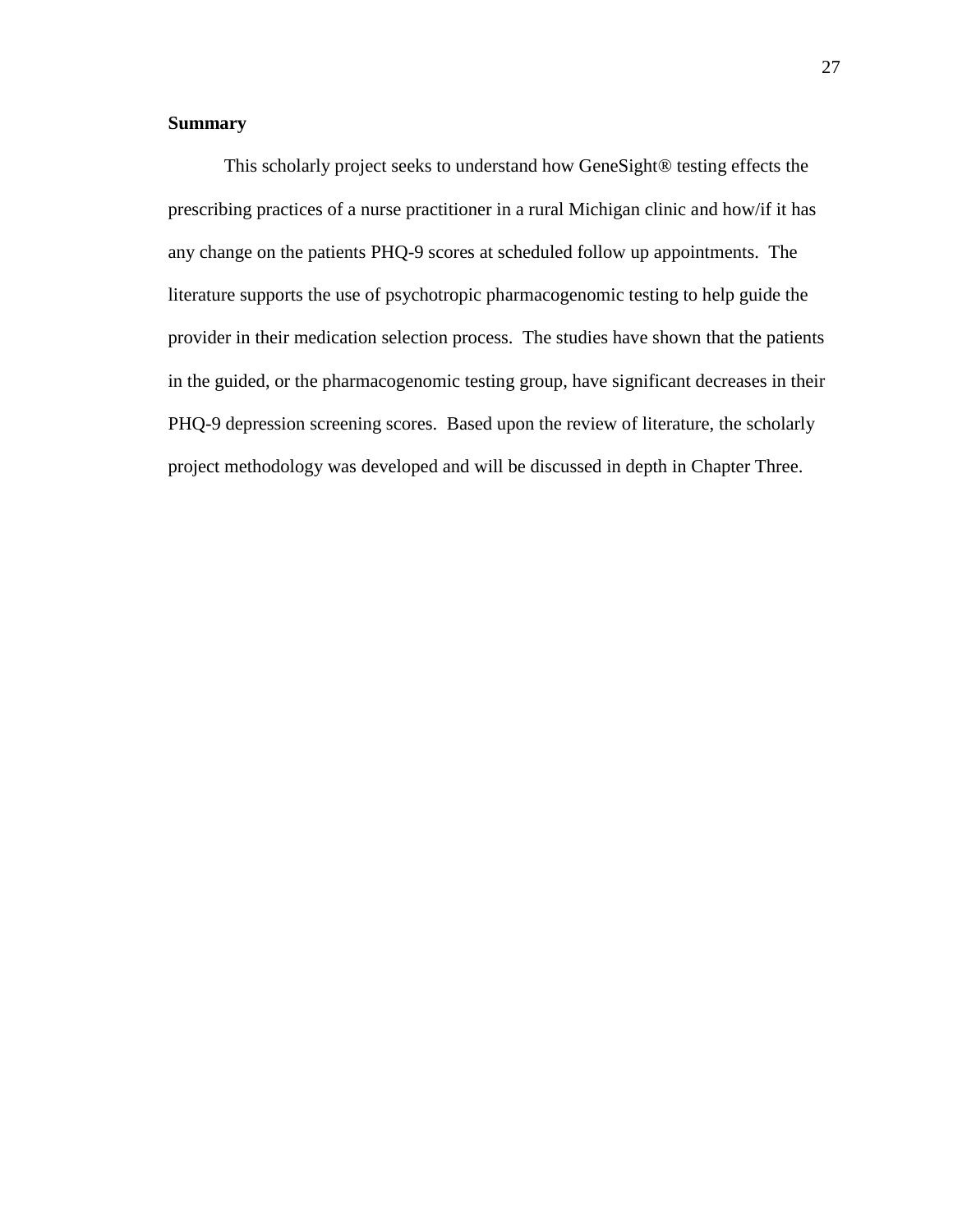**Summary**

This scholarly project seeks to understand how GeneSight® testing effects the prescribing practices of a nurse practitioner in a rural Michigan clinic and how/if it has any change on the patients PHQ-9 scores at scheduled follow up appointments. The literature supports the use of psychotropic pharmacogenomic testing to help guide the provider in their medication selection process. The studies have shown that the patients in the guided, or the pharmacogenomic testing group, have significant decreases in their PHQ-9 depression screening scores. Based upon the review of literature, the scholarly project methodology was developed and will be discussed in depth in Chapter Three.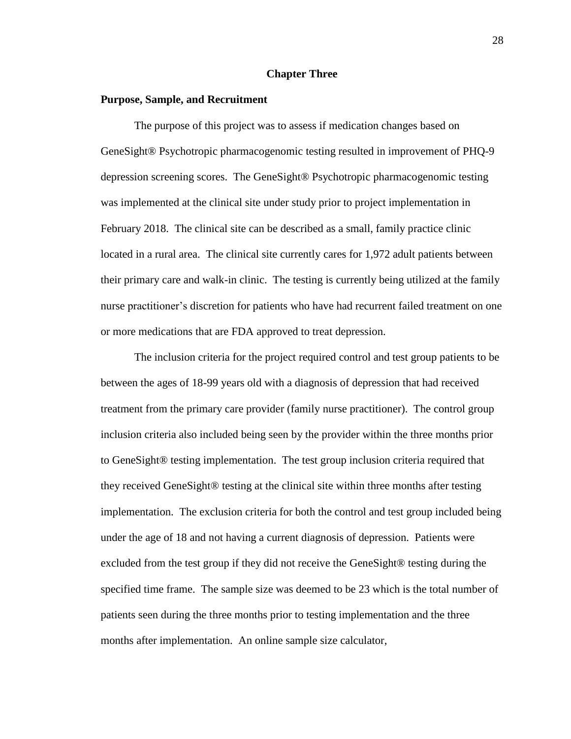# Chapter Three

## Purpose, Sample, and Recruitment

The purpose of this project was to assess if medication changes based on GeneSight® Psychotropic pharmacogenomic testing resulted in improvement of PHQ-9 depression screening scores. The GeneSight® Psychotropic pharmacogenomic testing was implemented at the clinical site under study prior to project implementation in February 2018. The clinical site can be described as a small, family practice clinic located in a rural area. The clinical site currently cares for 1,972 adult patients between their primary care and walk-in clinic. The testing is currently being utilized at the family nurse practitioner's discretion for patients who have had recurrent failed treatment on one or more medications that are FDA approved to treat depression.

The inclusion criteria for the project required control and test group patients to be between the ages of 18-99 years old with a diagnosis of depression that had received treatment from the primary care provider (family nurse practitioner). The control group inclusion criteria also included being seen by the provider within the three months prior to GeneSight® testing implementation. The test group inclusion criteria required that they received GeneSight® testing at the clinical site within three months after testing implementation. The exclusion criteria for both the control and test group included being under the age of 18 and not having a current diagnosis of depression. Patients were excluded from the test group if they did not receive the GeneSight® testing during the specified time frame. The sample size was deemed to be 23 which is the total number of patients seen during the three months prior to testing implementation and the three months after implementation. An online sample size calculator,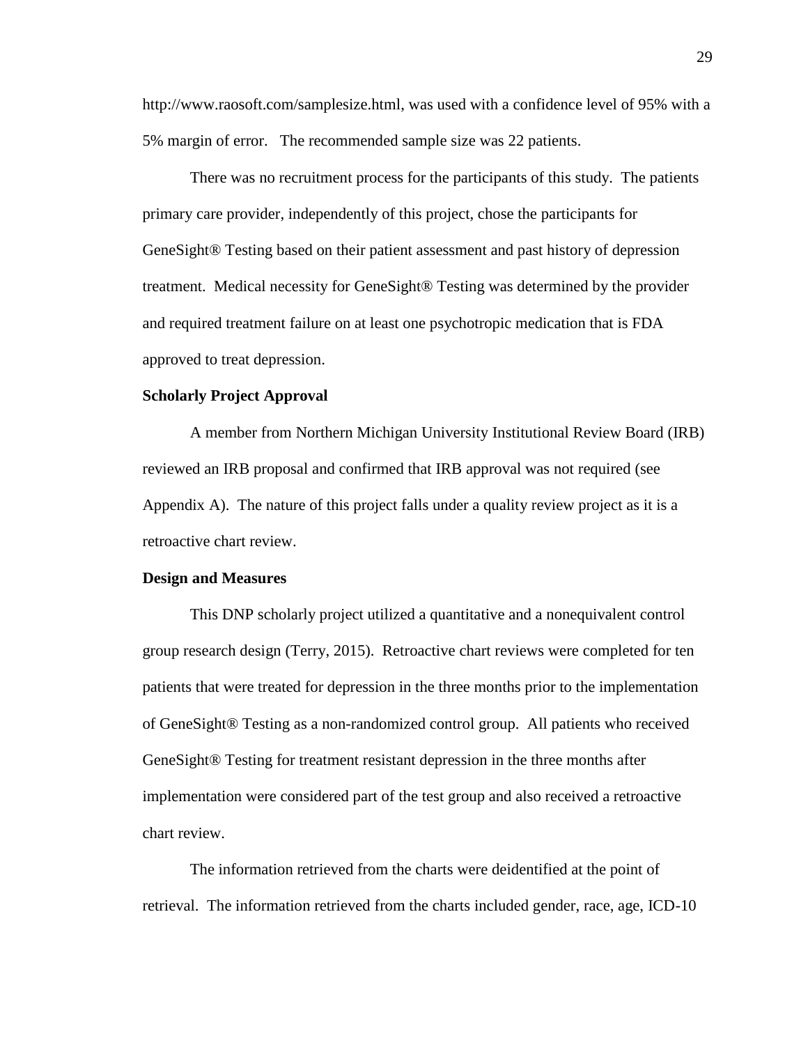http://www.raosoft.com/samplesize.html, was used with a confidence level of 95% with a 5% margin of error. The recommended sample size was 22 patients.

There was no recruitment process for the participants of this study. The patients primary care provider, independently of this project, chose the participants for GeneSight® Testing based on their patient assessment and past history of depression treatment. Medical necessity for GeneSight® Testing was determined by the provider and required treatment failure on at least one psychotropic medication that is FDA approved to treat depression.

**Scholarly Project Approval**

A member from Northern Michigan University Institutional Review Board (IRB) reviewed an IRB proposal and confirmed that IRB approval was not required (see Appendix A). The nature of this project falls under a quality review project as it is a retroactive chart review.

**Design and Measures**

This DNP scholarly project utilized a quantitative and a nonequivalent control group research design (Terry, 2015). Retroactive chart reviews were completed for ten patients that were treated for depression in the three months prior to the implementation of GeneSight® Testing as a non-randomized control group. All patients who received GeneSight® Testing for treatment resistant depression in the three months after implementation were considered part of the test group and also received a retroactive chart review.

The information retrieved from the charts were deidentified at the point of retrieval. The information retrieved from the charts included gender, race, age, ICD-10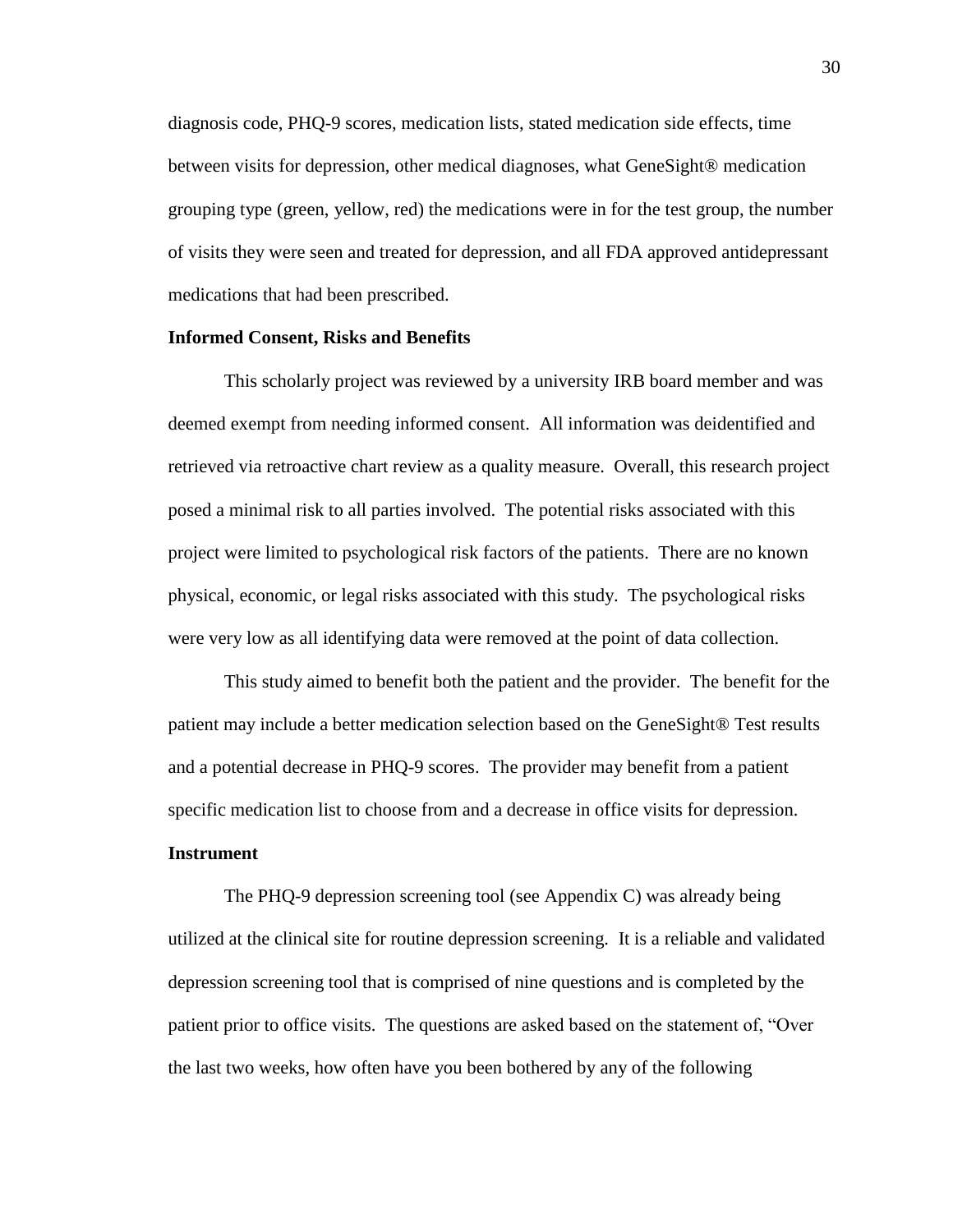diagnosis code, PHQ-9 scores, medication lists, stated medication side effects, time between visits for depression, other medical diagnoses, what GeneSight® medication grouping type (green, yellow, red) the medications were in for the test group, the number of visits they were seen and treated for depression, and all FDA approved antidepressant medications that had been prescribed.

**Informed Consent, Risks and Benefits**

This scholarly project was reviewed by a university IRB board member and was deemed exempt from needing informed consent. All information was deidentified and retrieved via retroactive chart review as a quality measure. Overall, this research project posed a minimal risk to all parties involved. The potential risks associated with this project were limited to psychological risk factors of the patients. There are no known physical, economic, or legal risks associated with this study. The psychological risks were very low as all identifying data were removed at the point of data collection.

This study aimed to benefit both the patient and the provider. The benefit for the patient may include a better medication selection based on the GeneSight® Test results and a potential decrease in PHQ-9 scores. The provider may benefit from a patient specific medication list to choose from and a decrease in office visits for depression.

**Instrument**

The PHQ-9 depression screening tool (see Appendix C) was already being utilized at the clinical site for routine depression screening. It is a reliable and validated depression screening tool that is comprised of nine questions and is completed by the patient prior to office visits. The questions are asked based on the statement of, "Over the last two weeks, how often have you been bothered by any of the following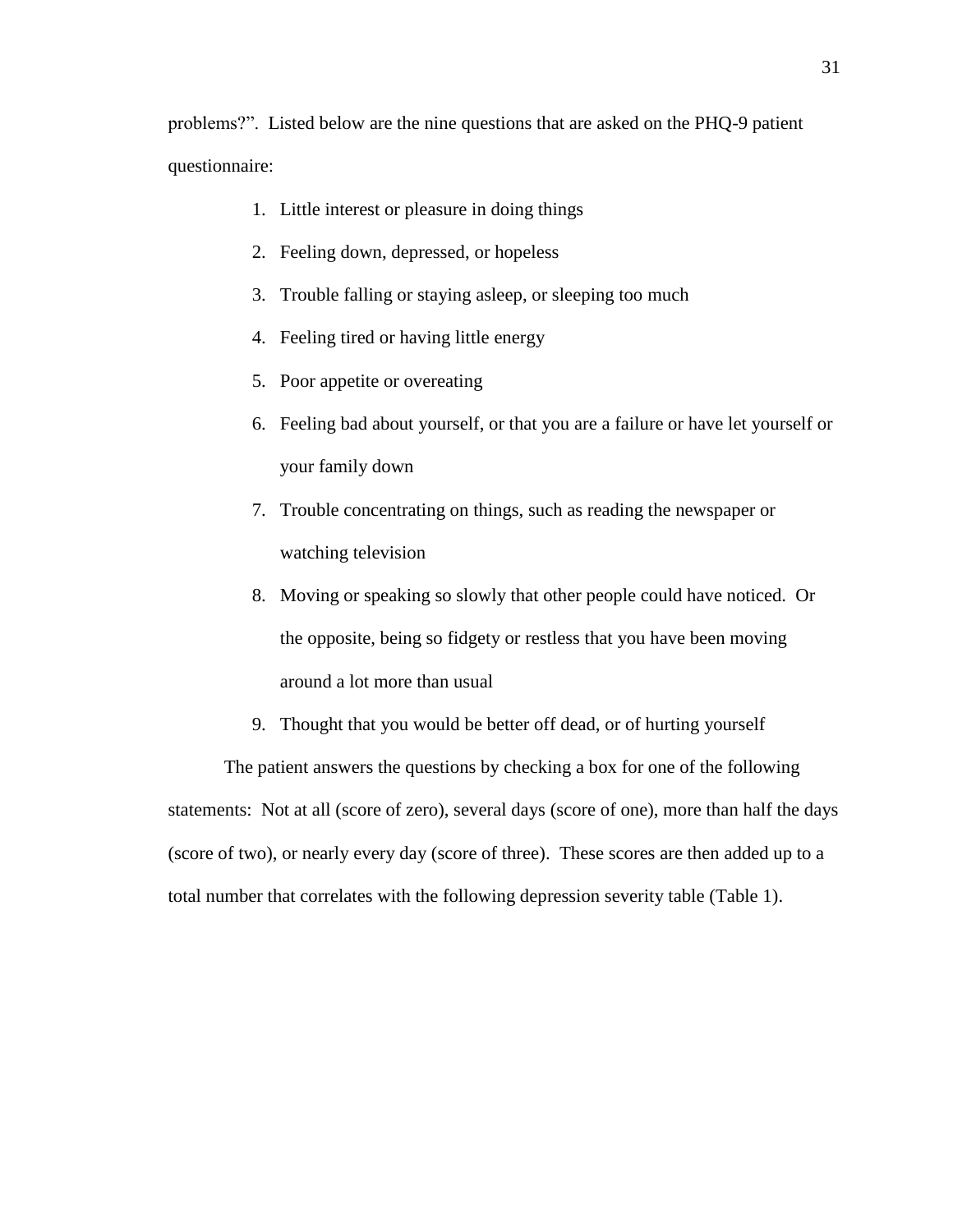problems?". Listed below are the nine questions that are asked on the PHQ-9 patient questionnaire:

1. Little interest or pleasure in doing things
2. Feeling down, depressed, or hopeless
3. Trouble falling or staying asleep, or sleeping too much
4. Feeling tired or having little energy
5. Poor appetite or overeating
6. Feeling bad about yourself, or that you are a failure or have let yourself or your family down
7. Trouble concentrating on things, such as reading the newspaper or watching television
8. Moving or speaking so slowly that other people could have noticed. Or the opposite, being so fidgety or restless that you have been moving around a lot more than usual
9. Thought that you would be better off dead, or of hurting yourself

The patient answers the questions by checking a box for one of the following statements: Not at all (score of zero), several days (score of one), more than half the days (score of two), or nearly every day (score of three). These scores are then added up to a total number that correlates with the following depression severity table (Table 1).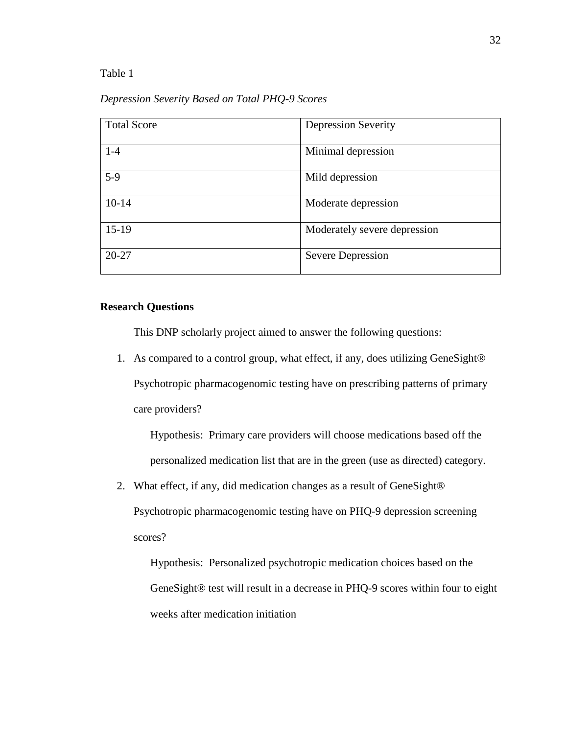Table 1

*Depression Severity Based on Total PHQ-9 Scores*

| Total Score | Depression Severity |
| --- | --- |
| 1-4 | Minimal depression |
| 5-9 | Mild depression |
| 10-14 | Moderate depression |
| 15-19 | Moderately severe depression |
| 20-27 | Severe Depression |

**Research Questions**

This DNP scholarly project aimed to answer the following questions:

1. As compared to a control group, what effect, if any, does utilizing GeneSight® Psychotropic pharmacogenomic testing have on prescribing patterns of primary care providers?

   Hypothesis: Primary care providers will choose medications based off the personalized medication list that are in the green (use as directed) category.

2. What effect, if any, did medication changes as a result of GeneSight® Psychotropic pharmacogenomic testing have on PHQ-9 depression screening scores?

   Hypothesis: Personalized psychotropic medication choices based on the GeneSight® test will result in a decrease in PHQ-9 scores within four to eight weeks after medication initiation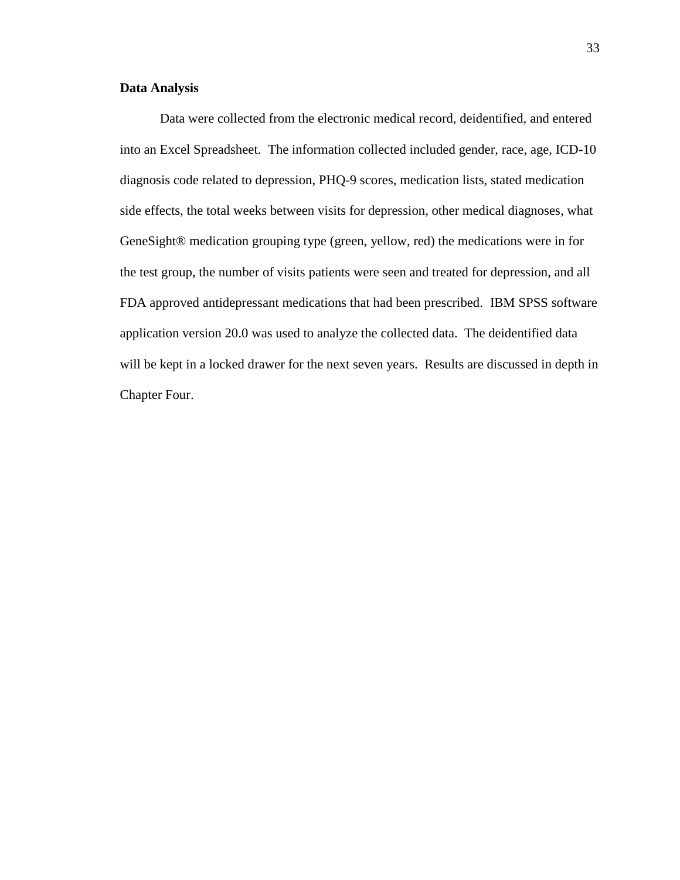**Data Analysis**

Data were collected from the electronic medical record, deidentified, and entered into an Excel Spreadsheet. The information collected included gender, race, age, ICD-10 diagnosis code related to depression, PHQ-9 scores, medication lists, stated medication side effects, the total weeks between visits for depression, other medical diagnoses, what GeneSight® medication grouping type (green, yellow, red) the medications were in for the test group, the number of visits patients were seen and treated for depression, and all FDA approved antidepressant medications that had been prescribed. IBM SPSS software application version 20.0 was used to analyze the collected data. The deidentified data will be kept in a locked drawer for the next seven years. Results are discussed in depth in Chapter Four.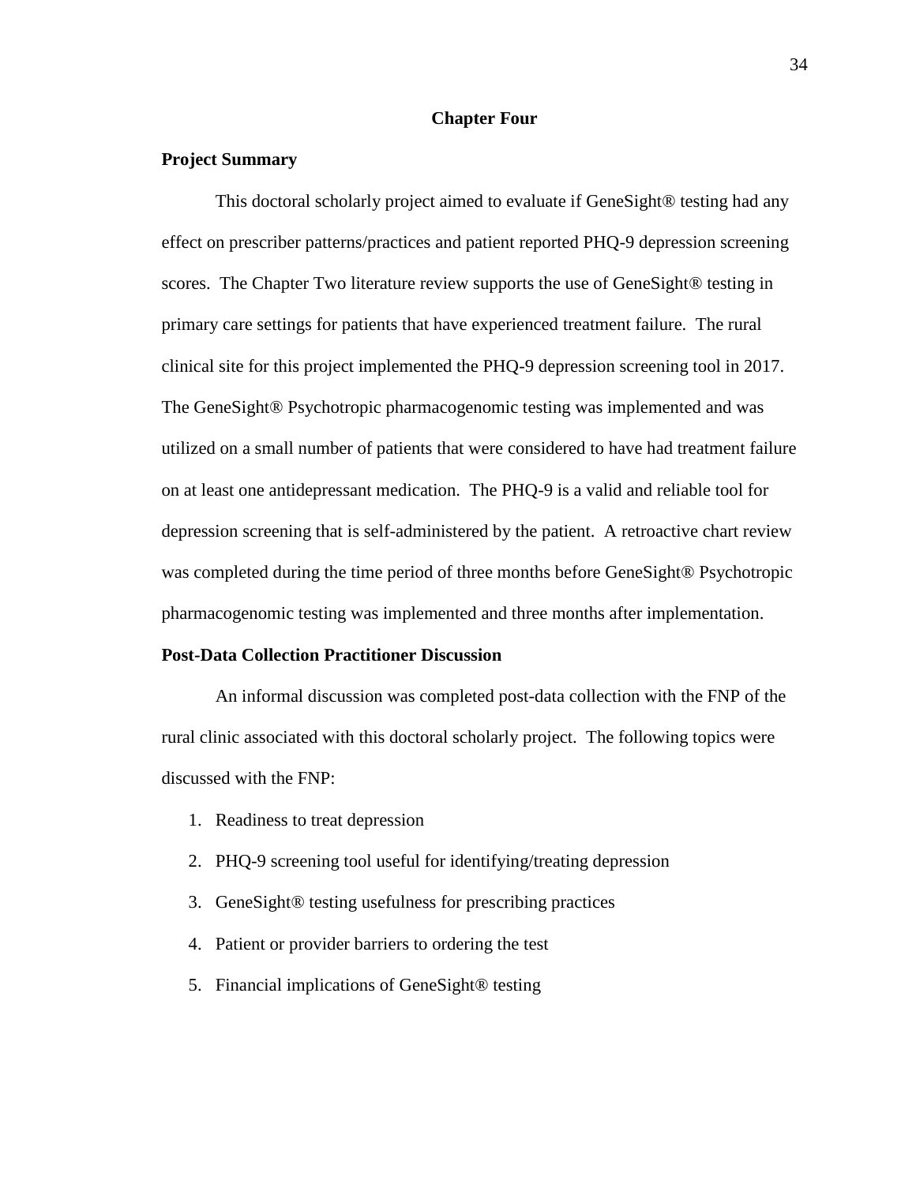# Chapter Four

## Project Summary

This doctoral scholarly project aimed to evaluate if GeneSight® testing had any effect on prescriber patterns/practices and patient reported PHQ-9 depression screening scores. The Chapter Two literature review supports the use of GeneSight® testing in primary care settings for patients that have experienced treatment failure. The rural clinical site for this project implemented the PHQ-9 depression screening tool in 2017. The GeneSight® Psychotropic pharmacogenomic testing was implemented and was utilized on a small number of patients that were considered to have had treatment failure on at least one antidepressant medication. The PHQ-9 is a valid and reliable tool for depression screening that is self-administered by the patient. A retroactive chart review was completed during the time period of three months before GeneSight® Psychotropic pharmacogenomic testing was implemented and three months after implementation.

## Post-Data Collection Practitioner Discussion

An informal discussion was completed post-data collection with the FNP of the rural clinic associated with this doctoral scholarly project. The following topics were discussed with the FNP:

1. Readiness to treat depression
2. PHQ-9 screening tool useful for identifying/treating depression
3. GeneSight® testing usefulness for prescribing practices
4. Patient or provider barriers to ordering the test
5. Financial implications of GeneSight® testing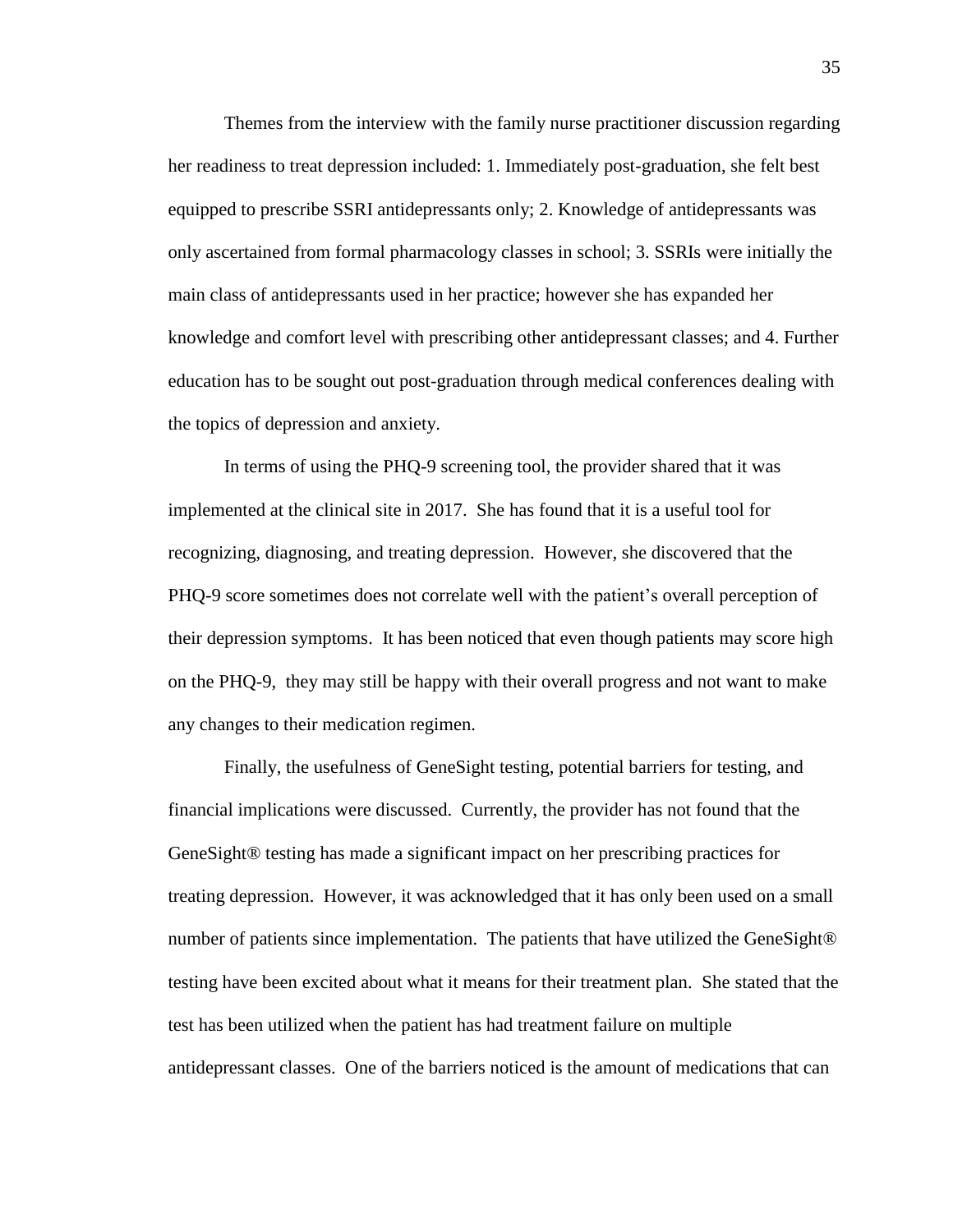Themes from the interview with the family nurse practitioner discussion regarding her readiness to treat depression included: 1. Immediately post-graduation, she felt best equipped to prescribe SSRI antidepressants only; 2. Knowledge of antidepressants was only ascertained from formal pharmacology classes in school; 3. SSRIs were initially the main class of antidepressants used in her practice; however she has expanded her knowledge and comfort level with prescribing other antidepressant classes; and 4. Further education has to be sought out post-graduation through medical conferences dealing with the topics of depression and anxiety.

In terms of using the PHQ-9 screening tool, the provider shared that it was implemented at the clinical site in 2017. She has found that it is a useful tool for recognizing, diagnosing, and treating depression. However, she discovered that the PHQ-9 score sometimes does not correlate well with the patient's overall perception of their depression symptoms. It has been noticed that even though patients may score high on the PHQ-9, they may still be happy with their overall progress and not want to make any changes to their medication regimen.

Finally, the usefulness of GeneSight testing, potential barriers for testing, and financial implications were discussed. Currently, the provider has not found that the GeneSight® testing has made a significant impact on her prescribing practices for treating depression. However, it was acknowledged that it has only been used on a small number of patients since implementation. The patients that have utilized the GeneSight® testing have been excited about what it means for their treatment plan. She stated that the test has been utilized when the patient has had treatment failure on multiple antidepressant classes. One of the barriers noticed is the amount of medications that can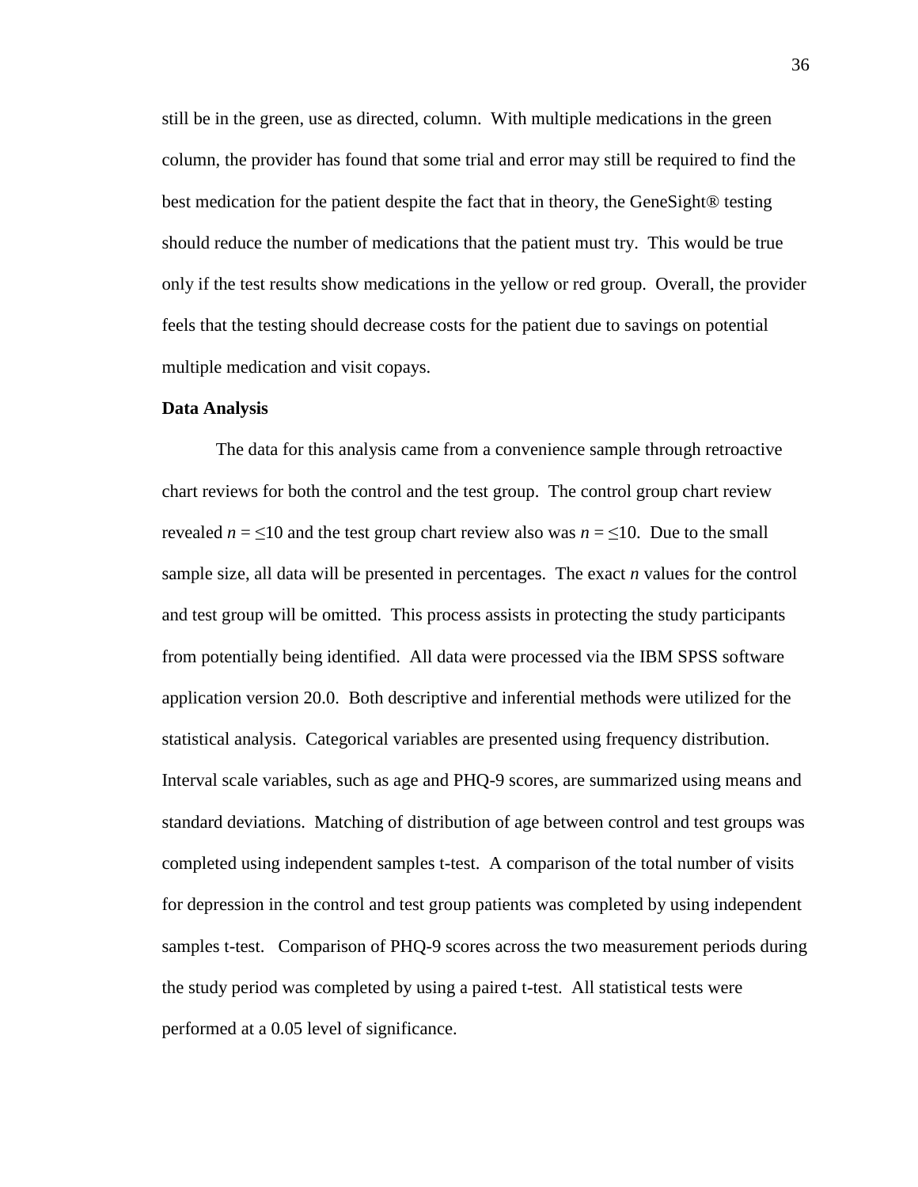still be in the green, use as directed, column. With multiple medications in the green column, the provider has found that some trial and error may still be required to find the best medication for the patient despite the fact that in theory, the GeneSight® testing should reduce the number of medications that the patient must try. This would be true only if the test results show medications in the yellow or red group. Overall, the provider feels that the testing should decrease costs for the patient due to savings on potential multiple medication and visit copays.

**Data Analysis**

The data for this analysis came from a convenience sample through retroactive chart reviews for both the control and the test group. The control group chart review revealed $n = \leq 10$ and the test group chart review also was $n = \leq 10$. Due to the small sample size, all data will be presented in percentages. The exact $n$ values for the control and test group will be omitted. This process assists in protecting the study participants from potentially being identified. All data were processed via the IBM SPSS software application version 20.0. Both descriptive and inferential methods were utilized for the statistical analysis. Categorical variables are presented using frequency distribution. Interval scale variables, such as age and PHQ-9 scores, are summarized using means and standard deviations. Matching of distribution of age between control and test groups was completed using independent samples t-test. A comparison of the total number of visits for depression in the control and test group patients was completed by using independent samples t-test. Comparison of PHQ-9 scores across the two measurement periods during the study period was completed by using a paired t-test. All statistical tests were performed at a 0.05 level of significance.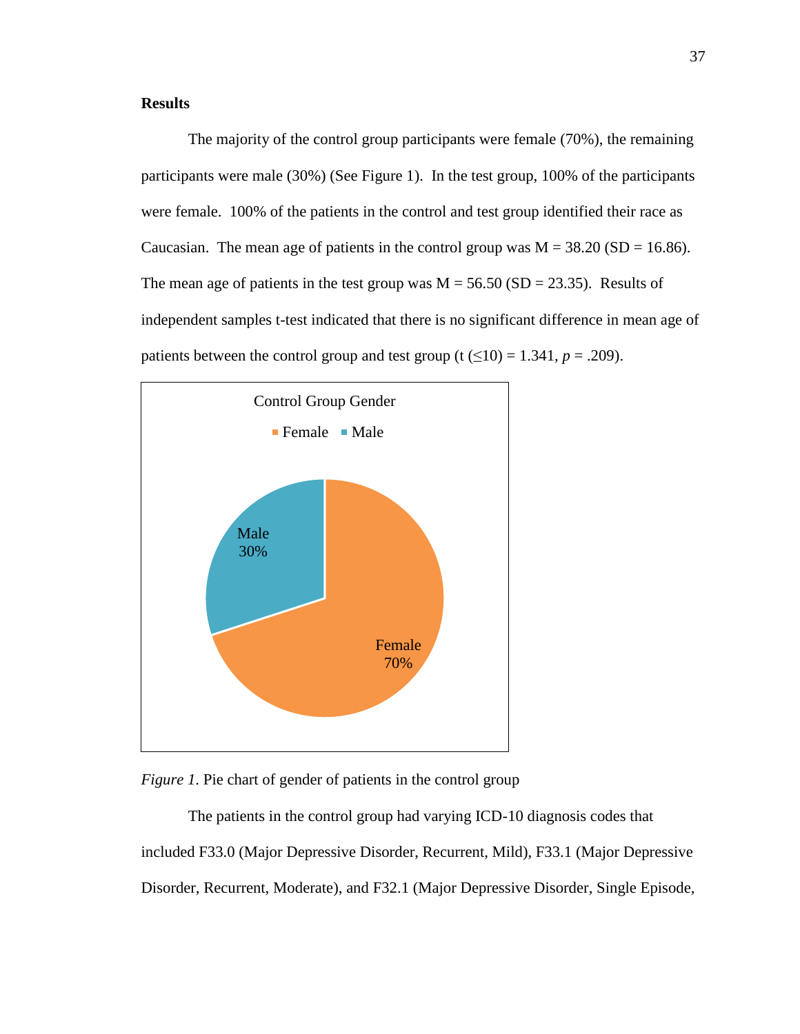**Results**

The majority of the control group participants were female (70%), the remaining participants were male (30%) (See Figure 1). In the test group, 100% of the participants were female. 100% of the patients in the control and test group identified their race as Caucasian. The mean age of patients in the control group was M = 38.20 (SD = 16.86). The mean age of patients in the test group was M = 56.50 (SD = 23.35). Results of independent samples t-test indicated that there is no significant difference in mean age of patients between the control group and test group (t (≤10) = 1.341, *p* = .209).

*Figure 1*. Pie chart of gender of patients in the control group

The patients in the control group had varying ICD-10 diagnosis codes that included F33.0 (Major Depressive Disorder, Recurrent, Mild), F33.1 (Major Depressive Disorder, Recurrent, Moderate), and F32.1 (Major Depressive Disorder, Single Episode,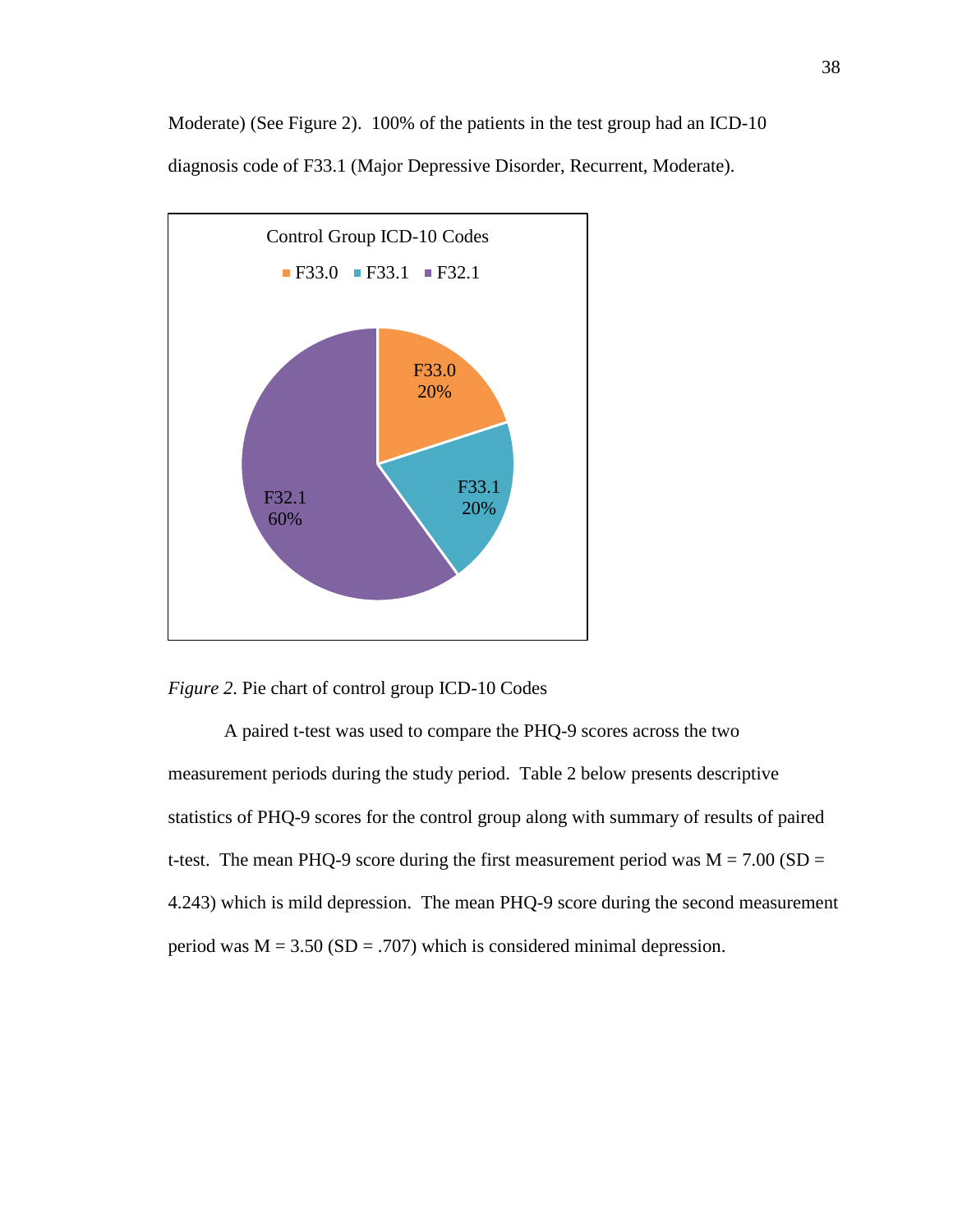Moderate) (See Figure 2). 100% of the patients in the test group had an ICD-10 diagnosis code of F33.1 (Major Depressive Disorder, Recurrent, Moderate).

*Figure 2*. Pie chart of control group ICD-10 Codes

A paired t-test was used to compare the PHQ-9 scores across the two measurement periods during the study period. Table 2 below presents descriptive statistics of PHQ-9 scores for the control group along with summary of results of paired t-test. The mean PHQ-9 score during the first measurement period was M = 7.00 (SD = 4.243) which is mild depression. The mean PHQ-9 score during the second measurement period was M = 3.50 (SD = .707) which is considered minimal depression.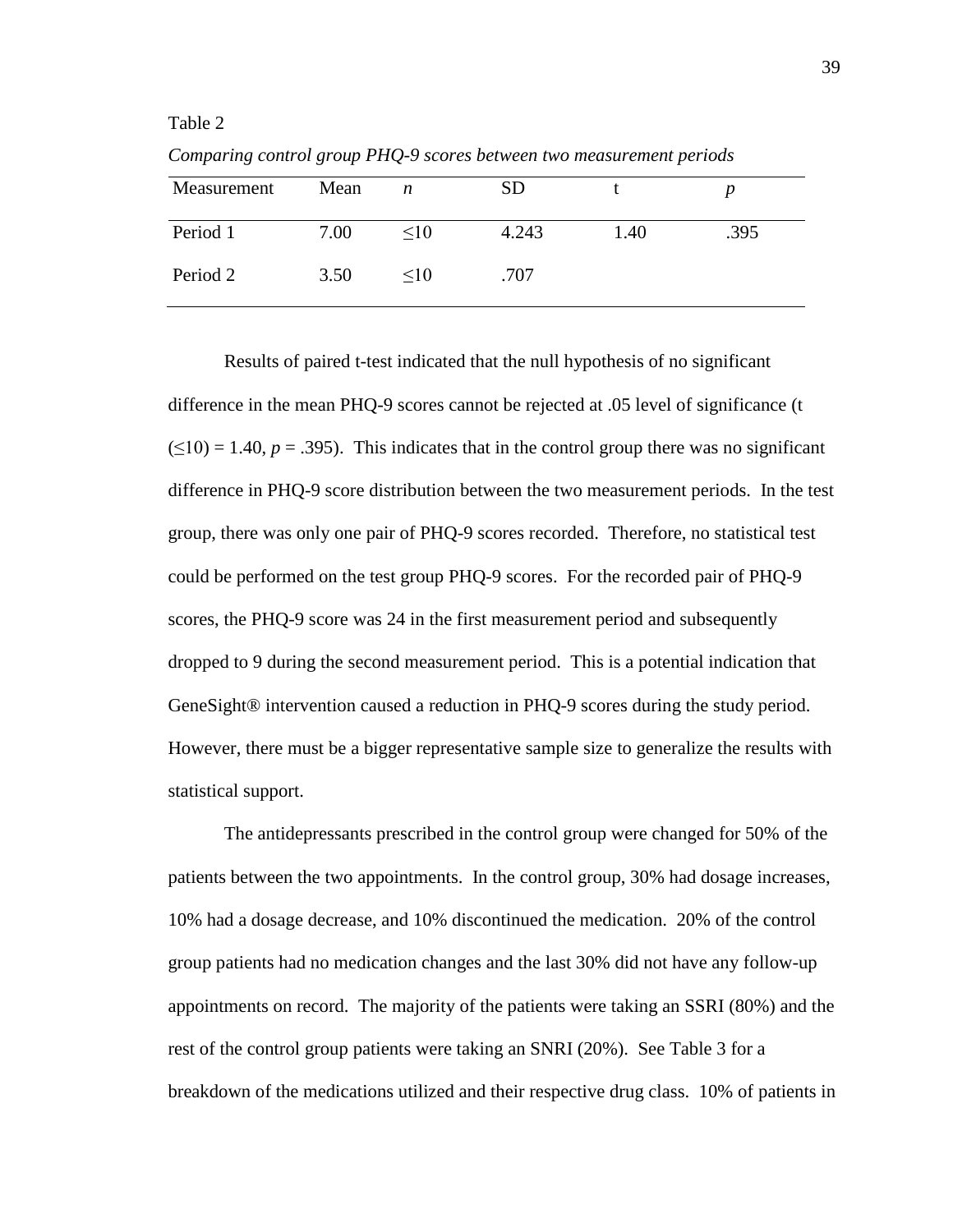Table 2

*Comparing control group PHQ-9 scores between two measurement periods*

| Measurement | Mean | *n* | SD | t | *p* |
|---|---|---|---|---|---|
| Period 1 | 7.00 | ≤10 | 4.243 | 1.40 | .395 |
| Period 2 | 3.50 | ≤10 | .707 | | |

Results of paired t-test indicated that the null hypothesis of no significant difference in the mean PHQ-9 scores cannot be rejected at .05 level of significance (t (≤10) = 1.40, *p* = .395). This indicates that in the control group there was no significant difference in PHQ-9 score distribution between the two measurement periods. In the test group, there was only one pair of PHQ-9 scores recorded. Therefore, no statistical test could be performed on the test group PHQ-9 scores. For the recorded pair of PHQ-9 scores, the PHQ-9 score was 24 in the first measurement period and subsequently dropped to 9 during the second measurement period. This is a potential indication that GeneSight® intervention caused a reduction in PHQ-9 scores during the study period. However, there must be a bigger representative sample size to generalize the results with statistical support.

The antidepressants prescribed in the control group were changed for 50% of the patients between the two appointments. In the control group, 30% had dosage increases, 10% had a dosage decrease, and 10% discontinued the medication. 20% of the control group patients had no medication changes and the last 30% did not have any follow-up appointments on record. The majority of the patients were taking an SSRI (80%) and the rest of the control group patients were taking an SNRI (20%). See Table 3 for a breakdown of the medications utilized and their respective drug class. 10% of patients in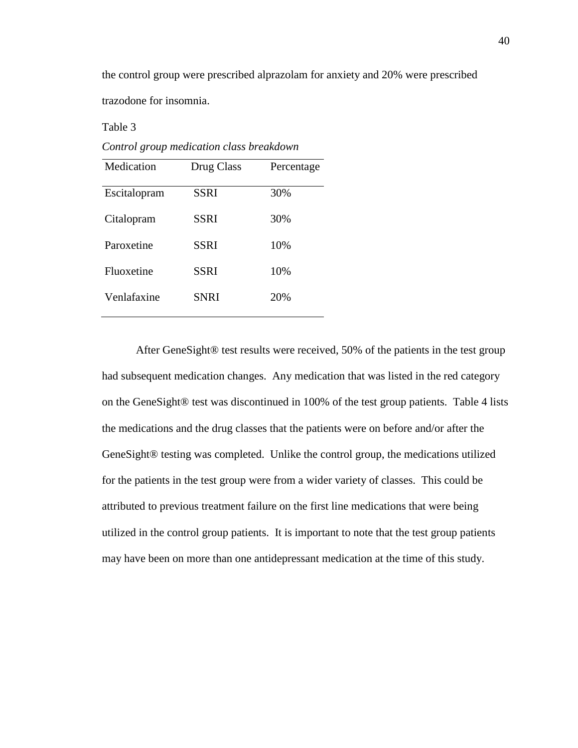the control group were prescribed alprazolam for anxiety and 20% were prescribed trazodone for insomnia.

Table 3

*Control group medication class breakdown*

| Medication | Drug Class | Percentage |
|---|---|---|
| Escitalopram | SSRI | 30% |
| Citalopram | SSRI | 30% |
| Paroxetine | SSRI | 10% |
| Fluoxetine | SSRI | 10% |
| Venlafaxine | SNRI | 20% |

After GeneSight® test results were received, 50% of the patients in the test group had subsequent medication changes. Any medication that was listed in the red category on the GeneSight® test was discontinued in 100% of the test group patients. Table 4 lists the medications and the drug classes that the patients were on before and/or after the GeneSight® testing was completed. Unlike the control group, the medications utilized for the patients in the test group were from a wider variety of classes. This could be attributed to previous treatment failure on the first line medications that were being utilized in the control group patients. It is important to note that the test group patients may have been on more than one antidepressant medication at the time of this study.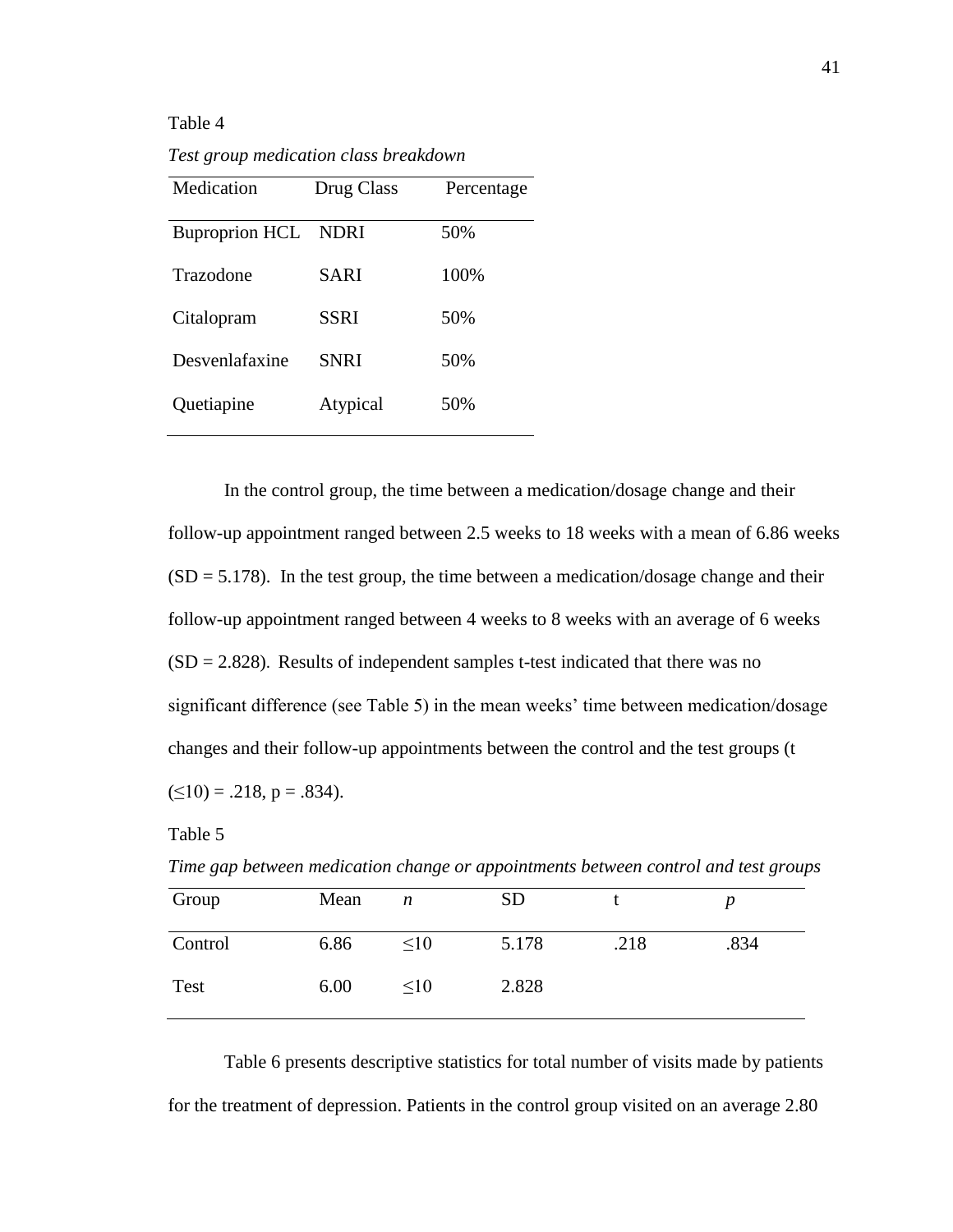Table 4

*Test group medication class breakdown*

| Medication | Drug Class | Percentage |
|---|---|---|
| Buproprion HCL | NDRI | 50% |
| Trazodone | SARI | 100% |
| Citalopram | SSRI | 50% |
| Desvenlafaxine | SNRI | 50% |
| Quetiapine | Atypical | 50% |

In the control group, the time between a medication/dosage change and their follow-up appointment ranged between 2.5 weeks to 18 weeks with a mean of 6.86 weeks (SD = 5.178). In the test group, the time between a medication/dosage change and their follow-up appointment ranged between 4 weeks to 8 weeks with an average of 6 weeks (SD = 2.828). Results of independent samples t-test indicated that there was no significant difference (see Table 5) in the mean weeks' time between medication/dosage changes and their follow-up appointments between the control and the test groups ($t (\leq 10) = .218$, $p = .834$).

Table 5

*Time gap between medication change or appointments between control and test groups*

| Group | Mean | *n* | SD | t | *p* |
|---|---|---|---|---|---|
| Control | 6.86 | ≤10 | 5.178 | .218 | .834 |
| Test | 6.00 | ≤10 | 2.828 | | |

Table 6 presents descriptive statistics for total number of visits made by patients for the treatment of depression. Patients in the control group visited on an average 2.80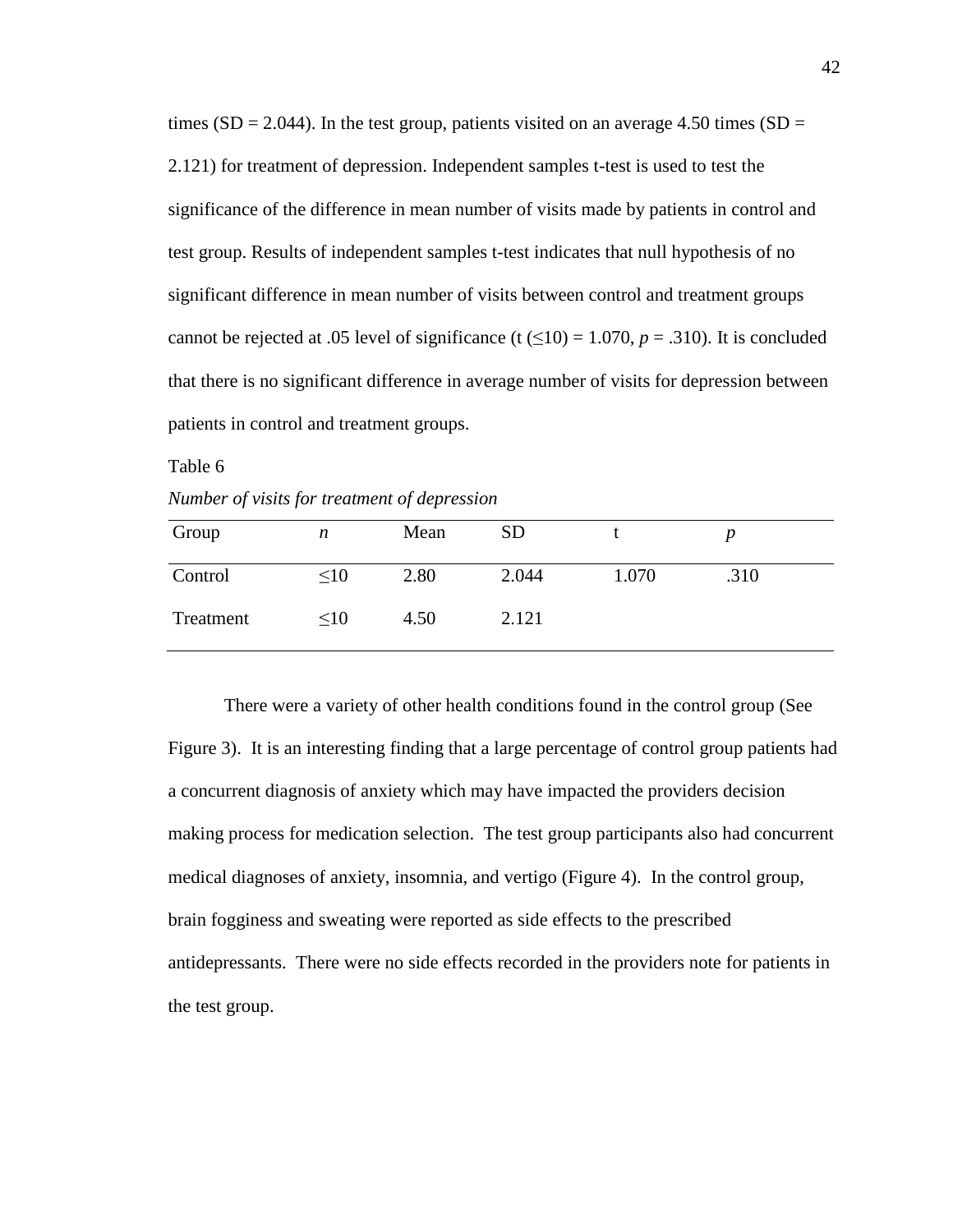times (SD = 2.044). In the test group, patients visited on an average 4.50 times (SD = 2.121) for treatment of depression. Independent samples t-test is used to test the significance of the difference in mean number of visits made by patients in control and test group. Results of independent samples t-test indicates that null hypothesis of no significant difference in mean number of visits between control and treatment groups cannot be rejected at .05 level of significance ($t\ (\leq 10) = 1.070$, $p = .310$). It is concluded that there is no significant difference in average number of visits for depression between patients in control and treatment groups.

Table 6

*Number of visits for treatment of depression*

| Group | *n* | Mean | SD | t | *p* |
|---|---|---|---|---|---|
| Control | ≤10 | 2.80 | 2.044 | 1.070 | .310 |
| Treatment | ≤10 | 4.50 | 2.121 | | |

There were a variety of other health conditions found in the control group (See Figure 3). It is an interesting finding that a large percentage of control group patients had a concurrent diagnosis of anxiety which may have impacted the providers decision making process for medication selection. The test group participants also had concurrent medical diagnoses of anxiety, insomnia, and vertigo (Figure 4). In the control group, brain fogginess and sweating were reported as side effects to the prescribed antidepressants. There were no side effects recorded in the providers note for patients in the test group.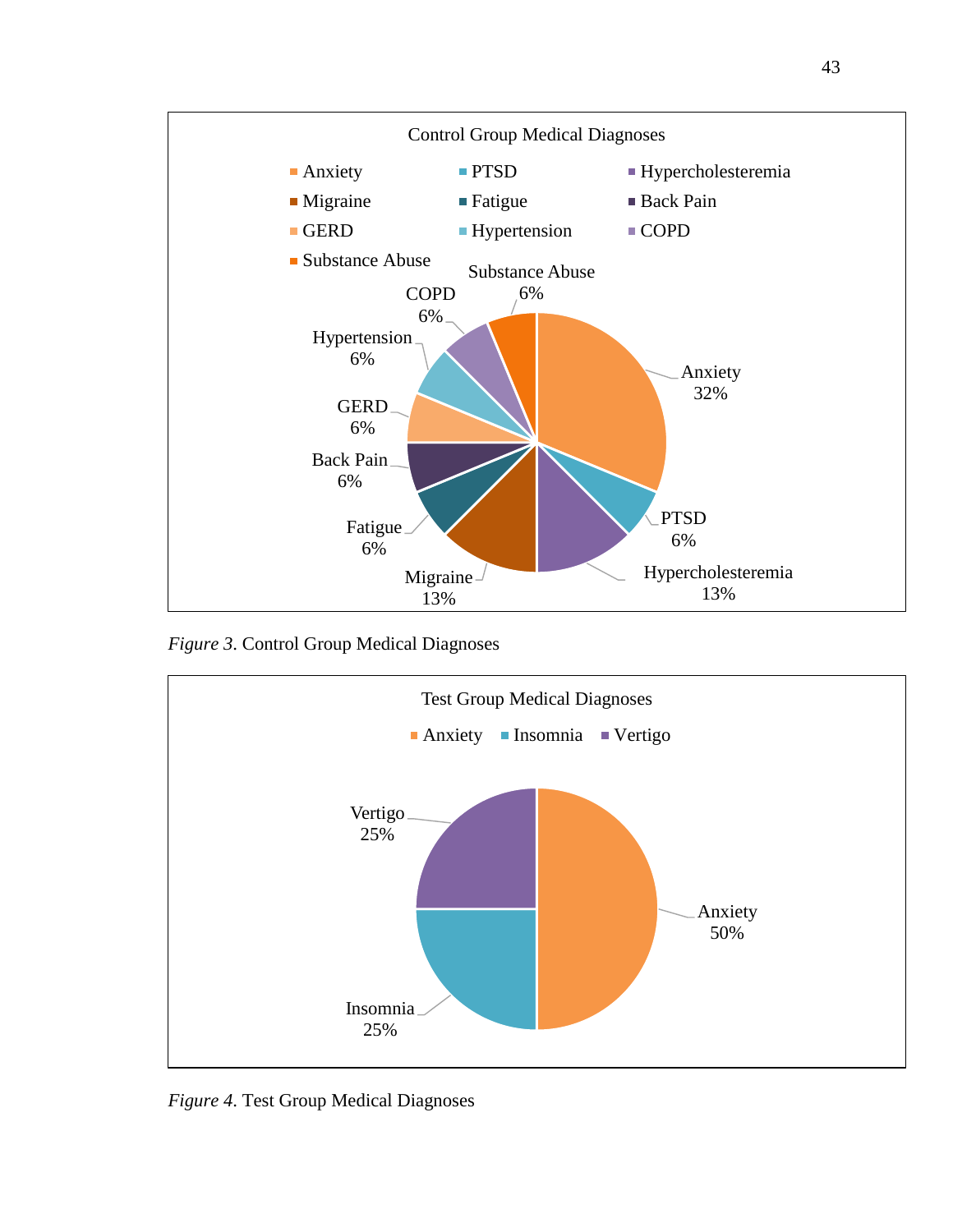Control Group Medical Diagnoses

- Anxiety
- PTSD
- Hypercholesteremia
- Migraine
- Fatigue
- Back Pain
- GERD
- Hypertension
- COPD
- Substance Abuse

| Diagnosis | Percentage |
| --- | --- |
| Anxiety | 32% |
| PTSD | 6% |
| Hypercholesteremia | 13% |
| Migraine | 13% |
| Fatigue | 6% |
| Back Pain | 6% |
| GERD | 6% |
| Hypertension | 6% |
| COPD | 6% |
| Substance Abuse | 6% |

*Figure 3*. Control Group Medical Diagnoses

Test Group Medical Diagnoses

- Anxiety
- Insomnia
- Vertigo

| Diagnosis | Percentage |
| --- | --- |
| Anxiety | 50% |
| Insomnia | 25% |
| Vertigo | 25% |

*Figure 4*. Test Group Medical Diagnoses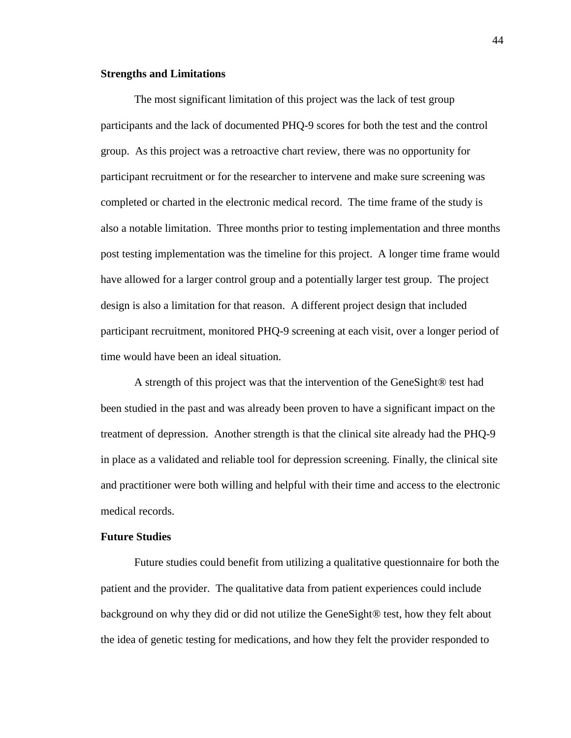### Strengths and Limitations

The most significant limitation of this project was the lack of test group participants and the lack of documented PHQ-9 scores for both the test and the control group. As this project was a retroactive chart review, there was no opportunity for participant recruitment or for the researcher to intervene and make sure screening was completed or charted in the electronic medical record. The time frame of the study is also a notable limitation. Three months prior to testing implementation and three months post testing implementation was the timeline for this project. A longer time frame would have allowed for a larger control group and a potentially larger test group. The project design is also a limitation for that reason. A different project design that included participant recruitment, monitored PHQ-9 screening at each visit, over a longer period of time would have been an ideal situation.

A strength of this project was that the intervention of the GeneSight® test had been studied in the past and was already been proven to have a significant impact on the treatment of depression. Another strength is that the clinical site already had the PHQ-9 in place as a validated and reliable tool for depression screening. Finally, the clinical site and practitioner were both willing and helpful with their time and access to the electronic medical records.

### Future Studies

Future studies could benefit from utilizing a qualitative questionnaire for both the patient and the provider. The qualitative data from patient experiences could include background on why they did or did not utilize the GeneSight® test, how they felt about the idea of genetic testing for medications, and how they felt the provider responded to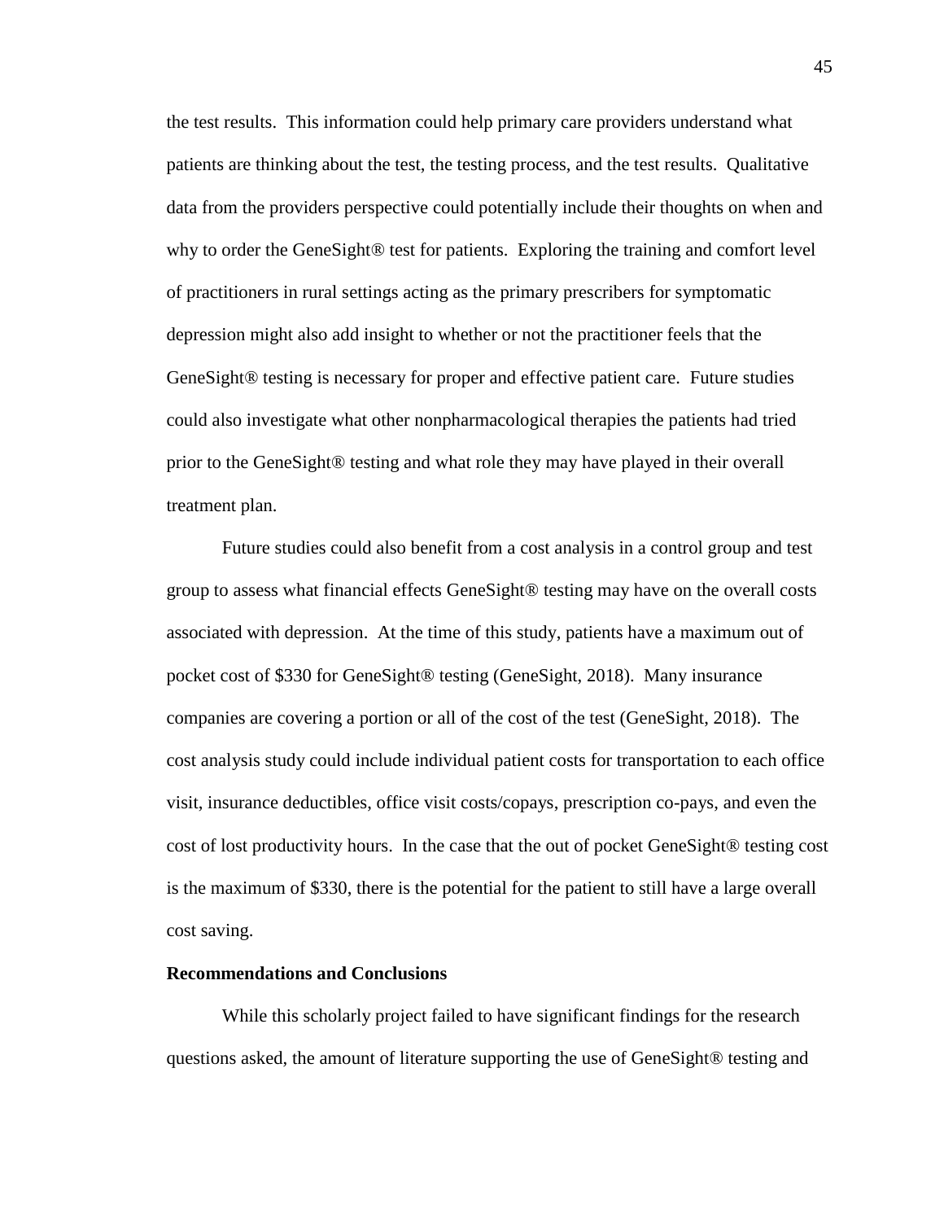the test results. This information could help primary care providers understand what patients are thinking about the test, the testing process, and the test results. Qualitative data from the providers perspective could potentially include their thoughts on when and why to order the GeneSight® test for patients. Exploring the training and comfort level of practitioners in rural settings acting as the primary prescribers for symptomatic depression might also add insight to whether or not the practitioner feels that the GeneSight® testing is necessary for proper and effective patient care. Future studies could also investigate what other nonpharmacological therapies the patients had tried prior to the GeneSight® testing and what role they may have played in their overall treatment plan.

Future studies could also benefit from a cost analysis in a control group and test group to assess what financial effects GeneSight® testing may have on the overall costs associated with depression. At the time of this study, patients have a maximum out of pocket cost of $330 for GeneSight® testing (GeneSight, 2018). Many insurance companies are covering a portion or all of the cost of the test (GeneSight, 2018). The cost analysis study could include individual patient costs for transportation to each office visit, insurance deductibles, office visit costs/copays, prescription co-pays, and even the cost of lost productivity hours. In the case that the out of pocket GeneSight® testing cost is the maximum of $330, there is the potential for the patient to still have a large overall cost saving.

**Recommendations and Conclusions**

While this scholarly project failed to have significant findings for the research questions asked, the amount of literature supporting the use of GeneSight® testing and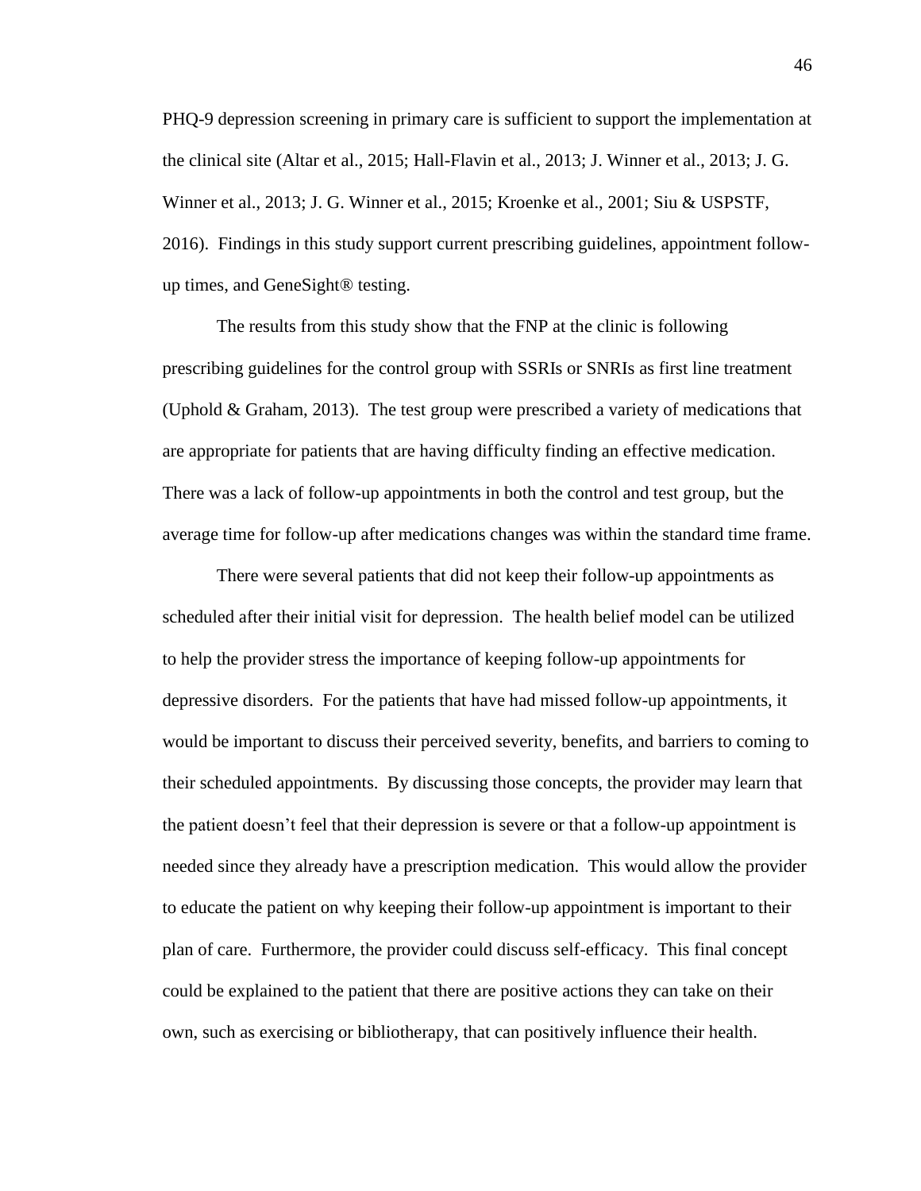PHQ-9 depression screening in primary care is sufficient to support the implementation at the clinical site (Altar et al., 2015; Hall-Flavin et al., 2013; J. Winner et al., 2013; J. G. Winner et al., 2013; J. G. Winner et al., 2015; Kroenke et al., 2001; Siu & USPSTF, 2016). Findings in this study support current prescribing guidelines, appointment follow-up times, and GeneSight® testing.

The results from this study show that the FNP at the clinic is following prescribing guidelines for the control group with SSRIs or SNRIs as first line treatment (Uphold & Graham, 2013). The test group were prescribed a variety of medications that are appropriate for patients that are having difficulty finding an effective medication. There was a lack of follow-up appointments in both the control and test group, but the average time for follow-up after medications changes was within the standard time frame.

There were several patients that did not keep their follow-up appointments as scheduled after their initial visit for depression. The health belief model can be utilized to help the provider stress the importance of keeping follow-up appointments for depressive disorders. For the patients that have had missed follow-up appointments, it would be important to discuss their perceived severity, benefits, and barriers to coming to their scheduled appointments. By discussing those concepts, the provider may learn that the patient doesn't feel that their depression is severe or that a follow-up appointment is needed since they already have a prescription medication. This would allow the provider to educate the patient on why keeping their follow-up appointment is important to their plan of care. Furthermore, the provider could discuss self-efficacy. This final concept could be explained to the patient that there are positive actions they can take on their own, such as exercising or bibliotherapy, that can positively influence their health.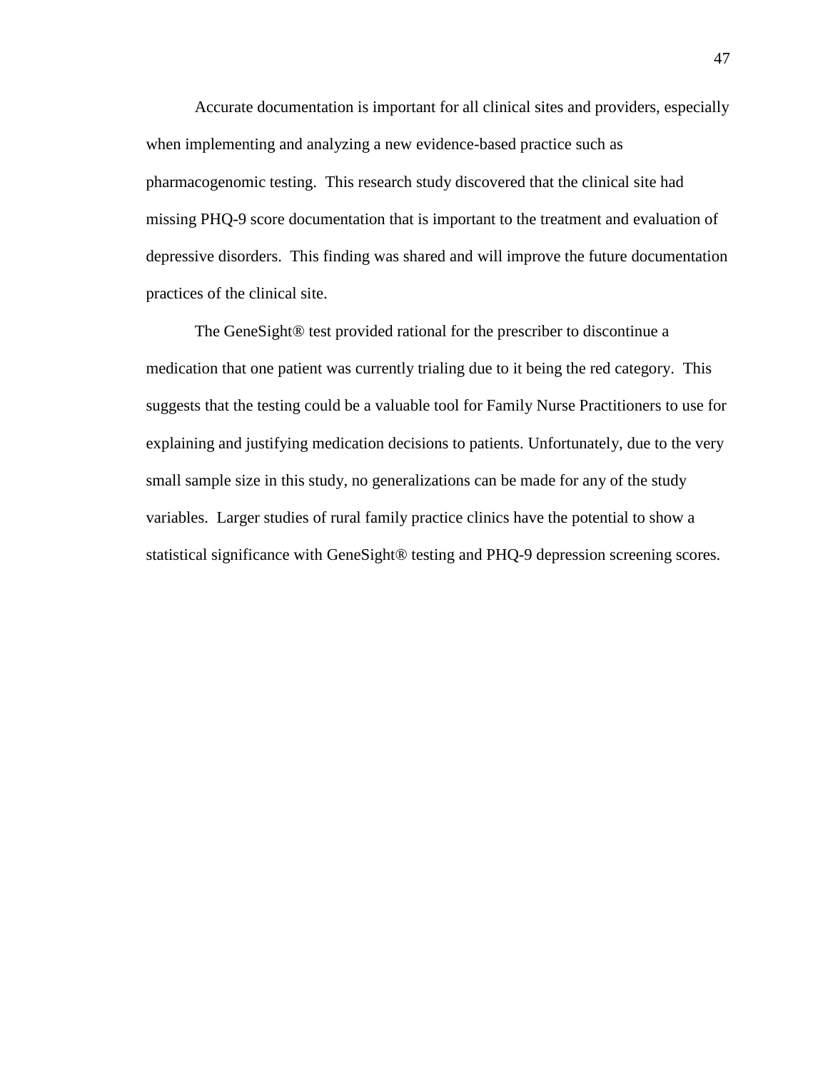Accurate documentation is important for all clinical sites and providers, especially when implementing and analyzing a new evidence-based practice such as pharmacogenomic testing. This research study discovered that the clinical site had missing PHQ-9 score documentation that is important to the treatment and evaluation of depressive disorders. This finding was shared and will improve the future documentation practices of the clinical site.

The GeneSight® test provided rational for the prescriber to discontinue a medication that one patient was currently trialing due to it being the red category. This suggests that the testing could be a valuable tool for Family Nurse Practitioners to use for explaining and justifying medication decisions to patients. Unfortunately, due to the very small sample size in this study, no generalizations can be made for any of the study variables. Larger studies of rural family practice clinics have the potential to show a statistical significance with GeneSight® testing and PHQ-9 depression screening scores.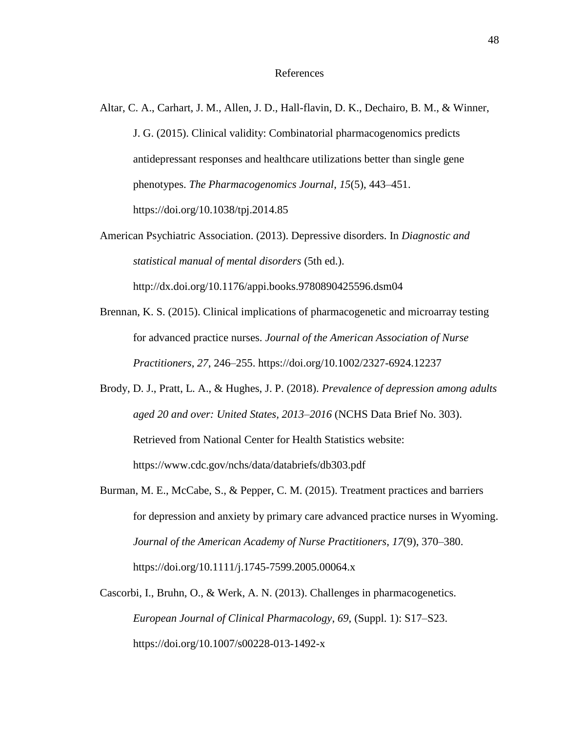# References

Altar, C. A., Carhart, J. M., Allen, J. D., Hall-flavin, D. K., Dechairo, B. M., & Winner, J. G. (2015). Clinical validity: Combinatorial pharmacogenomics predicts antidepressant responses and healthcare utilizations better than single gene phenotypes. *The Pharmacogenomics Journal*, *15*(5), 443–451. https://doi.org/10.1038/tpj.2014.85

American Psychiatric Association. (2013). Depressive disorders. In *Diagnostic and statistical manual of mental disorders* (5th ed.). http://dx.doi.org/10.1176/appi.books.9780890425596.dsm04

Brennan, K. S. (2015). Clinical implications of pharmacogenetic and microarray testing for advanced practice nurses. *Journal of the American Association of Nurse Practitioners*, *27*, 246–255. https://doi.org/10.1002/2327-6924.12237

Brody, D. J., Pratt, L. A., & Hughes, J. P. (2018). *Prevalence of depression among adults aged 20 and over: United States, 2013–2016* (NCHS Data Brief No. 303). Retrieved from National Center for Health Statistics website: https://www.cdc.gov/nchs/data/databriefs/db303.pdf

Burman, M. E., McCabe, S., & Pepper, C. M. (2015). Treatment practices and barriers for depression and anxiety by primary care advanced practice nurses in Wyoming. *Journal of the American Academy of Nurse Practitioners*, *17*(9), 370–380. https://doi.org/10.1111/j.1745-7599.2005.00064.x

Cascorbi, I., Bruhn, O., & Werk, A. N. (2013). Challenges in pharmacogenetics. *European Journal of Clinical Pharmacology*, *69*, (Suppl. 1): S17–S23. https://doi.org/10.1007/s00228-013-1492-x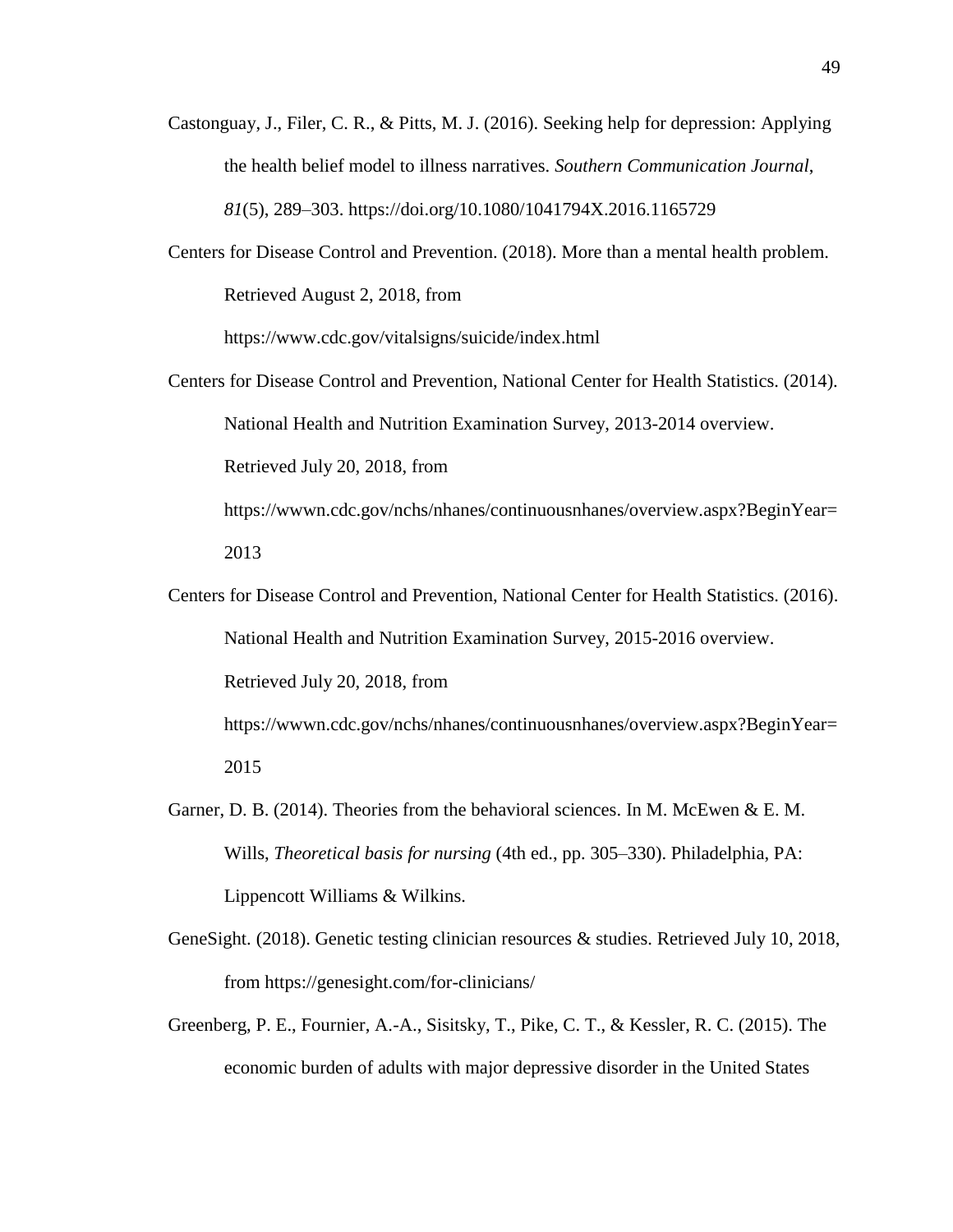Castonguay, J., Filer, C. R., & Pitts, M. J. (2016). Seeking help for depression: Applying the health belief model to illness narratives. *Southern Communication Journal*, *81*(5), 289–303. https://doi.org/10.1080/1041794X.2016.1165729

Centers for Disease Control and Prevention. (2018). More than a mental health problem. Retrieved August 2, 2018, from https://www.cdc.gov/vitalsigns/suicide/index.html

Centers for Disease Control and Prevention, National Center for Health Statistics. (2014). National Health and Nutrition Examination Survey, 2013-2014 overview. Retrieved July 20, 2018, from https://wwwn.cdc.gov/nchs/nhanes/continuousnhanes/overview.aspx?BeginYear=2013

Centers for Disease Control and Prevention, National Center for Health Statistics. (2016). National Health and Nutrition Examination Survey, 2015-2016 overview. Retrieved July 20, 2018, from https://wwwn.cdc.gov/nchs/nhanes/continuousnhanes/overview.aspx?BeginYear=2015

Garner, D. B. (2014). Theories from the behavioral sciences. In M. McEwen & E. M. Wills, *Theoretical basis for nursing* (4th ed., pp. 305–330). Philadelphia, PA: Lippencott Williams & Wilkins.

GeneSight. (2018). Genetic testing clinician resources & studies. Retrieved July 10, 2018, from https://genesight.com/for-clinicians/

Greenberg, P. E., Fournier, A.-A., Sisitsky, T., Pike, C. T., & Kessler, R. C. (2015). The economic burden of adults with major depressive disorder in the United States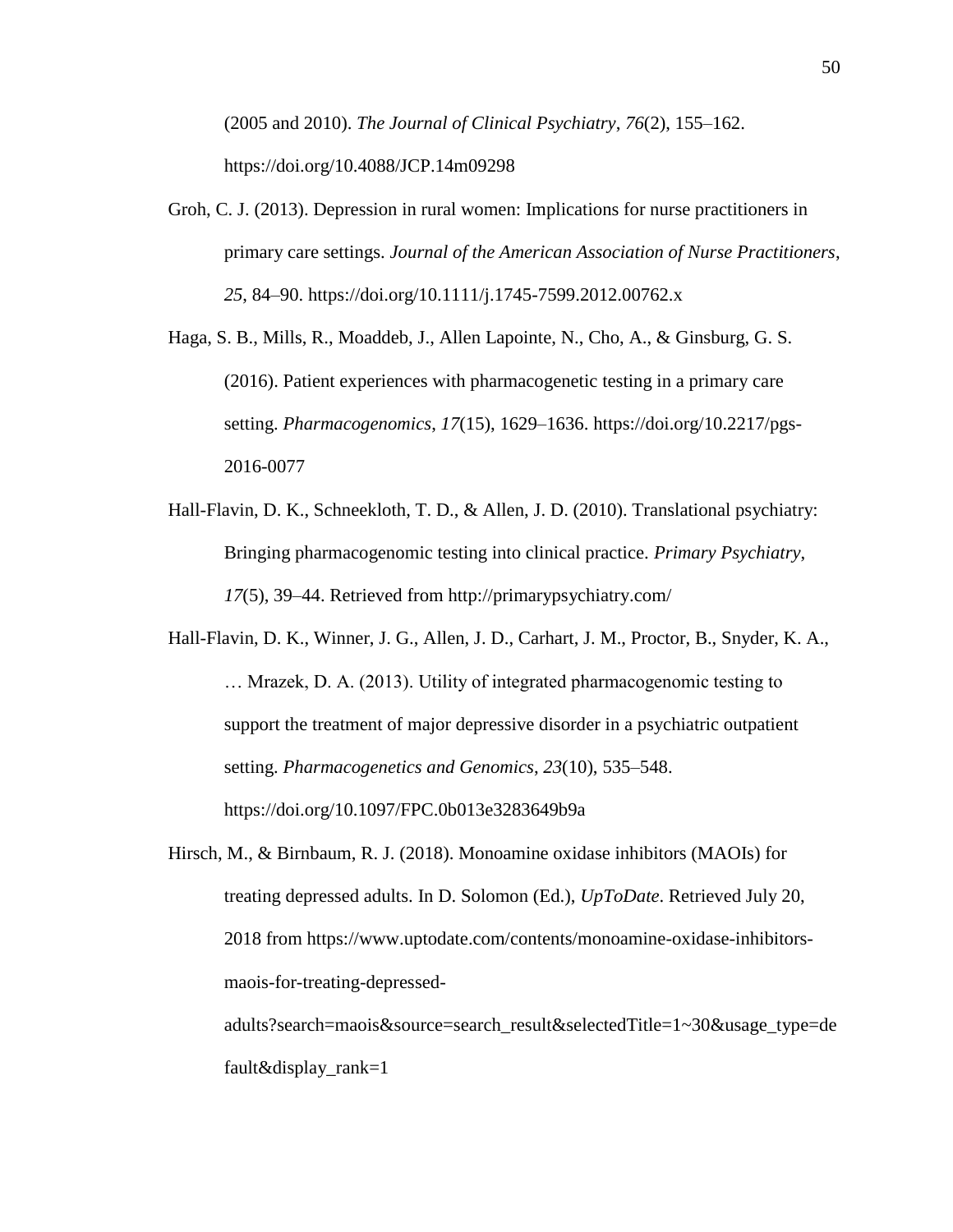(2005 and 2010). *The Journal of Clinical Psychiatry*, *76*(2), 155–162. https://doi.org/10.4088/JCP.14m09298

Groh, C. J. (2013). Depression in rural women: Implications for nurse practitioners in primary care settings. *Journal of the American Association of Nurse Practitioners*, *25*, 84–90. https://doi.org/10.1111/j.1745-7599.2012.00762.x

Haga, S. B., Mills, R., Moaddeb, J., Allen Lapointe, N., Cho, A., & Ginsburg, G. S. (2016). Patient experiences with pharmacogenetic testing in a primary care setting. *Pharmacogenomics*, *17*(15), 1629–1636. https://doi.org/10.2217/pgs-2016-0077

Hall-Flavin, D. K., Schneekloth, T. D., & Allen, J. D. (2010). Translational psychiatry: Bringing pharmacogenomic testing into clinical practice. *Primary Psychiatry*, *17*(5), 39–44. Retrieved from http://primarypsychiatry.com/

Hall-Flavin, D. K., Winner, J. G., Allen, J. D., Carhart, J. M., Proctor, B., Snyder, K. A., … Mrazek, D. A. (2013). Utility of integrated pharmacogenomic testing to support the treatment of major depressive disorder in a psychiatric outpatient setting. *Pharmacogenetics and Genomics*, *23*(10), 535–548. https://doi.org/10.1097/FPC.0b013e3283649b9a

Hirsch, M., & Birnbaum, R. J. (2018). Monoamine oxidase inhibitors (MAOIs) for treating depressed adults. In D. Solomon (Ed.), *UpToDate*. Retrieved July 20, 2018 from https://www.uptodate.com/contents/monoamine-oxidase-inhibitors-maois-for-treating-depressed-adults?search=maois&source=search_result&selectedTitle=1~30&usage_type=default&display_rank=1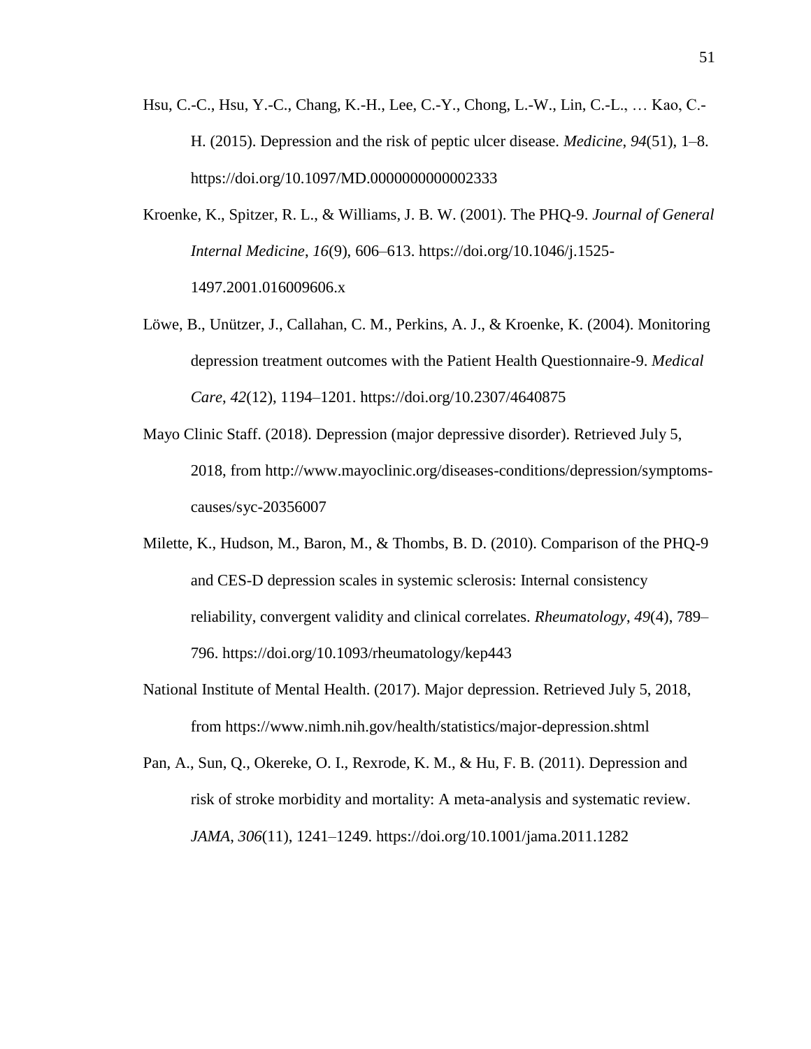Hsu, C.-C., Hsu, Y.-C., Chang, K.-H., Lee, C.-Y., Chong, L.-W., Lin, C.-L., … Kao, C.-H. (2015). Depression and the risk of peptic ulcer disease. *Medicine*, *94*(51), 1–8. https://doi.org/10.1097/MD.0000000000002333

Kroenke, K., Spitzer, R. L., & Williams, J. B. W. (2001). The PHQ-9. *Journal of General Internal Medicine*, *16*(9), 606–613. https://doi.org/10.1046/j.1525-1497.2001.016009606.x

Löwe, B., Unützer, J., Callahan, C. M., Perkins, A. J., & Kroenke, K. (2004). Monitoring depression treatment outcomes with the Patient Health Questionnaire-9. *Medical Care*, *42*(12), 1194–1201. https://doi.org/10.2307/4640875

Mayo Clinic Staff. (2018). Depression (major depressive disorder). Retrieved July 5, 2018, from http://www.mayoclinic.org/diseases-conditions/depression/symptoms-causes/syc-20356007

Milette, K., Hudson, M., Baron, M., & Thombs, B. D. (2010). Comparison of the PHQ-9 and CES-D depression scales in systemic sclerosis: Internal consistency reliability, convergent validity and clinical correlates. *Rheumatology*, *49*(4), 789–796. https://doi.org/10.1093/rheumatology/kep443

National Institute of Mental Health. (2017). Major depression. Retrieved July 5, 2018, from https://www.nimh.nih.gov/health/statistics/major-depression.shtml

Pan, A., Sun, Q., Okereke, O. I., Rexrode, K. M., & Hu, F. B. (2011). Depression and risk of stroke morbidity and mortality: A meta-analysis and systematic review. *JAMA*, *306*(11), 1241–1249. https://doi.org/10.1001/jama.2011.1282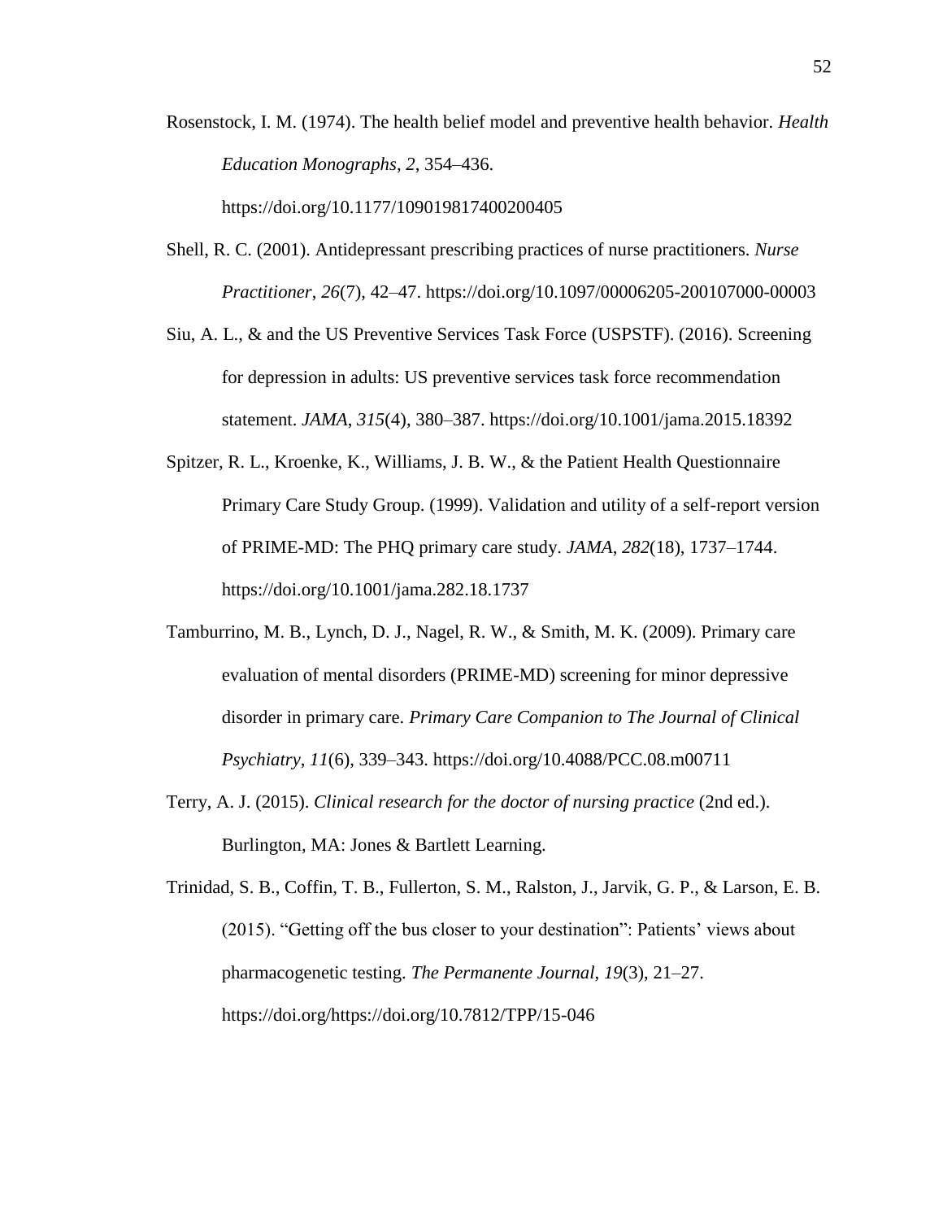Rosenstock, I. M. (1974). The health belief model and preventive health behavior. *Health Education Monographs*, *2*, 354–436. https://doi.org/10.1177/109019817400200405

Shell, R. C. (2001). Antidepressant prescribing practices of nurse practitioners. *Nurse Practitioner*, *26*(7), 42–47. https://doi.org/10.1097/00006205-200107000-00003

Siu, A. L., & and the US Preventive Services Task Force (USPSTF). (2016). Screening for depression in adults: US preventive services task force recommendation statement. *JAMA*, *315*(4), 380–387. https://doi.org/10.1001/jama.2015.18392

Spitzer, R. L., Kroenke, K., Williams, J. B. W., & the Patient Health Questionnaire Primary Care Study Group. (1999). Validation and utility of a self-report version of PRIME-MD: The PHQ primary care study. *JAMA*, *282*(18), 1737–1744. https://doi.org/10.1001/jama.282.18.1737

Tamburrino, M. B., Lynch, D. J., Nagel, R. W., & Smith, M. K. (2009). Primary care evaluation of mental disorders (PRIME-MD) screening for minor depressive disorder in primary care. *Primary Care Companion to The Journal of Clinical Psychiatry*, *11*(6), 339–343. https://doi.org/10.4088/PCC.08.m00711

Terry, A. J. (2015). *Clinical research for the doctor of nursing practice* (2nd ed.). Burlington, MA: Jones & Bartlett Learning.

Trinidad, S. B., Coffin, T. B., Fullerton, S. M., Ralston, J., Jarvik, G. P., & Larson, E. B. (2015). "Getting off the bus closer to your destination": Patients' views about pharmacogenetic testing. *The Permanente Journal*, *19*(3), 21–27. https://doi.org/https://doi.org/10.7812/TPP/15-046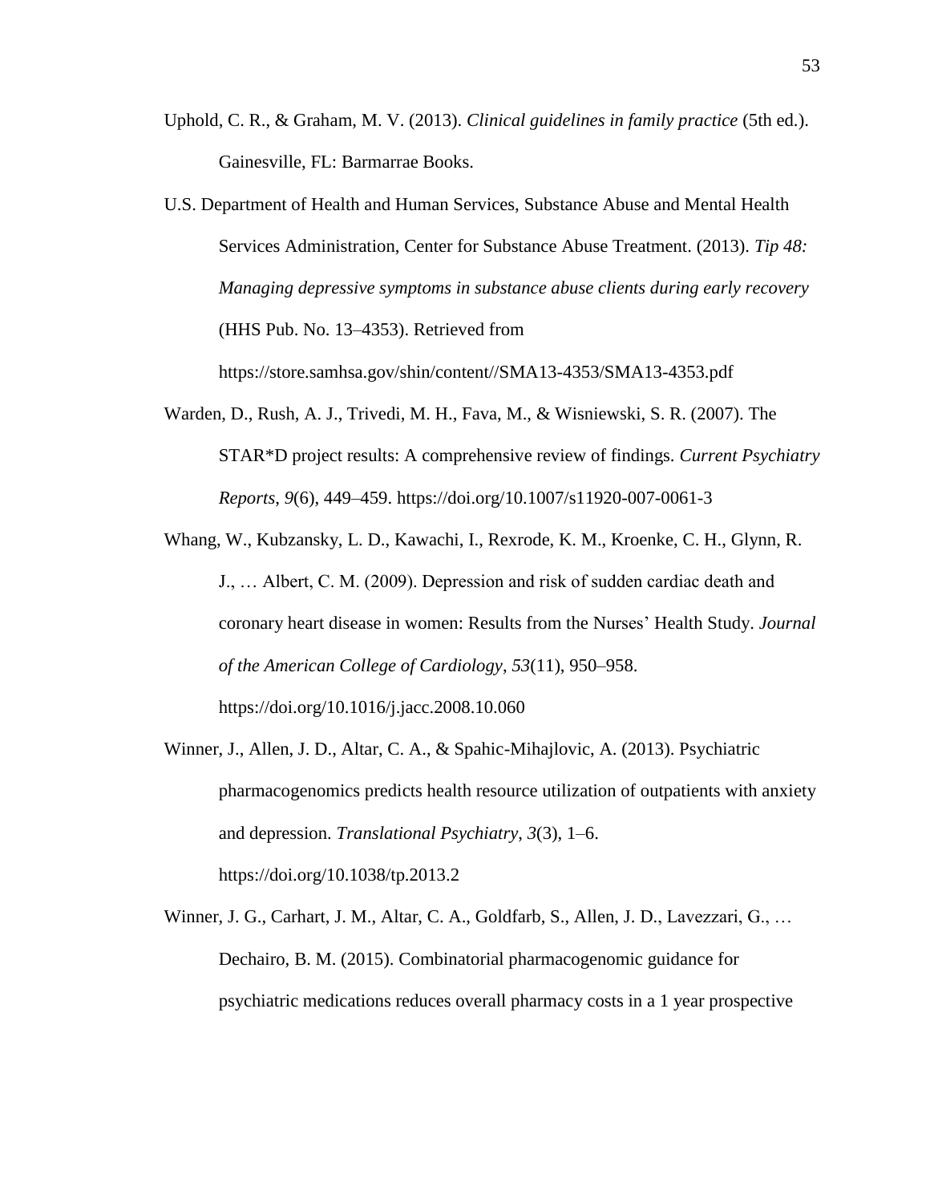Uphold, C. R., & Graham, M. V. (2013). *Clinical guidelines in family practice* (5th ed.). Gainesville, FL: Barmarrae Books.

U.S. Department of Health and Human Services, Substance Abuse and Mental Health Services Administration, Center for Substance Abuse Treatment. (2013). *Tip 48: Managing depressive symptoms in substance abuse clients during early recovery* (HHS Pub. No. 13–4353). Retrieved from https://store.samhsa.gov/shin/content//SMA13-4353/SMA13-4353.pdf

Warden, D., Rush, A. J., Trivedi, M. H., Fava, M., & Wisniewski, S. R. (2007). The STAR*D project results: A comprehensive review of findings. *Current Psychiatry Reports*, *9*(6), 449–459. https://doi.org/10.1007/s11920-007-0061-3

Whang, W., Kubzansky, L. D., Kawachi, I., Rexrode, K. M., Kroenke, C. H., Glynn, R. J., … Albert, C. M. (2009). Depression and risk of sudden cardiac death and coronary heart disease in women: Results from the Nurses' Health Study. *Journal of the American College of Cardiology*, *53*(11), 950–958. https://doi.org/10.1016/j.jacc.2008.10.060

Winner, J., Allen, J. D., Altar, C. A., & Spahic-Mihajlovic, A. (2013). Psychiatric pharmacogenomics predicts health resource utilization of outpatients with anxiety and depression. *Translational Psychiatry*, *3*(3), 1–6. https://doi.org/10.1038/tp.2013.2

Winner, J. G., Carhart, J. M., Altar, C. A., Goldfarb, S., Allen, J. D., Lavezzari, G., … Dechairo, B. M. (2015). Combinatorial pharmacogenomic guidance for psychiatric medications reduces overall pharmacy costs in a 1 year prospective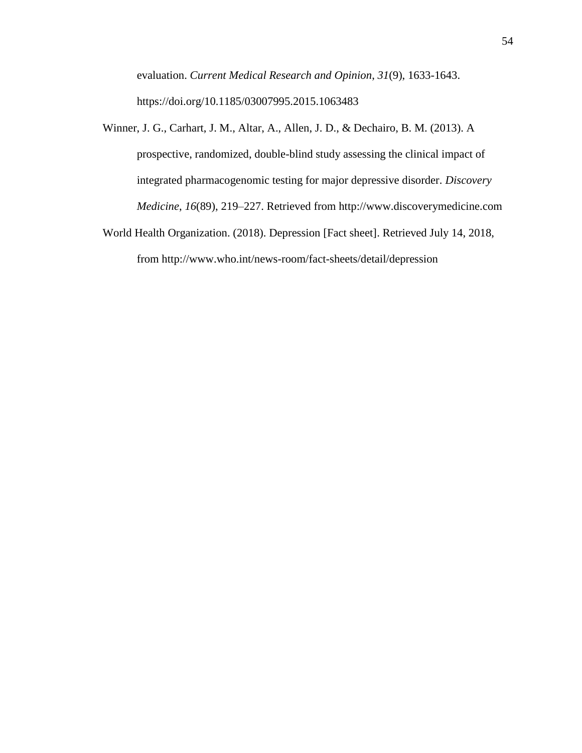evaluation. *Current Medical Research and Opinion*, *31*(9), 1633-1643. https://doi.org/10.1185/03007995.2015.1063483

Winner, J. G., Carhart, J. M., Altar, A., Allen, J. D., & Dechairo, B. M. (2013). A prospective, randomized, double-blind study assessing the clinical impact of integrated pharmacogenomic testing for major depressive disorder. *Discovery Medicine*, *16*(89), 219–227. Retrieved from http://www.discoverymedicine.com

World Health Organization. (2018). Depression [Fact sheet]. Retrieved July 14, 2018, from http://www.who.int/news-room/fact-sheets/detail/depression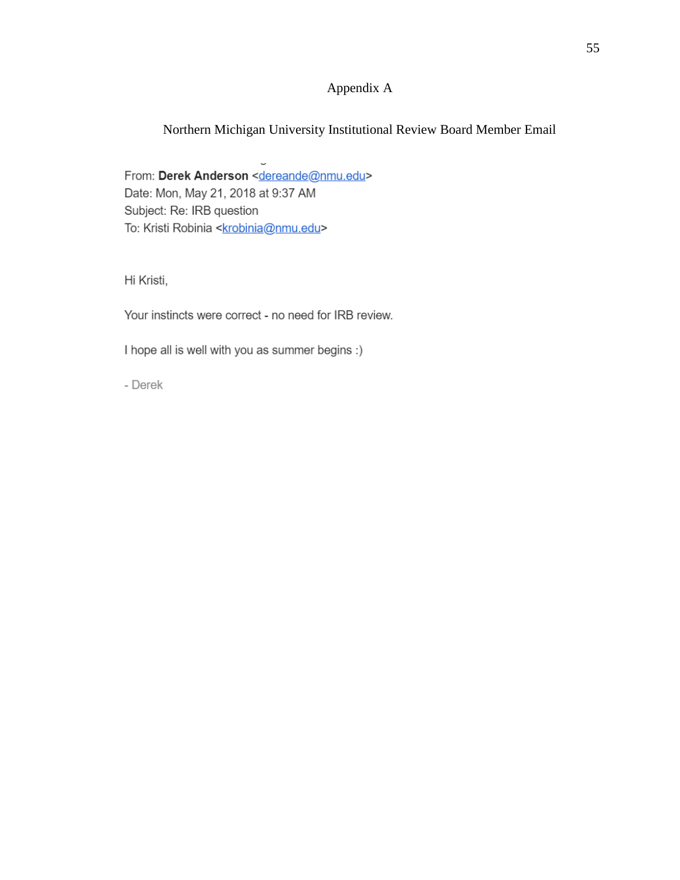# Appendix A

## Northern Michigan University Institutional Review Board Member Email

From: **Derek Anderson** <dereande@nmu.edu>
Date: Mon, May 21, 2018 at 9:37 AM
Subject: Re: IRB question
To: Kristi Robinia <krobinia@nmu.edu>

Hi Kristi,

Your instincts were correct - no need for IRB review.

I hope all is well with you as summer begins :)

- Derek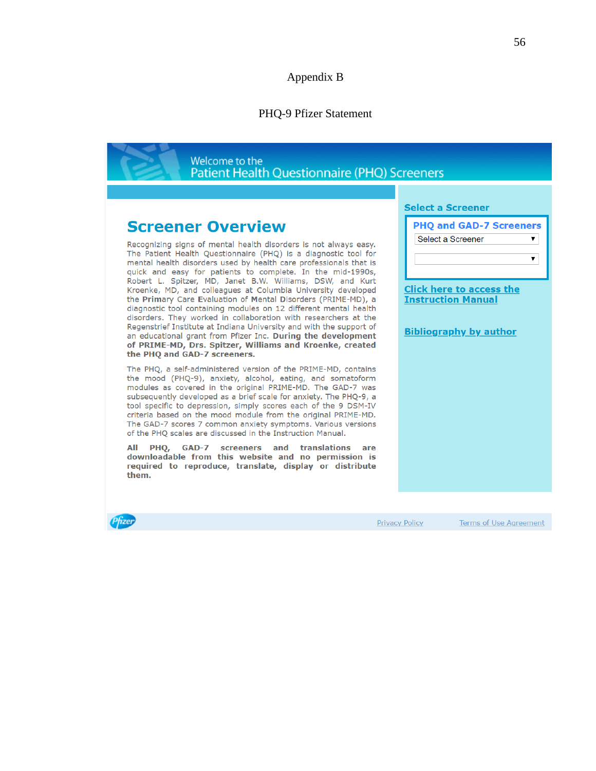# Appendix B

## PHQ-9 Pfizer Statement

Welcome to the
Patient Health Questionnaire (PHQ) Screeners

## Screener Overview

Recognizing signs of mental health disorders is not always easy. The Patient Health Questionnaire (PHQ) is a diagnostic tool for mental health disorders used by health care professionals that is quick and easy for patients to complete. In the mid-1990s, Robert L. Spitzer, MD, Janet B.W. Williams, DSW, and Kurt Kroenke, MD, and colleagues at Columbia University developed the Primary Care Evaluation of Mental Disorders (PRIME-MD), a diagnostic tool containing modules on 12 different mental health disorders. They worked in collaboration with researchers at the Regenstrief Institute at Indiana University and with the support of an educational grant from Pfizer Inc. **During the development of PRIME-MD, Drs. Spitzer, Williams and Kroenke, created the PHQ and GAD-7 screeners.**

The PHQ, a self-administered version of the PRIME-MD, contains the mood (PHQ-9), anxiety, alcohol, eating, and somatoform modules as covered in the original PRIME-MD. The GAD-7 was subsequently developed as a brief scale for anxiety. The PHQ-9, a tool specific to depression, simply scores each of the 9 DSM-IV criteria based on the mood module from the original PRIME-MD. The GAD-7 scores 7 common anxiety symptoms. Various versions of the PHQ scales are discussed in the Instruction Manual.

**All PHQ, GAD-7 screeners and translations are downloadable from this website and no permission is required to reproduce, translate, display or distribute them.**

**Select a Screener**

**PHQ and GAD-7 Screeners**

Select a Screener

**Click here to access the Instruction Manual**

**Bibliography by author**

Pfizer

Privacy Policy

Terms of Use Agreement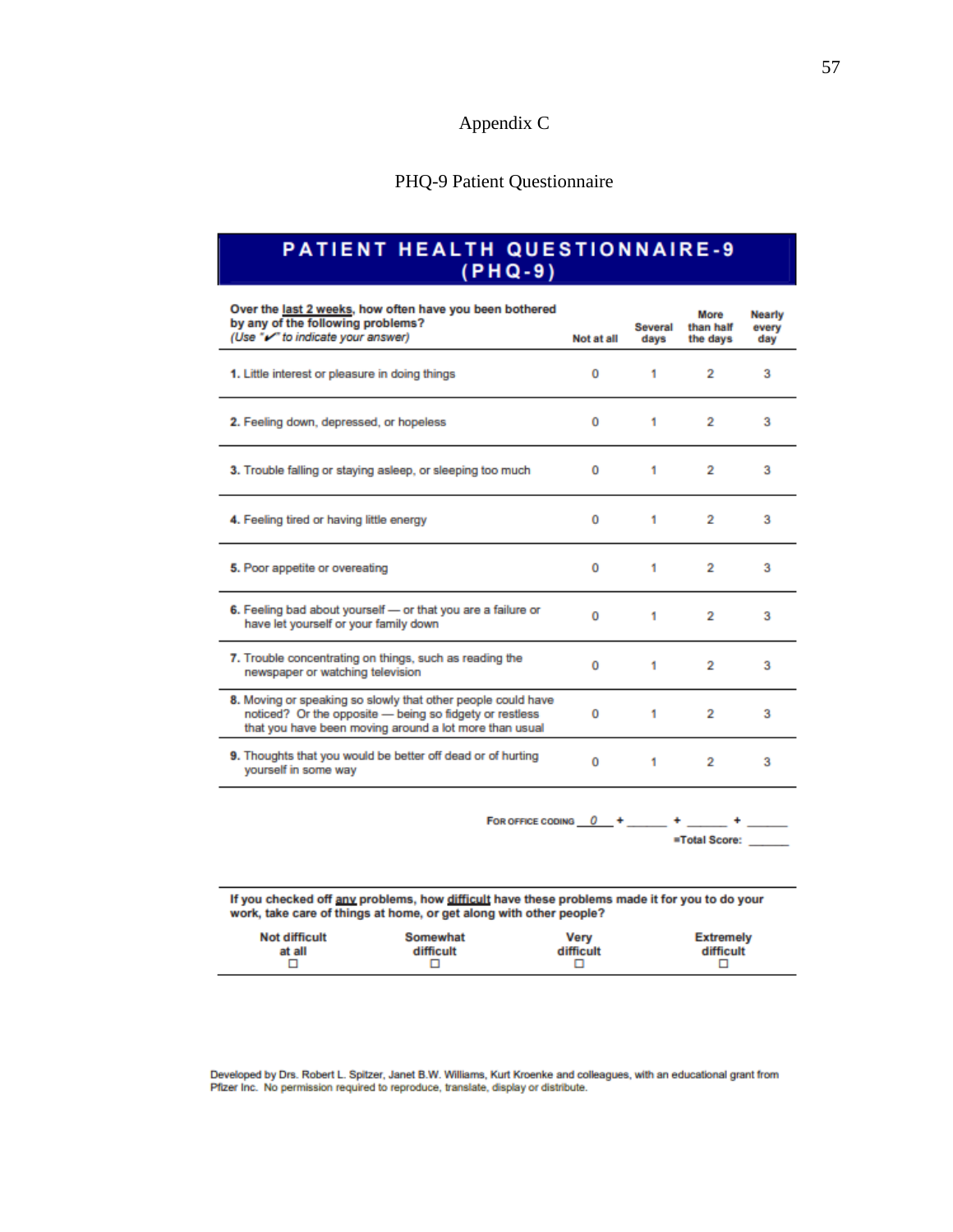Appendix C

PHQ-9 Patient Questionnaire

# PATIENT HEALTH QUESTIONNAIRE-9 (PHQ-9)

| **Over the last 2 weeks, how often have you been bothered by any of the following problems?** *(Use "✔" to indicate your answer)* | **Not at all** | **Several days** | **More than half the days** | **Nearly every day** |
|---|---|---|---|---|
| **1.** Little interest or pleasure in doing things | 0 | 1 | 2 | 3 |
| **2.** Feeling down, depressed, or hopeless | 0 | 1 | 2 | 3 |
| **3.** Trouble falling or staying asleep, or sleeping too much | 0 | 1 | 2 | 3 |
| **4.** Feeling tired or having little energy | 0 | 1 | 2 | 3 |
| **5.** Poor appetite or overeating | 0 | 1 | 2 | 3 |
| **6.** Feeling bad about yourself — or that you are a failure or have let yourself or your family down | 0 | 1 | 2 | 3 |
| **7.** Trouble concentrating on things, such as reading the newspaper or watching television | 0 | 1 | 2 | 3 |
| **8.** Moving or speaking so slowly that other people could have noticed? Or the opposite — being so fidgety or restless that you have been moving around a lot more than usual | 0 | 1 | 2 | 3 |
| **9.** Thoughts that you would be better off dead or of hurting yourself in some way | 0 | 1 | 2 | 3 |

FOR OFFICE CODING __0__ + ______ + ______ + ______

=Total Score: ______

**If you checked off any problems, how difficult have these problems made it for you to do your work, take care of things at home, or get along with other people?**

| Not difficult at all | Somewhat difficult | Very difficult | Extremely difficult |
|---|---|---|---|
| ☐ | ☐ | ☐ | ☐ |

Developed by Drs. Robert L. Spitzer, Janet B.W. Williams, Kurt Kroenke and colleagues, with an educational grant from Pfizer Inc. No permission required to reproduce, translate, display or distribute.